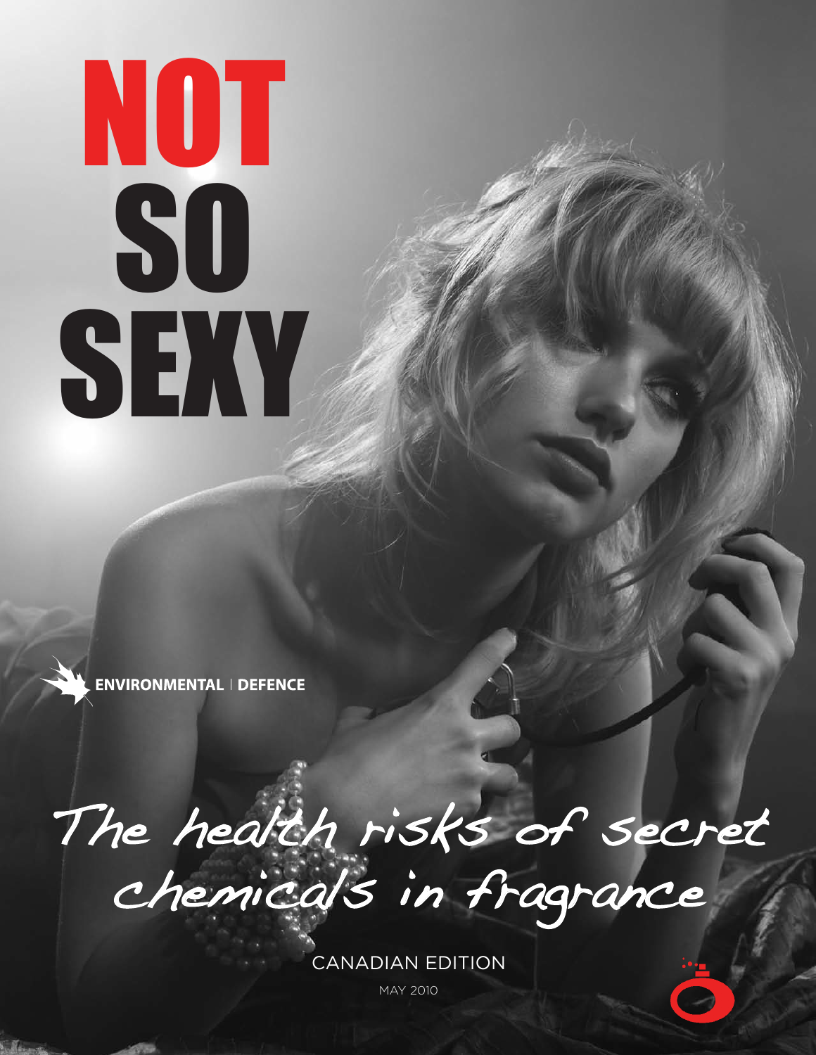# NOT SO SEXY

ENVIRONMENTAL | DEFENCE

## The health risks of secret chemicals in fragrance

CANADIAN EDITION

MAY 2010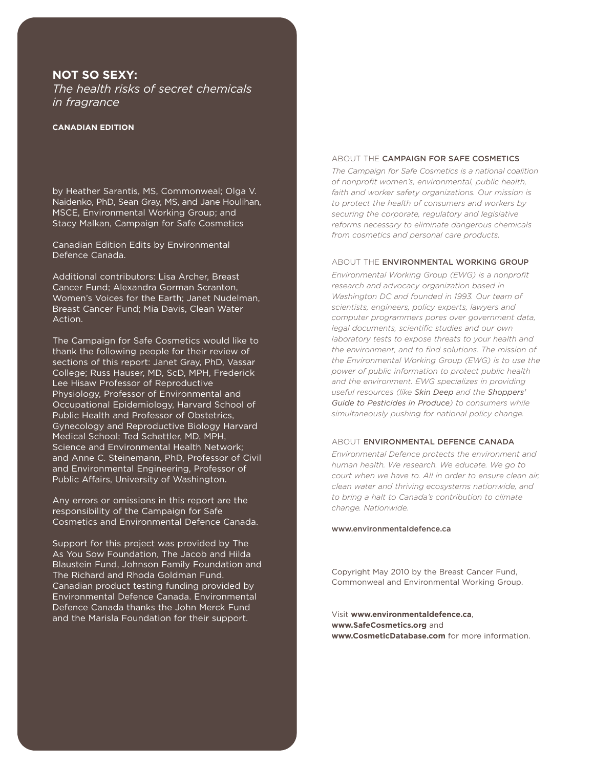**NOT SO SEXY:**
*The health risks of secret chemicals in fragrance*

**CANADIAN EDITION**

by Heather Sarantis, MS, Commonweal; Olga V. Naidenko, PhD, Sean Gray, MS, and Jane Houlihan, MSCE, Environmental Working Group; and Stacy Malkan, Campaign for Safe Cosmetics

Canadian Edition Edits by Environmental Defence Canada.

Additional contributors: Lisa Archer, Breast Cancer Fund; Alexandra Gorman Scranton, Women's Voices for the Earth; Janet Nudelman, Breast Cancer Fund; Mia Davis, Clean Water Action.

The Campaign for Safe Cosmetics would like to thank the following people for their review of sections of this report: Janet Gray, PhD, Vassar College; Russ Hauser, MD, ScD, MPH, Frederick Lee Hisaw Professor of Reproductive Physiology, Professor of Environmental and Occupational Epidemiology, Harvard School of Public Health and Professor of Obstetrics, Gynecology and Reproductive Biology Harvard Medical School; Ted Schettler, MD, MPH, Science and Environmental Health Network; and Anne C. Steinemann, PhD, Professor of Civil and Environmental Engineering, Professor of Public Affairs, University of Washington.

Any errors or omissions in this report are the responsibility of the Campaign for Safe Cosmetics and Environmental Defence Canada.

Support for this project was provided by The As You Sow Foundation, The Jacob and Hilda Blaustein Fund, Johnson Family Foundation and The Richard and Rhoda Goldman Fund. Canadian product testing funding provided by Environmental Defence Canada. Environmental Defence Canada thanks the John Merck Fund and the Marisla Foundation for their support.

ABOUT THE CAMPAIGN FOR SAFE COSMETICS

*The Campaign for Safe Cosmetics is a national coalition of nonprofit women's, environmental, public health, faith and worker safety organizations. Our mission is to protect the health of consumers and workers by securing the corporate, regulatory and legislative reforms necessary to eliminate dangerous chemicals from cosmetics and personal care products.*

ABOUT THE ENVIRONMENTAL WORKING GROUP

*Environmental Working Group (EWG) is a nonprofit research and advocacy organization based in Washington DC and founded in 1993. Our team of scientists, engineers, policy experts, lawyers and computer programmers pores over government data, legal documents, scientific studies and our own laboratory tests to expose threats to your health and the environment, and to find solutions. The mission of the Environmental Working Group (EWG) is to use the power of public information to protect public health and the environment. EWG specializes in providing useful resources (like Skin Deep and the Shoppers' Guide to Pesticides in Produce) to consumers while simultaneously pushing for national policy change.*

ABOUT ENVIRONMENTAL DEFENCE CANADA

*Environmental Defence protects the environment and human health. We research. We educate. We go to court when we have to. All in order to ensure clean air, clean water and thriving ecosystems nationwide, and to bring a halt to Canada's contribution to climate change. Nationwide.*

www.environmentaldefence.ca

Copyright May 2010 by the Breast Cancer Fund, Commonweal and Environmental Working Group.

Visit **www.environmentaldefence.ca**, **www.SafeCosmetics.org** and **www.CosmeticDatabase.com** for more information.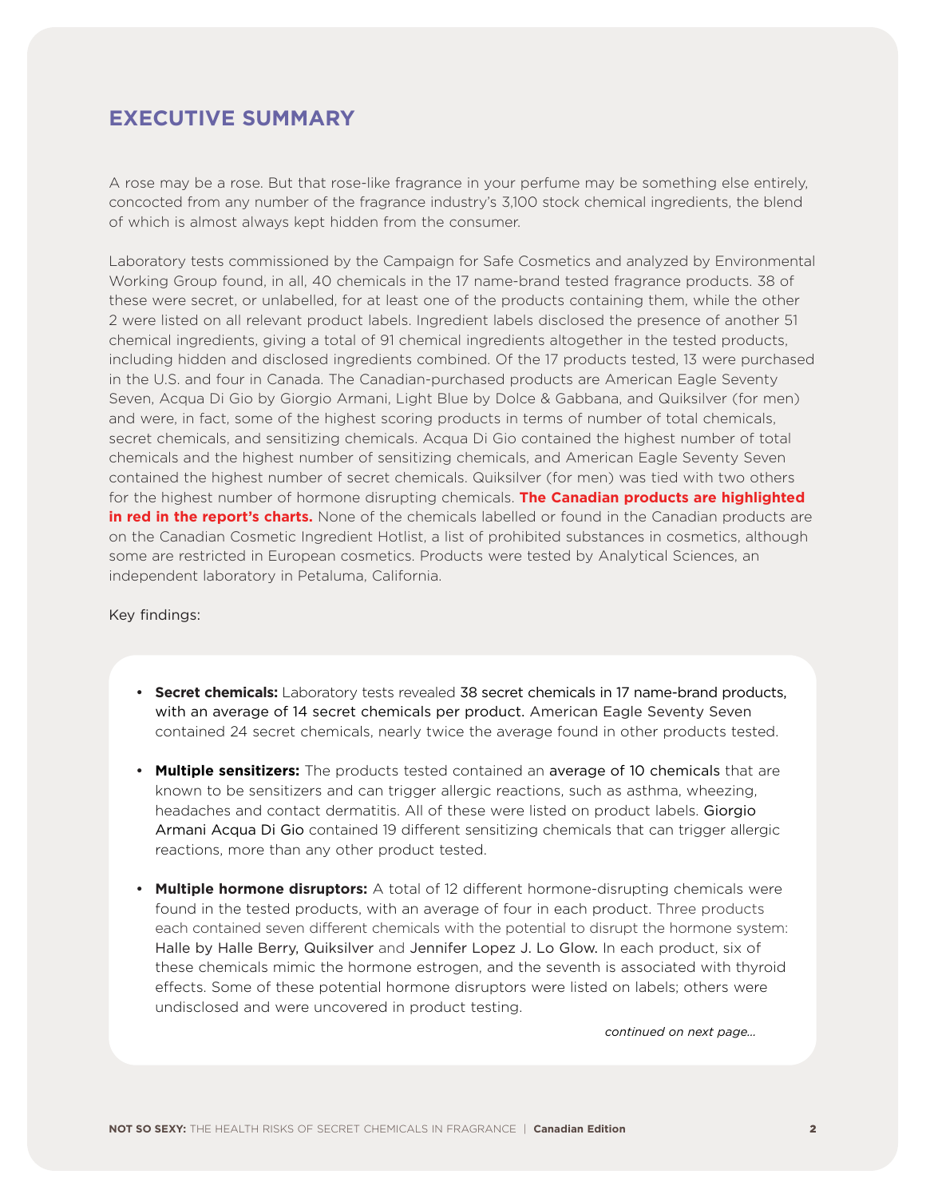## EXECUTIVE SUMMARY

A rose may be a rose. But that rose-like fragrance in your perfume may be something else entirely, concocted from any number of the fragrance industry's 3,100 stock chemical ingredients, the blend of which is almost always kept hidden from the consumer.

Laboratory tests commissioned by the Campaign for Safe Cosmetics and analyzed by Environmental Working Group found, in all, 40 chemicals in the 17 name-brand tested fragrance products. 38 of these were secret, or unlabelled, for at least one of the products containing them, while the other 2 were listed on all relevant product labels. Ingredient labels disclosed the presence of another 51 chemical ingredients, giving a total of 91 chemical ingredients altogether in the tested products, including hidden and disclosed ingredients combined. Of the 17 products tested, 13 were purchased in the U.S. and four in Canada. The Canadian-purchased products are American Eagle Seventy Seven, Acqua Di Gio by Giorgio Armani, Light Blue by Dolce & Gabbana, and Quiksilver (for men) and were, in fact, some of the highest scoring products in terms of number of total chemicals, secret chemicals, and sensitizing chemicals. Acqua Di Gio contained the highest number of total chemicals and the highest number of sensitizing chemicals, and American Eagle Seventy Seven contained the highest number of secret chemicals. Quiksilver (for men) was tied with two others for the highest number of hormone disrupting chemicals. **The Canadian products are highlighted in red in the report's charts.** None of the chemicals labelled or found in the Canadian products are on the Canadian Cosmetic Ingredient Hotlist, a list of prohibited substances in cosmetics, although some are restricted in European cosmetics. Products were tested by Analytical Sciences, an independent laboratory in Petaluma, California.

Key findings:

- **Secret chemicals:** Laboratory tests revealed 38 secret chemicals in 17 name-brand products, with an average of 14 secret chemicals per product. American Eagle Seventy Seven contained 24 secret chemicals, nearly twice the average found in other products tested.
- **Multiple sensitizers:** The products tested contained an average of 10 chemicals that are known to be sensitizers and can trigger allergic reactions, such as asthma, wheezing, headaches and contact dermatitis. All of these were listed on product labels. Giorgio Armani Acqua Di Gio contained 19 different sensitizing chemicals that can trigger allergic reactions, more than any other product tested.
- **Multiple hormone disruptors:** A total of 12 different hormone-disrupting chemicals were found in the tested products, with an average of four in each product. Three products each contained seven different chemicals with the potential to disrupt the hormone system: Halle by Halle Berry, Quiksilver and Jennifer Lopez J. Lo Glow. In each product, six of these chemicals mimic the hormone estrogen, and the seventh is associated with thyroid effects. Some of these potential hormone disruptors were listed on labels; others were undisclosed and were uncovered in product testing.

*continued on next page...*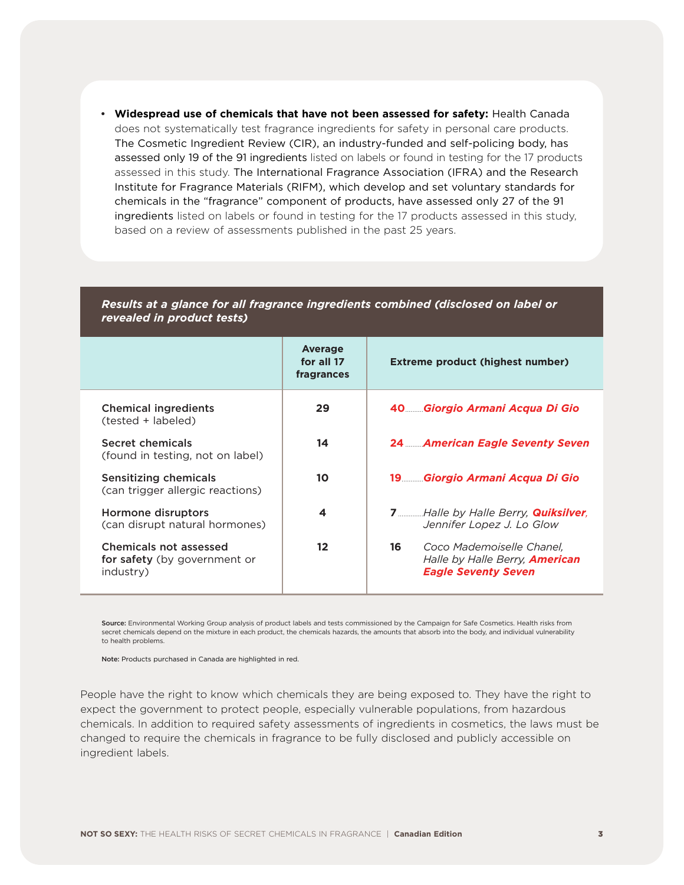- **Widespread use of chemicals that have not been assessed for safety:** Health Canada does not systematically test fragrance ingredients for safety in personal care products. The Cosmetic Ingredient Review (CIR), an industry-funded and self-policing body, has assessed only 19 of the 91 ingredients listed on labels or found in testing for the 17 products assessed in this study. The International Fragrance Association (IFRA) and the Research Institute for Fragrance Materials (RIFM), which develop and set voluntary standards for chemicals in the "fragrance" component of products, have assessed only 27 of the 91 ingredients listed on labels or found in testing for the 17 products assessed in this study, based on a review of assessments published in the past 25 years.

***Results at a glance for all fragrance ingredients combined (disclosed on label or revealed in product tests)***

| | Average for all 17 fragrances | Extreme product (highest number) |
|---|---|---|
| **Chemical ingredients** (tested + labeled) | 29 | **40** *Giorgio Armani Acqua Di Gio* |
| **Secret chemicals** (found in testing, not on label) | 14 | **24** *American Eagle Seventy Seven* |
| **Sensitizing chemicals** (can trigger allergic reactions) | 10 | **19** *Giorgio Armani Acqua Di Gio* |
| **Hormone disruptors** (can disrupt natural hormones) | 4 | **7** *Halle by Halle Berry, Quiksilver, Jennifer Lopez J. Lo Glow* |
| **Chemicals not assessed for safety** (by government or industry) | 12 | **16** *Coco Mademoiselle Chanel, Halle by Halle Berry, American Eagle Seventy Seven* |

**Source:** Environmental Working Group analysis of product labels and tests commissioned by the Campaign for Safe Cosmetics. Health risks from secret chemicals depend on the mixture in each product, the chemicals hazards, the amounts that absorb into the body, and individual vulnerability to health problems.

**Note:** Products purchased in Canada are highlighted in red.

People have the right to know which chemicals they are being exposed to. They have the right to expect the government to protect people, especially vulnerable populations, from hazardous chemicals. In addition to required safety assessments of ingredients in cosmetics, the laws must be changed to require the chemicals in fragrance to be fully disclosed and publicly accessible on ingredient labels.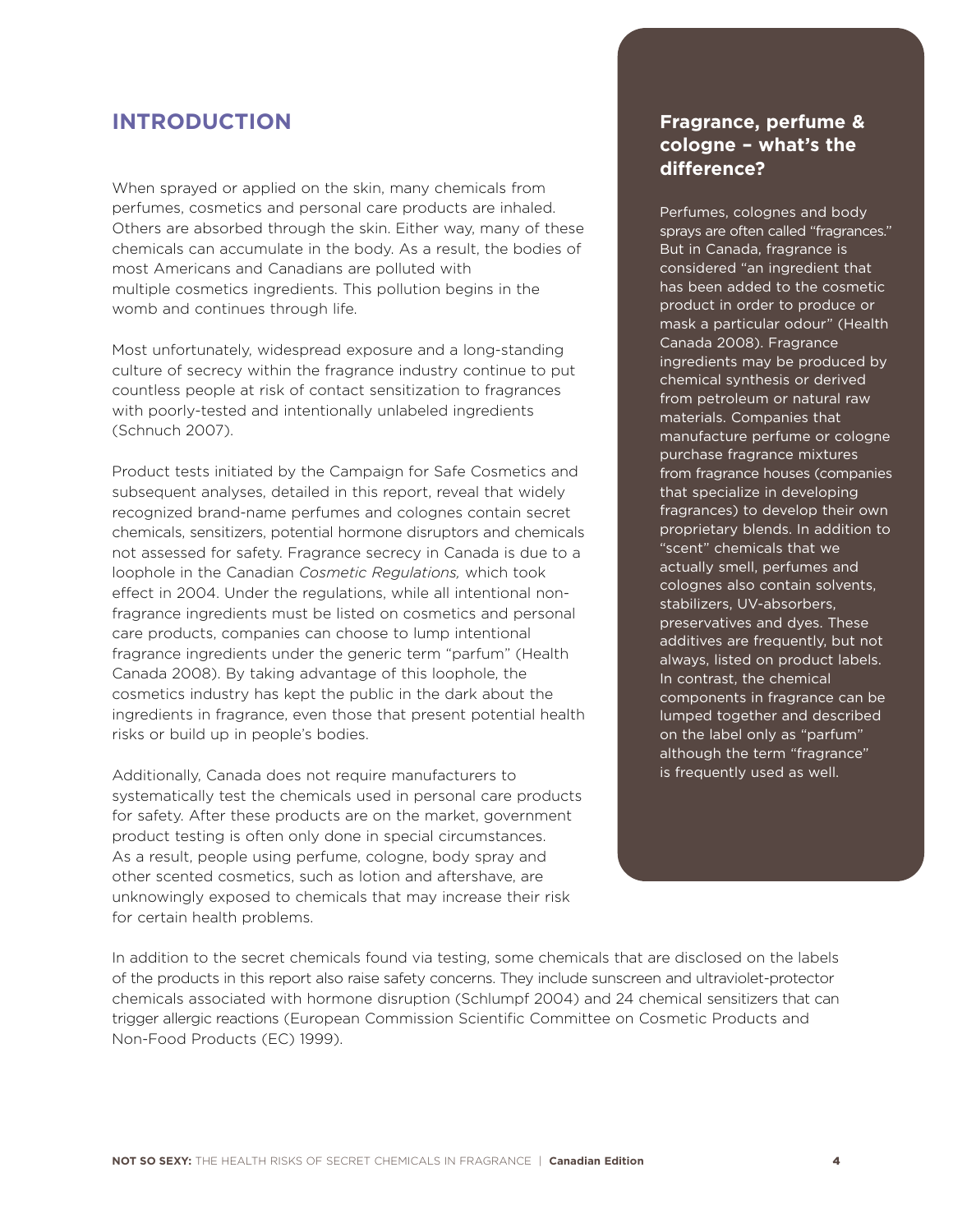## INTRODUCTION

When sprayed or applied on the skin, many chemicals from perfumes, cosmetics and personal care products are inhaled. Others are absorbed through the skin. Either way, many of these chemicals can accumulate in the body. As a result, the bodies of most Americans and Canadians are polluted with multiple cosmetics ingredients. This pollution begins in the womb and continues through life.

Most unfortunately, widespread exposure and a long-standing culture of secrecy within the fragrance industry continue to put countless people at risk of contact sensitization to fragrances with poorly-tested and intentionally unlabeled ingredients (Schnuch 2007).

Product tests initiated by the Campaign for Safe Cosmetics and subsequent analyses, detailed in this report, reveal that widely recognized brand-name perfumes and colognes contain secret chemicals, sensitizers, potential hormone disruptors and chemicals not assessed for safety. Fragrance secrecy in Canada is due to a loophole in the Canadian *Cosmetic Regulations,* which took effect in 2004. Under the regulations, while all intentional non-fragrance ingredients must be listed on cosmetics and personal care products, companies can choose to lump intentional fragrance ingredients under the generic term "parfum" (Health Canada 2008). By taking advantage of this loophole, the cosmetics industry has kept the public in the dark about the ingredients in fragrance, even those that present potential health risks or build up in people's bodies.

Additionally, Canada does not require manufacturers to systematically test the chemicals used in personal care products for safety. After these products are on the market, government product testing is often only done in special circumstances. As a result, people using perfume, cologne, body spray and other scented cosmetics, such as lotion and aftershave, are unknowingly exposed to chemicals that may increase their risk for certain health problems.

In addition to the secret chemicals found via testing, some chemicals that are disclosed on the labels of the products in this report also raise safety concerns. They include sunscreen and ultraviolet-protector chemicals associated with hormone disruption (Schlumpf 2004) and 24 chemical sensitizers that can trigger allergic reactions (European Commission Scientific Committee on Cosmetic Products and Non-Food Products (EC) 1999).

### Fragrance, perfume & cologne – what's the difference?

Perfumes, colognes and body sprays are often called "fragrances." But in Canada, fragrance is considered "an ingredient that has been added to the cosmetic product in order to produce or mask a particular odour" (Health Canada 2008). Fragrance ingredients may be produced by chemical synthesis or derived from petroleum or natural raw materials. Companies that manufacture perfume or cologne purchase fragrance mixtures from fragrance houses (companies that specialize in developing fragrances) to develop their own proprietary blends. In addition to "scent" chemicals that we actually smell, perfumes and colognes also contain solvents, stabilizers, UV-absorbers, preservatives and dyes. These additives are frequently, but not always, listed on product labels. In contrast, the chemical components in fragrance can be lumped together and described on the label only as "parfum" although the term "fragrance" is frequently used as well.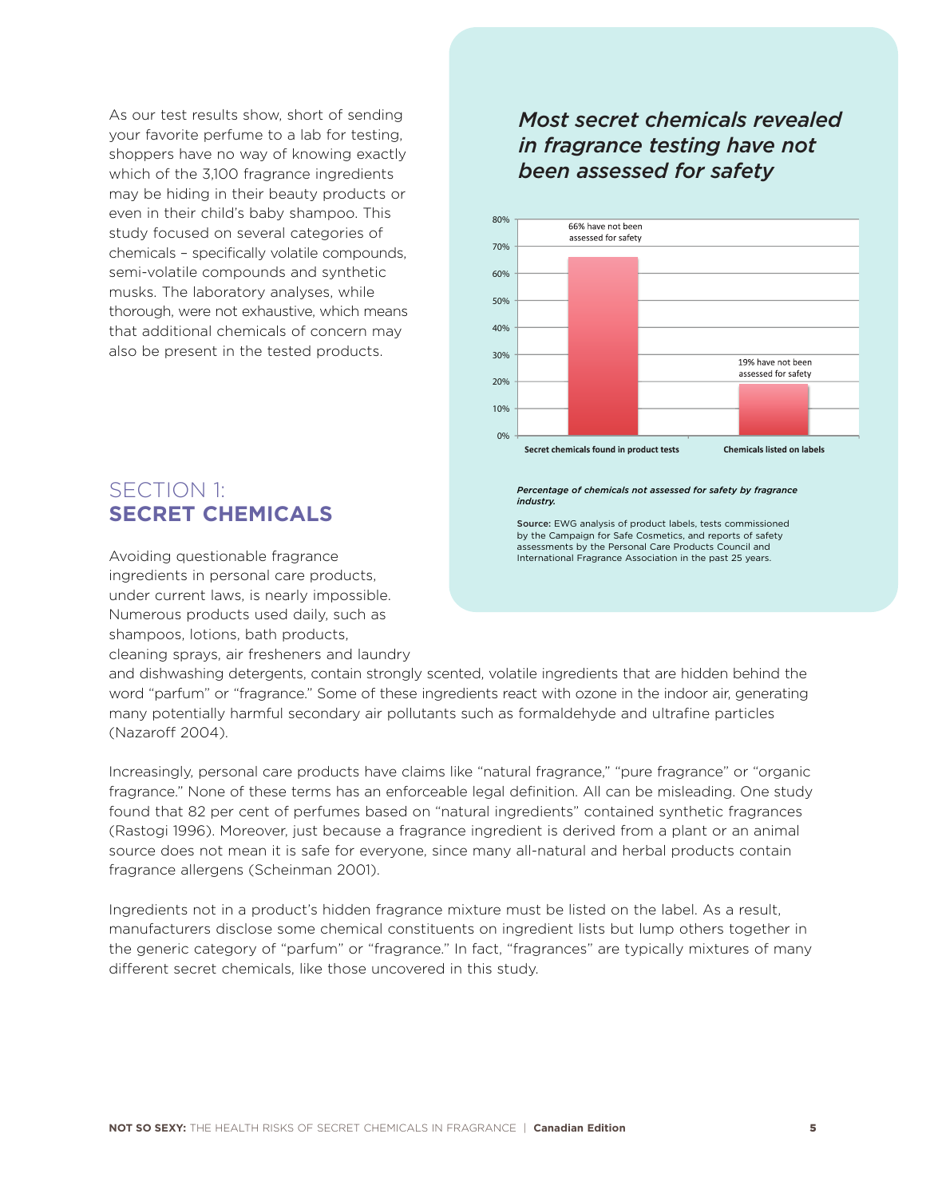As our test results show, short of sending your favorite perfume to a lab for testing, shoppers have no way of knowing exactly which of the 3,100 fragrance ingredients may be hiding in their beauty products or even in their child's baby shampoo. This study focused on several categories of chemicals – specifically volatile compounds, semi-volatile compounds and synthetic musks. The laboratory analyses, while thorough, were not exhaustive, which means that additional chemicals of concern may also be present in the tested products.

### *Most secret chemicals revealed in fragrance testing have not been assessed for safety*

| | Percentage not assessed for safety |
|---|---|
| Secret chemicals found in product tests | 66% have not been assessed for safety |
| Chemicals listed on labels | 19% have not been assessed for safety |

***Percentage of chemicals not assessed for safety by fragrance industry.***

**Source:** EWG analysis of product labels, tests commissioned by the Campaign for Safe Cosmetics, and reports of safety assessments by the Personal Care Products Council and International Fragrance Association in the past 25 years.

## SECTION 1: **SECRET CHEMICALS**

Avoiding questionable fragrance ingredients in personal care products, under current laws, is nearly impossible. Numerous products used daily, such as shampoos, lotions, bath products, cleaning sprays, air fresheners and laundry and dishwashing detergents, contain strongly scented, volatile ingredients that are hidden behind the word "parfum" or "fragrance." Some of these ingredients react with ozone in the indoor air, generating many potentially harmful secondary air pollutants such as formaldehyde and ultrafine particles (Nazaroff 2004).

Increasingly, personal care products have claims like "natural fragrance," "pure fragrance" or "organic fragrance." None of these terms has an enforceable legal definition. All can be misleading. One study found that 82 per cent of perfumes based on "natural ingredients" contained synthetic fragrances (Rastogi 1996). Moreover, just because a fragrance ingredient is derived from a plant or an animal source does not mean it is safe for everyone, since many all-natural and herbal products contain fragrance allergens (Scheinman 2001).

Ingredients not in a product's hidden fragrance mixture must be listed on the label. As a result, manufacturers disclose some chemical constituents on ingredient lists but lump others together in the generic category of "parfum" or "fragrance." In fact, "fragrances" are typically mixtures of many different secret chemicals, like those uncovered in this study.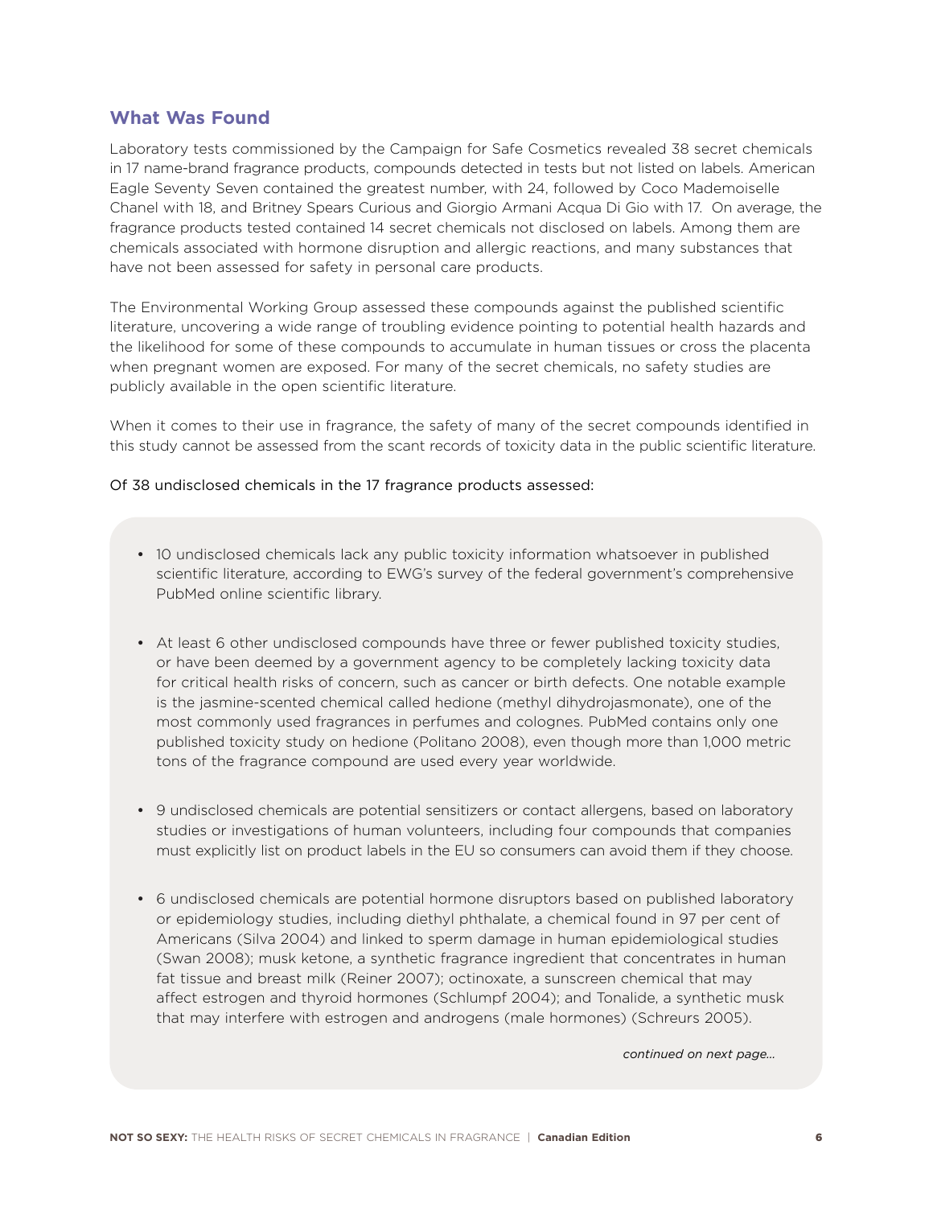## What Was Found

Laboratory tests commissioned by the Campaign for Safe Cosmetics revealed 38 secret chemicals in 17 name-brand fragrance products, compounds detected in tests but not listed on labels. American Eagle Seventy Seven contained the greatest number, with 24, followed by Coco Mademoiselle Chanel with 18, and Britney Spears Curious and Giorgio Armani Acqua Di Gio with 17. On average, the fragrance products tested contained 14 secret chemicals not disclosed on labels. Among them are chemicals associated with hormone disruption and allergic reactions, and many substances that have not been assessed for safety in personal care products.

The Environmental Working Group assessed these compounds against the published scientific literature, uncovering a wide range of troubling evidence pointing to potential health hazards and the likelihood for some of these compounds to accumulate in human tissues or cross the placenta when pregnant women are exposed. For many of the secret chemicals, no safety studies are publicly available in the open scientific literature.

When it comes to their use in fragrance, the safety of many of the secret compounds identified in this study cannot be assessed from the scant records of toxicity data in the public scientific literature.

Of 38 undisclosed chemicals in the 17 fragrance products assessed:

- 10 undisclosed chemicals lack any public toxicity information whatsoever in published scientific literature, according to EWG's survey of the federal government's comprehensive PubMed online scientific library.
- At least 6 other undisclosed compounds have three or fewer published toxicity studies, or have been deemed by a government agency to be completely lacking toxicity data for critical health risks of concern, such as cancer or birth defects. One notable example is the jasmine-scented chemical called hedione (methyl dihydrojasmonate), one of the most commonly used fragrances in perfumes and colognes. PubMed contains only one published toxicity study on hedione (Politano 2008), even though more than 1,000 metric tons of the fragrance compound are used every year worldwide.
- 9 undisclosed chemicals are potential sensitizers or contact allergens, based on laboratory studies or investigations of human volunteers, including four compounds that companies must explicitly list on product labels in the EU so consumers can avoid them if they choose.
- 6 undisclosed chemicals are potential hormone disruptors based on published laboratory or epidemiology studies, including diethyl phthalate, a chemical found in 97 per cent of Americans (Silva 2004) and linked to sperm damage in human epidemiological studies (Swan 2008); musk ketone, a synthetic fragrance ingredient that concentrates in human fat tissue and breast milk (Reiner 2007); octinoxate, a sunscreen chemical that may affect estrogen and thyroid hormones (Schlumpf 2004); and Tonalide, a synthetic musk that may interfere with estrogen and androgens (male hormones) (Schreurs 2005).

*continued on next page...*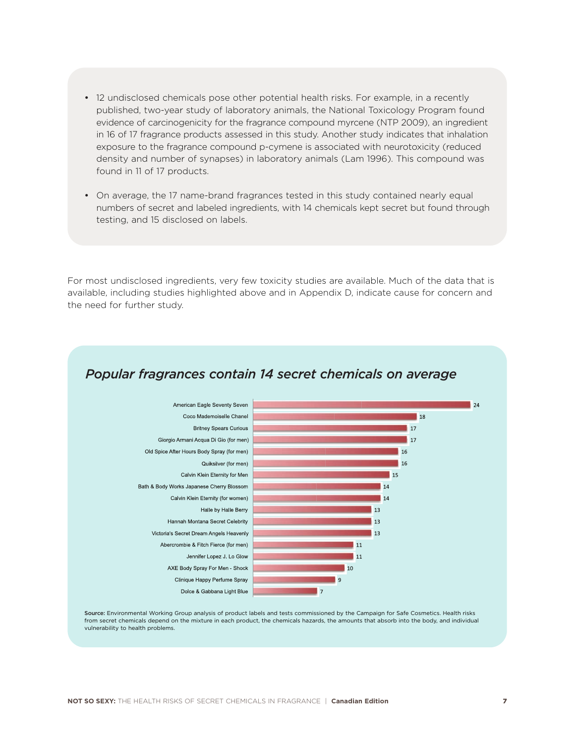- 12 undisclosed chemicals pose other potential health risks. For example, in a recently published, two-year study of laboratory animals, the National Toxicology Program found evidence of carcinogenicity for the fragrance compound myrcene (NTP 2009), an ingredient in 16 of 17 fragrance products assessed in this study. Another study indicates that inhalation exposure to the fragrance compound p-cymene is associated with neurotoxicity (reduced density and number of synapses) in laboratory animals (Lam 1996). This compound was found in 11 of 17 products.
- On average, the 17 name-brand fragrances tested in this study contained nearly equal numbers of secret and labeled ingredients, with 14 chemicals kept secret but found through testing, and 15 disclosed on labels.

For most undisclosed ingredients, very few toxicity studies are available. Much of the data that is available, including studies highlighted above and in Appendix D, indicate cause for concern and the need for further study.

## *Popular fragrances contain 14 secret chemicals on average*

| Product | Secret chemicals |
|---|---|
| American Eagle Seventy Seven | 24 |
| Coco Mademoiselle Chanel | 18 |
| Britney Spears Curious | 17 |
| Giorgio Armani Acqua Di Gio (for men) | 17 |
| Old Spice After Hours Body Spray (for men) | 16 |
| Quiksilver (for men) | 16 |
| Calvin Klein Eternity for Men | 15 |
| Bath & Body Works Japanese Cherry Blossom | 14 |
| Calvin Klein Eternity (for women) | 14 |
| Halle by Halle Berry | 13 |
| Hannah Montana Secret Celebrity | 13 |
| Victoria's Secret Dream Angels Heavenly | 13 |
| Abercrombie & Fitch Fierce (for men) | 11 |
| Jennifer Lopez J. Lo Glow | 11 |
| AXE Body Spray For Men - Shock | 10 |
| Clinique Happy Perfume Spray | 9 |
| Dolce & Gabbana Light Blue | 7 |

**Source:** Environmental Working Group analysis of product labels and tests commissioned by the Campaign for Safe Cosmetics. Health risks from secret chemicals depend on the mixture in each product, the chemicals hazards, the amounts that absorb into the body, and individual vulnerability to health problems.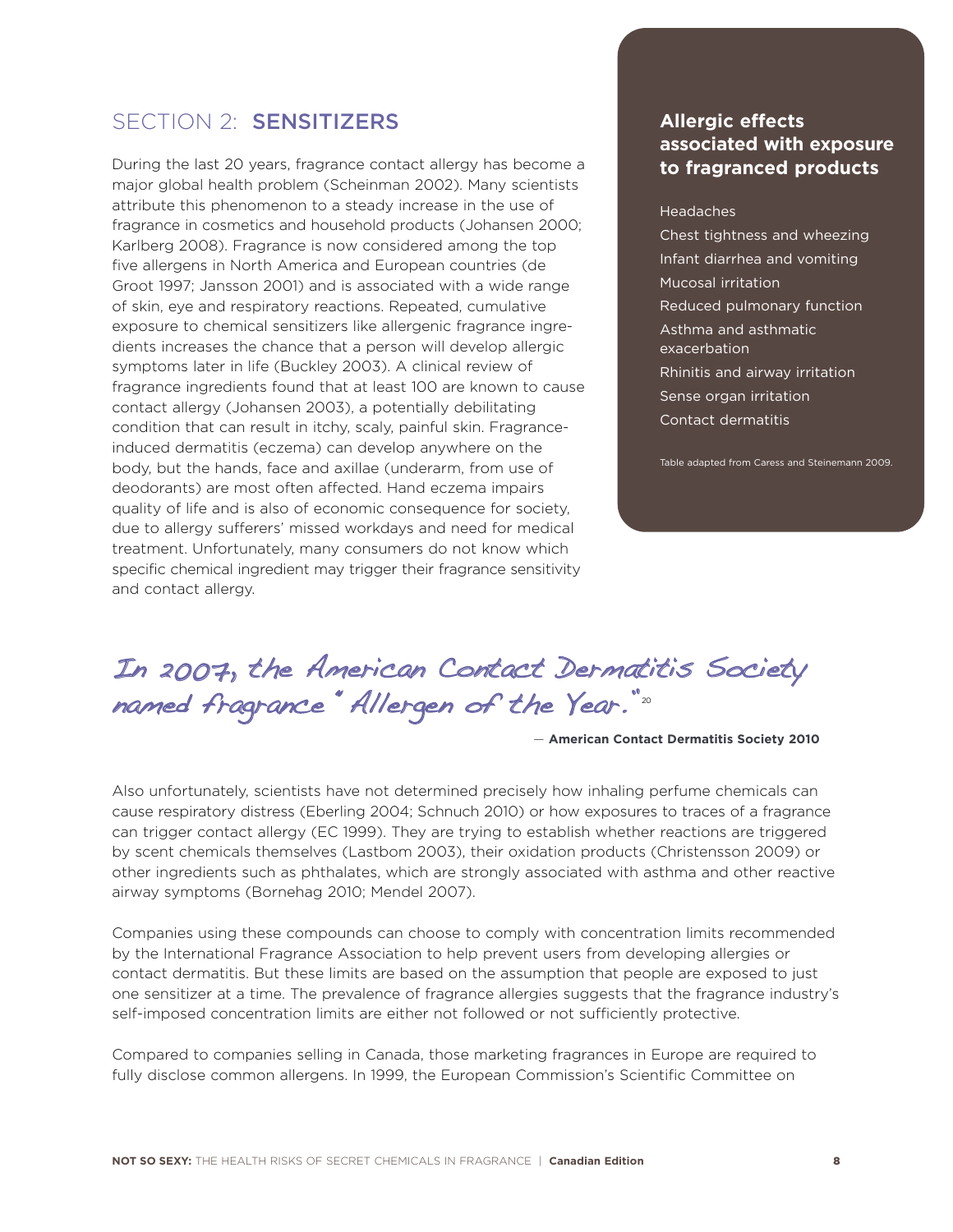## SECTION 2: **SENSITIZERS**

During the last 20 years, fragrance contact allergy has become a major global health problem (Scheinman 2002). Many scientists attribute this phenomenon to a steady increase in the use of fragrance in cosmetics and household products (Johansen 2000; Karlberg 2008). Fragrance is now considered among the top five allergens in North America and European countries (de Groot 1997; Jansson 2001) and is associated with a wide range of skin, eye and respiratory reactions. Repeated, cumulative exposure to chemical sensitizers like allergenic fragrance ingredients increases the chance that a person will develop allergic symptoms later in life (Buckley 2003). A clinical review of fragrance ingredients found that at least 100 are known to cause contact allergy (Johansen 2003), a potentially debilitating condition that can result in itchy, scaly, painful skin. Fragrance-induced dermatitis (eczema) can develop anywhere on the body, but the hands, face and axillae (underarm, from use of deodorants) are most often affected. Hand eczema impairs quality of life and is also of economic consequence for society, due to allergy sufferers' missed workdays and need for medical treatment. Unfortunately, many consumers do not know which specific chemical ingredient may trigger their fragrance sensitivity and contact allergy.

### Allergic effects associated with exposure to fragranced products

- Headaches
- Chest tightness and wheezing
- Infant diarrhea and vomiting
- Mucosal irritation
- Reduced pulmonary function
- Asthma and asthmatic exacerbation
- Rhinitis and airway irritation
- Sense organ irritation
- Contact dermatitis

Table adapted from Caress and Steinemann 2009.

> *In 2007, the American Contact Dermatitis Society named fragrance "Allergen of the Year."*[20]
>
> — **American Contact Dermatitis Society 2010**

Also unfortunately, scientists have not determined precisely how inhaling perfume chemicals can cause respiratory distress (Eberling 2004; Schnuch 2010) or how exposures to traces of a fragrance can trigger contact allergy (EC 1999). They are trying to establish whether reactions are triggered by scent chemicals themselves (Lastbom 2003), their oxidation products (Christensson 2009) or other ingredients such as phthalates, which are strongly associated with asthma and other reactive airway symptoms (Bornehag 2010; Mendel 2007).

Companies using these compounds can choose to comply with concentration limits recommended by the International Fragrance Association to help prevent users from developing allergies or contact dermatitis. But these limits are based on the assumption that people are exposed to just one sensitizer at a time. The prevalence of fragrance allergies suggests that the fragrance industry's self-imposed concentration limits are either not followed or not sufficiently protective.

Compared to companies selling in Canada, those marketing fragrances in Europe are required to fully disclose common allergens. In 1999, the European Commission's Scientific Committee on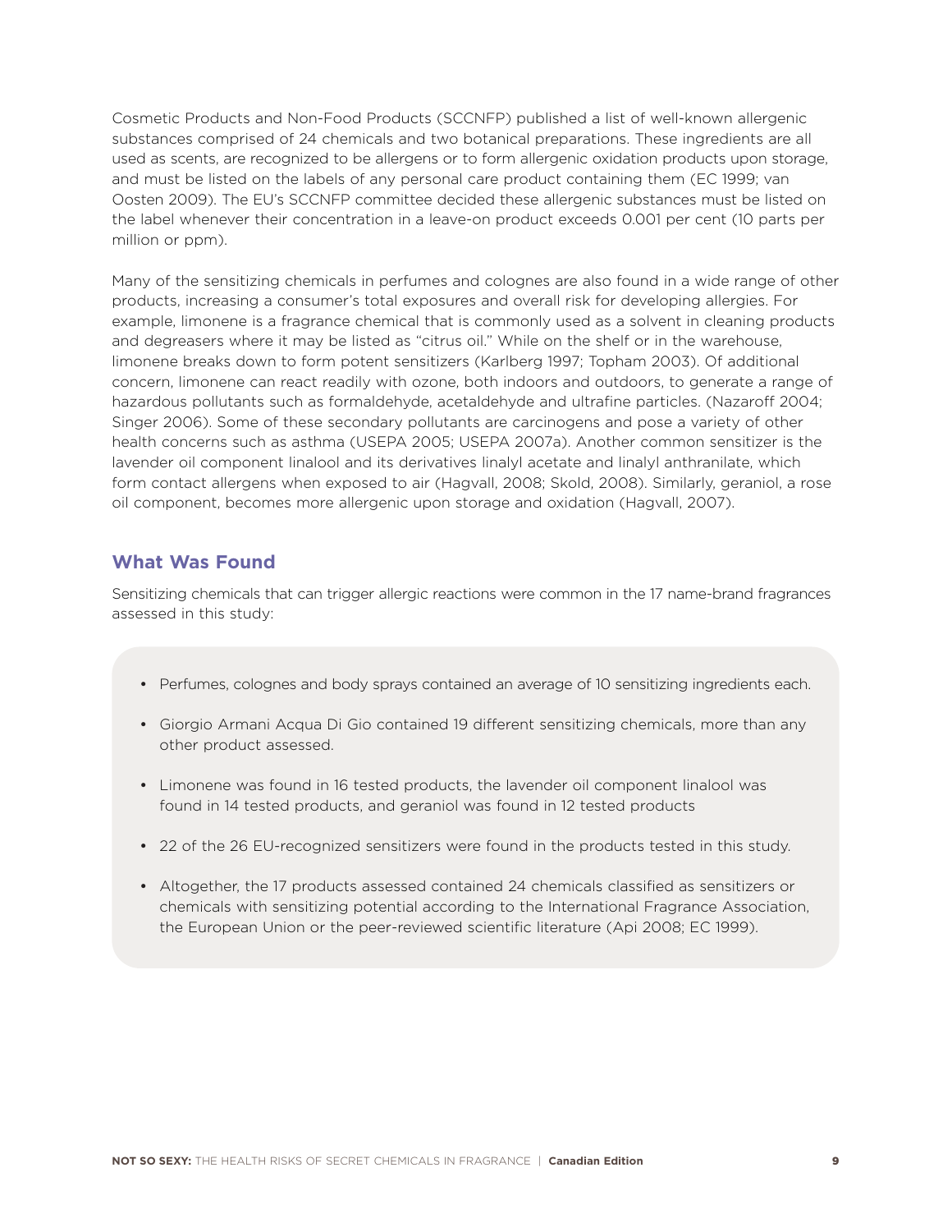Cosmetic Products and Non-Food Products (SCCNFP) published a list of well-known allergenic substances comprised of 24 chemicals and two botanical preparations. These ingredients are all used as scents, are recognized to be allergens or to form allergenic oxidation products upon storage, and must be listed on the labels of any personal care product containing them (EC 1999; van Oosten 2009). The EU's SCCNFP committee decided these allergenic substances must be listed on the label whenever their concentration in a leave-on product exceeds 0.001 per cent (10 parts per million or ppm).

Many of the sensitizing chemicals in perfumes and colognes are also found in a wide range of other products, increasing a consumer's total exposures and overall risk for developing allergies. For example, limonene is a fragrance chemical that is commonly used as a solvent in cleaning products and degreasers where it may be listed as "citrus oil." While on the shelf or in the warehouse, limonene breaks down to form potent sensitizers (Karlberg 1997; Topham 2003). Of additional concern, limonene can react readily with ozone, both indoors and outdoors, to generate a range of hazardous pollutants such as formaldehyde, acetaldehyde and ultrafine particles. (Nazaroff 2004; Singer 2006). Some of these secondary pollutants are carcinogens and pose a variety of other health concerns such as asthma (USEPA 2005; USEPA 2007a). Another common sensitizer is the lavender oil component linalool and its derivatives linalyl acetate and linalyl anthranilate, which form contact allergens when exposed to air (Hagvall, 2008; Skold, 2008). Similarly, geraniol, a rose oil component, becomes more allergenic upon storage and oxidation (Hagvall, 2007).

## What Was Found

Sensitizing chemicals that can trigger allergic reactions were common in the 17 name-brand fragrances assessed in this study:

- Perfumes, colognes and body sprays contained an average of 10 sensitizing ingredients each.
- Giorgio Armani Acqua Di Gio contained 19 different sensitizing chemicals, more than any other product assessed.
- Limonene was found in 16 tested products, the lavender oil component linalool was found in 14 tested products, and geraniol was found in 12 tested products
- 22 of the 26 EU-recognized sensitizers were found in the products tested in this study.
- Altogether, the 17 products assessed contained 24 chemicals classified as sensitizers or chemicals with sensitizing potential according to the International Fragrance Association, the European Union or the peer-reviewed scientific literature (Api 2008; EC 1999).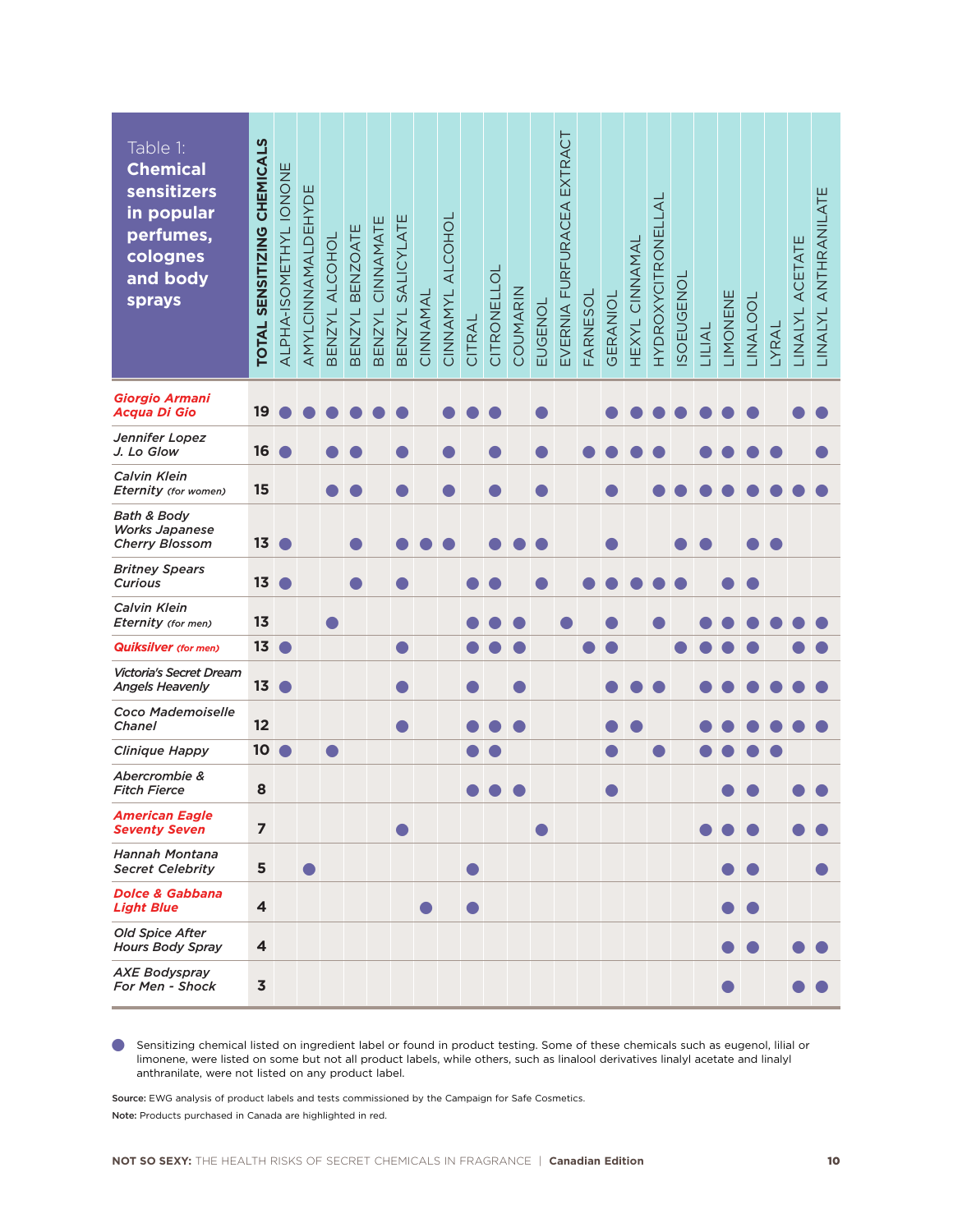**Table 1: Chemical sensitizers in popular perfumes, colognes and body sprays**

| Product | TOTAL SENSITIZING CHEMICALS | ALPHA-ISOMETHYL IONONE | AMYLCINNAMALDEHYDE | BENZYL ALCOHOL | BENZYL BENZOATE | BENZYL CINNAMATE | BENZYL SALICYLATE | CINNAMAL | CINNAMYL ALCOHOL | CITRAL | CITRONELLOL | COUMARIN | EUGENOL | EVERNIA FURFURACEA EXTRACT | FARNESOL | GERANIOL | HEXYL CINNAMAL | HYDROXYCITRONELLAL | ISOEUGENOL | LILIAL | LIMONENE | LINALOOL | LYRAL | LINALYL ACETATE | LINALYL ANTHRANILATE |
|---|---|---|---|---|---|---|---|---|---|---|---|---|---|---|---|---|---|---|---|---|---|---|---|---|---|
| *Giorgio Armani Acqua Di Gio* | 19 | ● | ● | ● | ● | ● | ● | | ● | ● | ● | | ● | | | ● | ● | ● | ● | ● | ● | ● | | ● | ● |
| *Jennifer Lopez J. Lo Glow* | 16 | ● | | ● | ● | | ● | | ● | | ● | | ● | | ● | ● | ● | ● | | ● | ● | ● | ● | | ● |
| *Calvin Klein Eternity (for women)* | 15 | | | ● | ● | | ● | | ● | | ● | | ● | | | ● | | ● | ● | ● | ● | ● | ● | ● | ● |
| *Bath & Body Works Japanese Cherry Blossom* | 13 | ● | | | ● | | ● | ● | ● | | ● | ● | ● | | | ● | | | ● | ● | | ● | ● | | |
| *Britney Spears Curious* | 13 | ● | | | ● | | ● | | | ● | ● | | ● | | ● | ● | ● | ● | ● | | ● | ● | | | |
| *Calvin Klein Eternity (for men)* | 13 | | | ● | | | | | | ● | ● | ● | | ● | | ● | | ● | | ● | ● | ● | ● | ● | ● |
| *Quiksilver (for men)* | 13 | ● | | | | | ● | | | ● | ● | ● | | | ● | ● | | | ● | ● | ● | ● | | ● | ● |
| *Victoria's Secret Dream Angels Heavenly* | 13 | ● | | | | | ● | | | ● | | ● | | | | ● | ● | ● | | ● | ● | ● | ● | ● | ● |
| *Coco Mademoiselle Chanel* | 12 | | | | | | ● | | | ● | ● | ● | | | | ● | ● | | | ● | ● | ● | ● | ● | ● |
| *Clinique Happy* | 10 | ● | | ● | | | | | | ● | ● | | | | | ● | | ● | | ● | ● | ● | ● | | |
| *Abercrombie & Fitch Fierce* | 8 | | | | | | | | | ● | ● | ● | | | | ● | | | | | ● | ● | | ● | ● |
| *American Eagle Seventy Seven* | 7 | | | | | | ● | | | | | | ● | | | | | | | ● | ● | ● | | ● | ● |
| *Hannah Montana Secret Celebrity* | 5 | | ● | | | | | | | ● | | | | | | | | | | | ● | ● | | | ● |
| *Dolce & Gabbana Light Blue* | 4 | | | | | | | ● | | ● | | | | | | | | | | | ● | ● | | | |
| *Old Spice After Hours Body Spray* | 4 | | | | | | | | | | | | | | | | | | | | ● | ● | | ● | ● |
| *AXE Bodyspray For Men - Shock* | 3 | | | | | | | | | | | | | | | | | | | | ● | | | ● | ● |

● Sensitizing chemical listed on ingredient label or found in product testing. Some of these chemicals such as eugenol, lilial or limonene, were listed on some but not all product labels, while others, such as linalool derivatives linalyl acetate and linalyl anthranilate, were not listed on any product label.

**Source:** EWG analysis of product labels and tests commissioned by the Campaign for Safe Cosmetics.

**Note:** Products purchased in Canada are highlighted in red.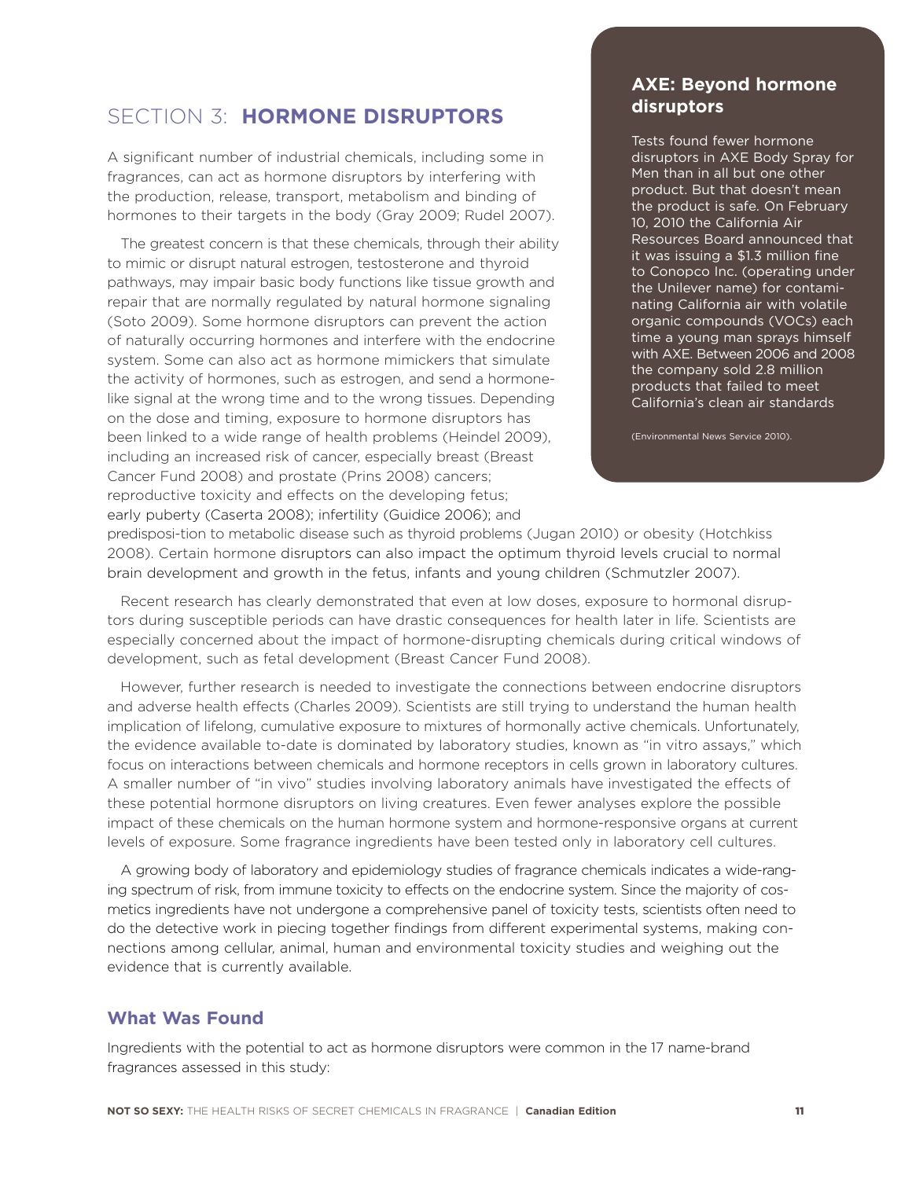## SECTION 3: **HORMONE DISRUPTORS**

A significant number of industrial chemicals, including some in fragrances, can act as hormone disruptors by interfering with the production, release, transport, metabolism and binding of hormones to their targets in the body (Gray 2009; Rudel 2007).

The greatest concern is that these chemicals, through their ability to mimic or disrupt natural estrogen, testosterone and thyroid pathways, may impair basic body functions like tissue growth and repair that are normally regulated by natural hormone signaling (Soto 2009). Some hormone disruptors can prevent the action of naturally occurring hormones and interfere with the endocrine system. Some can also act as hormone mimickers that simulate the activity of hormones, such as estrogen, and send a hormone-like signal at the wrong time and to the wrong tissues. Depending on the dose and timing, exposure to hormone disruptors has been linked to a wide range of health problems (Heindel 2009), including an increased risk of cancer, especially breast (Breast Cancer Fund 2008) and prostate (Prins 2008) cancers; reproductive toxicity and effects on the developing fetus; early puberty (Caserta 2008); infertility (Guidice 2006); and predisposi-tion to metabolic disease such as thyroid problems (Jugan 2010) or obesity (Hotchkiss 2008). Certain hormone disruptors can also impact the optimum thyroid levels crucial to normal brain development and growth in the fetus, infants and young children (Schmutzler 2007).

Recent research has clearly demonstrated that even at low doses, exposure to hormonal disruptors during susceptible periods can have drastic consequences for health later in life. Scientists are especially concerned about the impact of hormone-disrupting chemicals during critical windows of development, such as fetal development (Breast Cancer Fund 2008).

However, further research is needed to investigate the connections between endocrine disruptors and adverse health effects (Charles 2009). Scientists are still trying to understand the human health implication of lifelong, cumulative exposure to mixtures of hormonally active chemicals. Unfortunately, the evidence available to-date is dominated by laboratory studies, known as "in vitro assays," which focus on interactions between chemicals and hormone receptors in cells grown in laboratory cultures. A smaller number of "in vivo" studies involving laboratory animals have investigated the effects of these potential hormone disruptors on living creatures. Even fewer analyses explore the possible impact of these chemicals on the human hormone system and hormone-responsive organs at current levels of exposure. Some fragrance ingredients have been tested only in laboratory cell cultures.

A growing body of laboratory and epidemiology studies of fragrance chemicals indicates a wide-ranging spectrum of risk, from immune toxicity to effects on the endocrine system. Since the majority of cosmetics ingredients have not undergone a comprehensive panel of toxicity tests, scientists often need to do the detective work in piecing together findings from different experimental systems, making connections among cellular, animal, human and environmental toxicity studies and weighing out the evidence that is currently available.

### **AXE: Beyond hormone disruptors**

Tests found fewer hormone disruptors in AXE Body Spray for Men than in all but one other product. But that doesn't mean the product is safe. On February 10, 2010 the California Air Resources Board announced that it was issuing a $1.3 million fine to Conopco Inc. (operating under the Unilever name) for contaminating California air with volatile organic compounds (VOCs) each time a young man sprays himself with AXE. Between 2006 and 2008 the company sold 2.8 million products that failed to meet California's clean air standards

(Environmental News Service 2010).

### **What Was Found**

Ingredients with the potential to act as hormone disruptors were common in the 17 name-brand fragrances assessed in this study: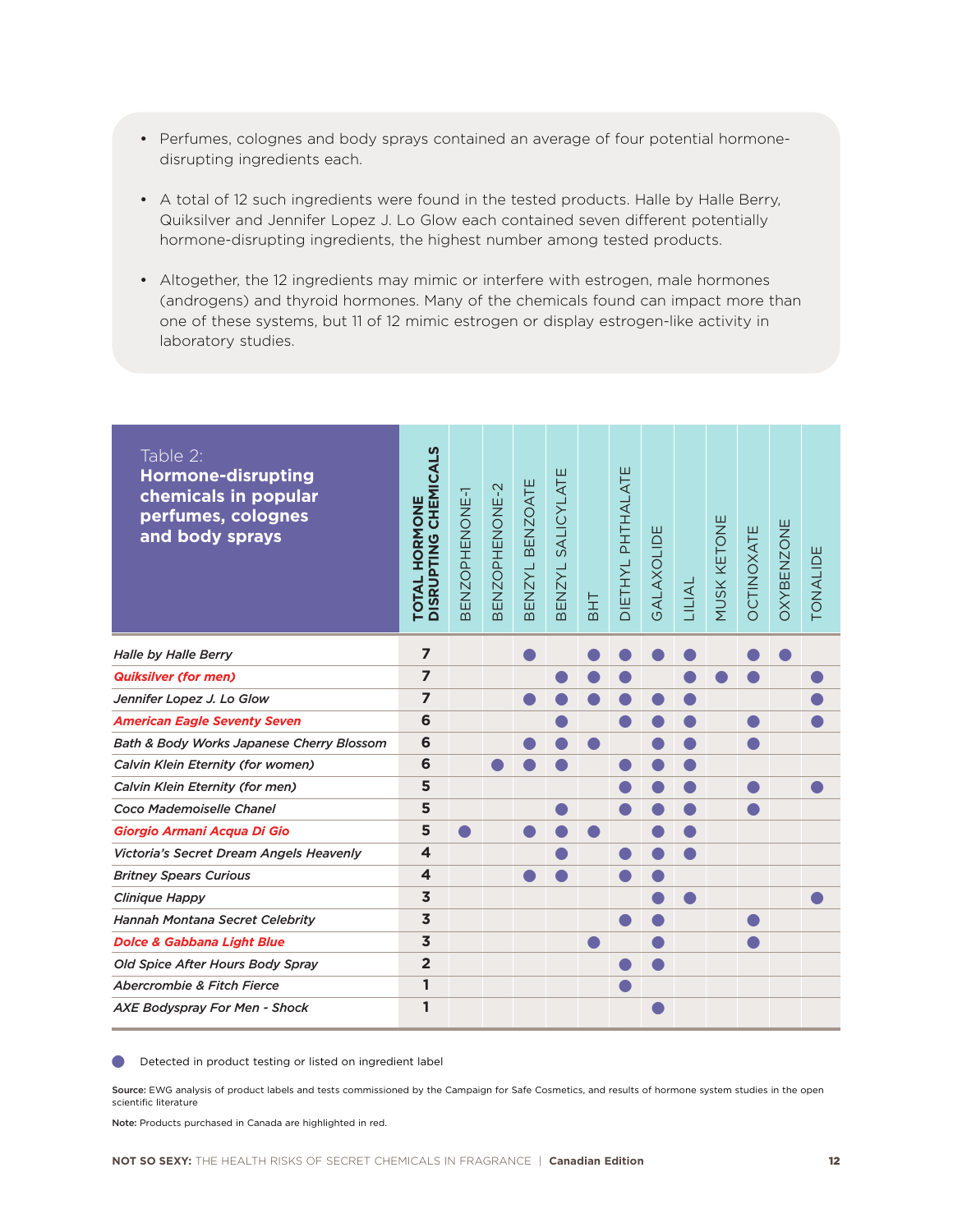- Perfumes, colognes and body sprays contained an average of four potential hormone-disrupting ingredients each.
- A total of 12 such ingredients were found in the tested products. Halle by Halle Berry, Quiksilver and Jennifer Lopez J. Lo Glow each contained seven different potentially hormone-disrupting ingredients, the highest number among tested products.
- Altogether, the 12 ingredients may mimic or interfere with estrogen, male hormones (androgens) and thyroid hormones. Many of the chemicals found can impact more than one of these systems, but 11 of 12 mimic estrogen or display estrogen-like activity in laboratory studies.

**Table 2: Hormone-disrupting chemicals in popular perfumes, colognes and body sprays**

| | TOTAL HORMONE DISRUPTING CHEMICALS | BENZOPHENONE-1 | BENZOPHENONE-2 | BENZYL BENZOATE | BENZYL SALICYLATE | BHT | DIETHYL PHTHALATE | GALAXOLIDE | LILIAL | MUSK KETONE | OCTINOXATE | OXYBENZONE | TONALIDE |
|---|---|---|---|---|---|---|---|---|---|---|---|---|---|
| *Halle by Halle Berry* | 7 | | | ● | | ● | ● | ● | ● | | ● | ● | |
| *Quiksilver (for men)* | 7 | | | | ● | ● | ● | | ● | ● | ● | | ● |
| *Jennifer Lopez J. Lo Glow* | 7 | | | ● | ● | ● | ● | ● | ● | | | | ● |
| *American Eagle Seventy Seven* | 6 | | | | ● | | ● | ● | ● | | ● | | ● |
| *Bath & Body Works Japanese Cherry Blossom* | 6 | | | ● | ● | ● | | ● | ● | | ● | | |
| *Calvin Klein Eternity (for women)* | 6 | | ● | ● | ● | | ● | ● | ● | | | | |
| *Calvin Klein Eternity (for men)* | 5 | | | | | | ● | ● | ● | | ● | | ● |
| *Coco Mademoiselle Chanel* | 5 | | | | ● | | ● | ● | ● | | ● | | |
| *Giorgio Armani Acqua Di Gio* | 5 | ● | | ● | ● | ● | | ● | ● | | | | |
| *Victoria's Secret Dream Angels Heavenly* | 4 | | | | ● | | ● | ● | ● | | | | |
| *Britney Spears Curious* | 4 | | | ● | ● | | ● | ● | | | | | |
| *Clinique Happy* | 3 | | | | | | | ● | ● | | | | ● |
| *Hannah Montana Secret Celebrity* | 3 | | | | | | ● | ● | | | ● | | |
| *Dolce & Gabbana Light Blue* | 3 | | | | | ● | | ● | | | ● | | |
| *Old Spice After Hours Body Spray* | 2 | | | | | | ● | ● | | | | | |
| *Abercrombie & Fitch Fierce* | 1 | | | | | | ● | | | | | | |
| *AXE Bodyspray For Men - Shock* | 1 | | | | | | | ● | | | | | |

● Detected in product testing or listed on ingredient label

**Source:** EWG analysis of product labels and tests commissioned by the Campaign for Safe Cosmetics, and results of hormone system studies in the open scientific literature

**Note:** Products purchased in Canada are highlighted in red.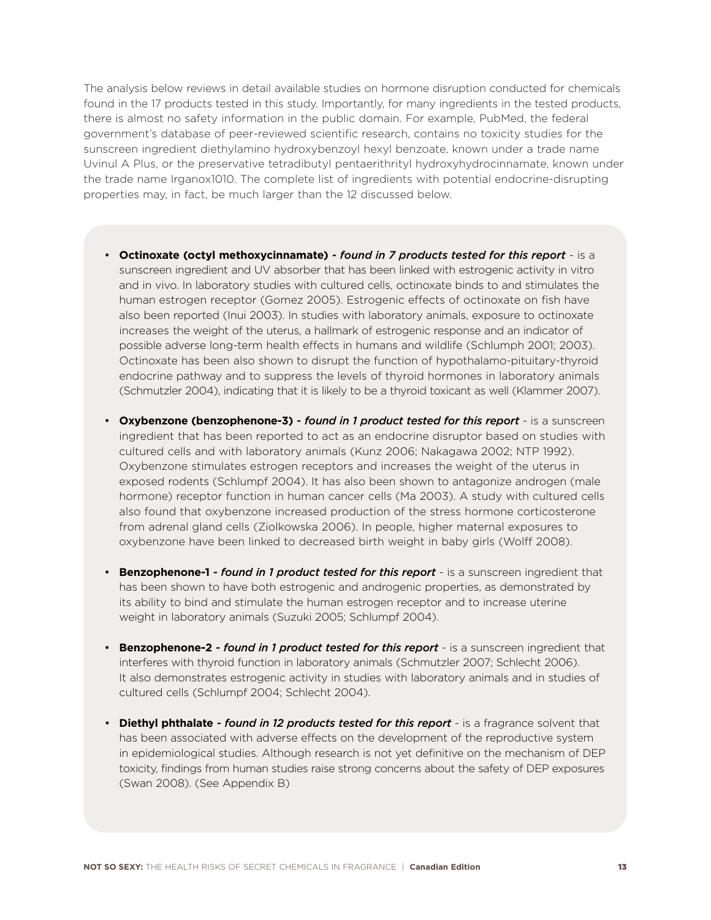The analysis below reviews in detail available studies on hormone disruption conducted for chemicals found in the 17 products tested in this study. Importantly, for many ingredients in the tested products, there is almost no safety information in the public domain. For example, PubMed, the federal government's database of peer-reviewed scientific research, contains no toxicity studies for the sunscreen ingredient diethylamino hydroxybenzoyl hexyl benzoate, known under a trade name Uvinul A Plus, or the preservative tetradibutyl pentaerithrityl hydroxyhydrocinnamate, known under the trade name Irganox1010. The complete list of ingredients with potential endocrine-disrupting properties may, in fact, be much larger than the 12 discussed below.

- **Octinoxate (octyl methoxycinnamate)** ***- found in 7 products tested for this report*** - is a sunscreen ingredient and UV absorber that has been linked with estrogenic activity in vitro and in vivo. In laboratory studies with cultured cells, octinoxate binds to and stimulates the human estrogen receptor (Gomez 2005). Estrogenic effects of octinoxate on fish have also been reported (Inui 2003). In studies with laboratory animals, exposure to octinoxate increases the weight of the uterus, a hallmark of estrogenic response and an indicator of possible adverse long-term health effects in humans and wildlife (Schlumph 2001; 2003). Octinoxate has been also shown to disrupt the function of hypothalamo-pituitary-thyroid endocrine pathway and to suppress the levels of thyroid hormones in laboratory animals (Schmutzler 2004), indicating that it is likely to be a thyroid toxicant as well (Klammer 2007).

- **Oxybenzone (benzophenone-3)** ***- found in 1 product tested for this report*** - is a sunscreen ingredient that has been reported to act as an endocrine disruptor based on studies with cultured cells and with laboratory animals (Kunz 2006; Nakagawa 2002; NTP 1992). Oxybenzone stimulates estrogen receptors and increases the weight of the uterus in exposed rodents (Schlumpf 2004). It has also been shown to antagonize androgen (male hormone) receptor function in human cancer cells (Ma 2003). A study with cultured cells also found that oxybenzone increased production of the stress hormone corticosterone from adrenal gland cells (Ziolkowska 2006). In people, higher maternal exposures to oxybenzone have been linked to decreased birth weight in baby girls (Wolff 2008).

- **Benzophenone-1** ***- found in 1 product tested for this report*** - is a sunscreen ingredient that has been shown to have both estrogenic and androgenic properties, as demonstrated by its ability to bind and stimulate the human estrogen receptor and to increase uterine weight in laboratory animals (Suzuki 2005; Schlumpf 2004).

- **Benzophenone-2** ***- found in 1 product tested for this report*** - is a sunscreen ingredient that interferes with thyroid function in laboratory animals (Schmutzler 2007; Schlecht 2006). It also demonstrates estrogenic activity in studies with laboratory animals and in studies of cultured cells (Schlumpf 2004; Schlecht 2004).

- **Diethyl phthalate** ***- found in 12 products tested for this report*** - is a fragrance solvent that has been associated with adverse effects on the development of the reproductive system in epidemiological studies. Although research is not yet definitive on the mechanism of DEP toxicity, findings from human studies raise strong concerns about the safety of DEP exposures (Swan 2008). (See Appendix B)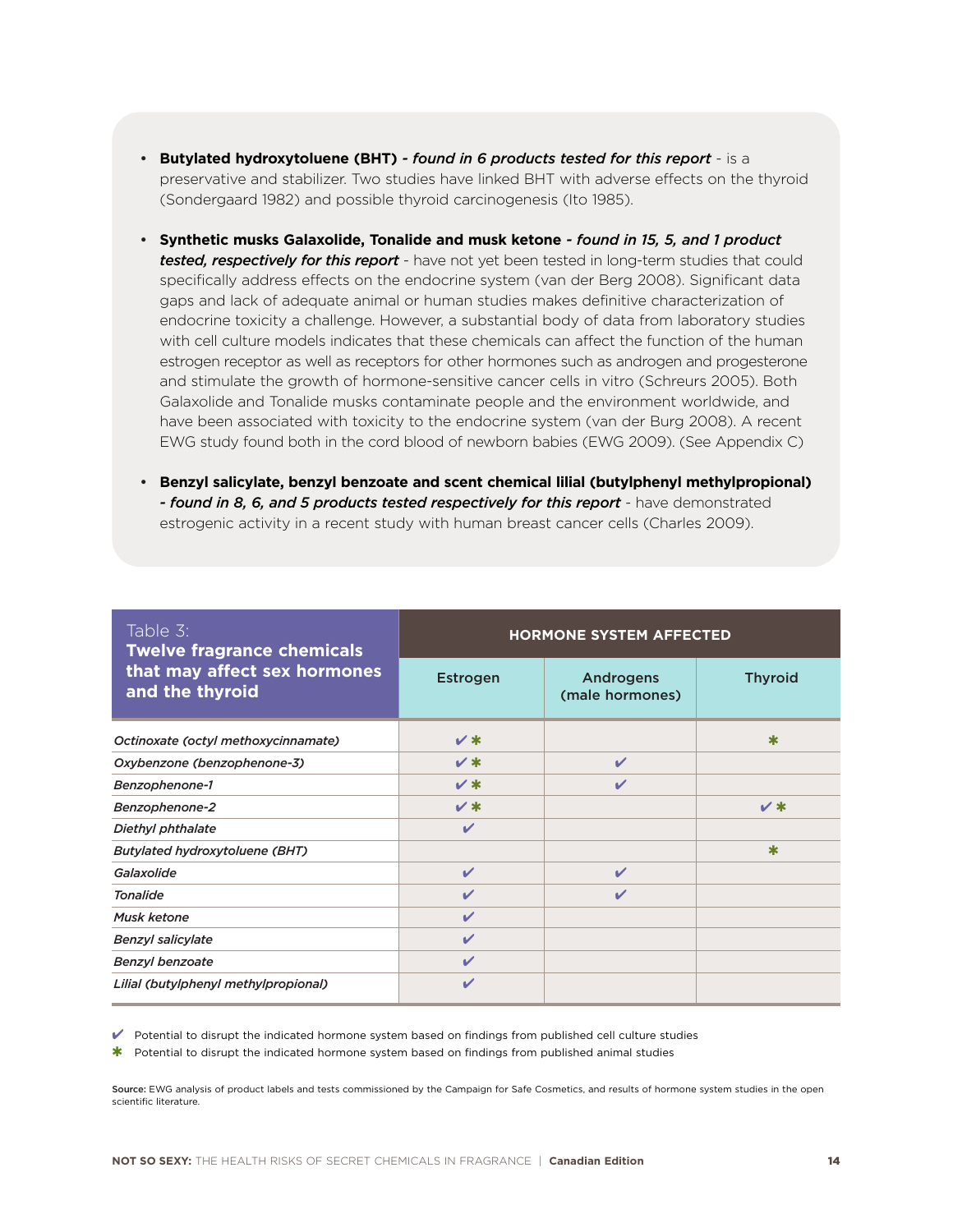- **Butylated hydroxytoluene (BHT)** ***- found in 6 products tested for this report*** - is a preservative and stabilizer. Two studies have linked BHT with adverse effects on the thyroid (Sondergaard 1982) and possible thyroid carcinogenesis (Ito 1985).

- **Synthetic musks Galaxolide, Tonalide and musk ketone** ***- found in 15, 5, and 1 product tested, respectively for this report*** - have not yet been tested in long-term studies that could specifically address effects on the endocrine system (van der Berg 2008). Significant data gaps and lack of adequate animal or human studies makes definitive characterization of endocrine toxicity a challenge. However, a substantial body of data from laboratory studies with cell culture models indicates that these chemicals can affect the function of the human estrogen receptor as well as receptors for other hormones such as androgen and progesterone and stimulate the growth of hormone-sensitive cancer cells in vitro (Schreurs 2005). Both Galaxolide and Tonalide musks contaminate people and the environment worldwide, and have been associated with toxicity to the endocrine system (van der Burg 2008). A recent EWG study found both in the cord blood of newborn babies (EWG 2009). (See Appendix C)

- **Benzyl salicylate, benzyl benzoate and scent chemical lilial (butylphenyl methylpropional)** ***- found in 8, 6, and 5 products tested respectively for this report*** - have demonstrated estrogenic activity in a recent study with human breast cancer cells (Charles 2009).

| Table 3: **Twelve fragrance chemicals that may affect sex hormones and the thyroid** | HORMONE SYSTEM AFFECTED | | |
|---|---|---|---|
| | Estrogen | Androgens (male hormones) | Thyroid |
| *Octinoxate (octyl methoxycinnamate)* | ✔ ✱ | | ✱ |
| *Oxybenzone (benzophenone-3)* | ✔ ✱ | ✔ | |
| *Benzophenone-1* | ✔ ✱ | ✔ | |
| *Benzophenone-2* | ✔ ✱ | | ✔ ✱ |
| *Diethyl phthalate* | ✔ | | |
| *Butylated hydroxytoluene (BHT)* | | | ✱ |
| *Galaxolide* | ✔ | ✔ | |
| *Tonalide* | ✔ | ✔ | |
| *Musk ketone* | ✔ | | |
| *Benzyl salicylate* | ✔ | | |
| *Benzyl benzoate* | ✔ | | |
| *Lilial (butylphenyl methylpropional)* | ✔ | | |

✔ Potential to disrupt the indicated hormone system based on findings from published cell culture studies

✱ Potential to disrupt the indicated hormone system based on findings from published animal studies

**Source:** EWG analysis of product labels and tests commissioned by the Campaign for Safe Cosmetics, and results of hormone system studies in the open scientific literature.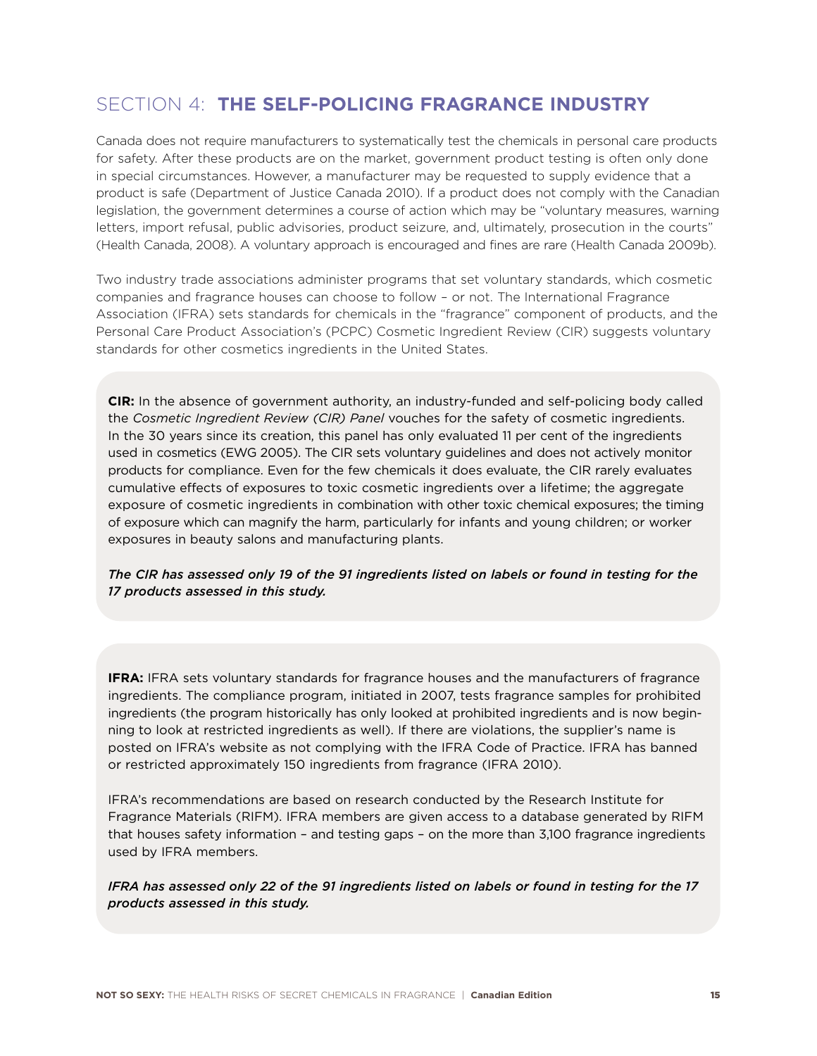## SECTION 4: **THE SELF-POLICING FRAGRANCE INDUSTRY**

Canada does not require manufacturers to systematically test the chemicals in personal care products for safety. After these products are on the market, government product testing is often only done in special circumstances. However, a manufacturer may be requested to supply evidence that a product is safe (Department of Justice Canada 2010). If a product does not comply with the Canadian legislation, the government determines a course of action which may be "voluntary measures, warning letters, import refusal, public advisories, product seizure, and, ultimately, prosecution in the courts" (Health Canada, 2008). A voluntary approach is encouraged and fines are rare (Health Canada 2009b).

Two industry trade associations administer programs that set voluntary standards, which cosmetic companies and fragrance houses can choose to follow – or not. The International Fragrance Association (IFRA) sets standards for chemicals in the "fragrance" component of products, and the Personal Care Product Association's (PCPC) Cosmetic Ingredient Review (CIR) suggests voluntary standards for other cosmetics ingredients in the United States.

**CIR:** In the absence of government authority, an industry-funded and self-policing body called the *Cosmetic Ingredient Review (CIR) Panel* vouches for the safety of cosmetic ingredients. In the 30 years since its creation, this panel has only evaluated 11 per cent of the ingredients used in cosmetics (EWG 2005). The CIR sets voluntary guidelines and does not actively monitor products for compliance. Even for the few chemicals it does evaluate, the CIR rarely evaluates cumulative effects of exposures to toxic cosmetic ingredients over a lifetime; the aggregate exposure of cosmetic ingredients in combination with other toxic chemical exposures; the timing of exposure which can magnify the harm, particularly for infants and young children; or worker exposures in beauty salons and manufacturing plants.

***The CIR has assessed only 19 of the 91 ingredients listed on labels or found in testing for the 17 products assessed in this study.***

**IFRA:** IFRA sets voluntary standards for fragrance houses and the manufacturers of fragrance ingredients. The compliance program, initiated in 2007, tests fragrance samples for prohibited ingredients (the program historically has only looked at prohibited ingredients and is now beginning to look at restricted ingredients as well). If there are violations, the supplier's name is posted on IFRA's website as not complying with the IFRA Code of Practice. IFRA has banned or restricted approximately 150 ingredients from fragrance (IFRA 2010).

IFRA's recommendations are based on research conducted by the Research Institute for Fragrance Materials (RIFM). IFRA members are given access to a database generated by RIFM that houses safety information – and testing gaps – on the more than 3,100 fragrance ingredients used by IFRA members.

***IFRA has assessed only 22 of the 91 ingredients listed on labels or found in testing for the 17 products assessed in this study.***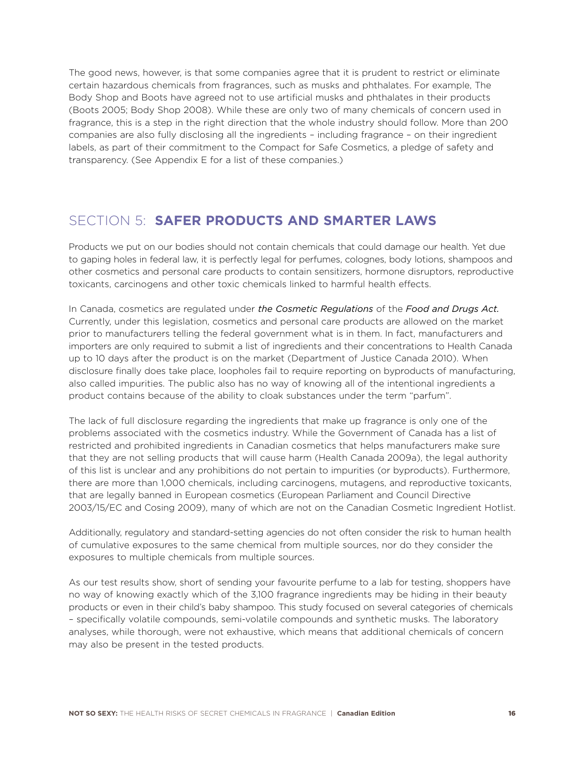The good news, however, is that some companies agree that it is prudent to restrict or eliminate certain hazardous chemicals from fragrances, such as musks and phthalates. For example, The Body Shop and Boots have agreed not to use artificial musks and phthalates in their products (Boots 2005; Body Shop 2008). While these are only two of many chemicals of concern used in fragrance, this is a step in the right direction that the whole industry should follow. More than 200 companies are also fully disclosing all the ingredients – including fragrance – on their ingredient labels, as part of their commitment to the Compact for Safe Cosmetics, a pledge of safety and transparency. (See Appendix E for a list of these companies.)

## SECTION 5: **SAFER PRODUCTS AND SMARTER LAWS**

Products we put on our bodies should not contain chemicals that could damage our health. Yet due to gaping holes in federal law, it is perfectly legal for perfumes, colognes, body lotions, shampoos and other cosmetics and personal care products to contain sensitizers, hormone disruptors, reproductive toxicants, carcinogens and other toxic chemicals linked to harmful health effects.

In Canada, cosmetics are regulated under *the Cosmetic Regulations* of the *Food and Drugs Act.* Currently, under this legislation, cosmetics and personal care products are allowed on the market prior to manufacturers telling the federal government what is in them. In fact, manufacturers and importers are only required to submit a list of ingredients and their concentrations to Health Canada up to 10 days after the product is on the market (Department of Justice Canada 2010). When disclosure finally does take place, loopholes fail to require reporting on byproducts of manufacturing, also called impurities. The public also has no way of knowing all of the intentional ingredients a product contains because of the ability to cloak substances under the term "parfum".

The lack of full disclosure regarding the ingredients that make up fragrance is only one of the problems associated with the cosmetics industry. While the Government of Canada has a list of restricted and prohibited ingredients in Canadian cosmetics that helps manufacturers make sure that they are not selling products that will cause harm (Health Canada 2009a), the legal authority of this list is unclear and any prohibitions do not pertain to impurities (or byproducts). Furthermore, there are more than 1,000 chemicals, including carcinogens, mutagens, and reproductive toxicants, that are legally banned in European cosmetics (European Parliament and Council Directive 2003/15/EC and Cosing 2009), many of which are not on the Canadian Cosmetic Ingredient Hotlist.

Additionally, regulatory and standard-setting agencies do not often consider the risk to human health of cumulative exposures to the same chemical from multiple sources, nor do they consider the exposures to multiple chemicals from multiple sources.

As our test results show, short of sending your favourite perfume to a lab for testing, shoppers have no way of knowing exactly which of the 3,100 fragrance ingredients may be hiding in their beauty products or even in their child's baby shampoo. This study focused on several categories of chemicals – specifically volatile compounds, semi-volatile compounds and synthetic musks. The laboratory analyses, while thorough, were not exhaustive, which means that additional chemicals of concern may also be present in the tested products.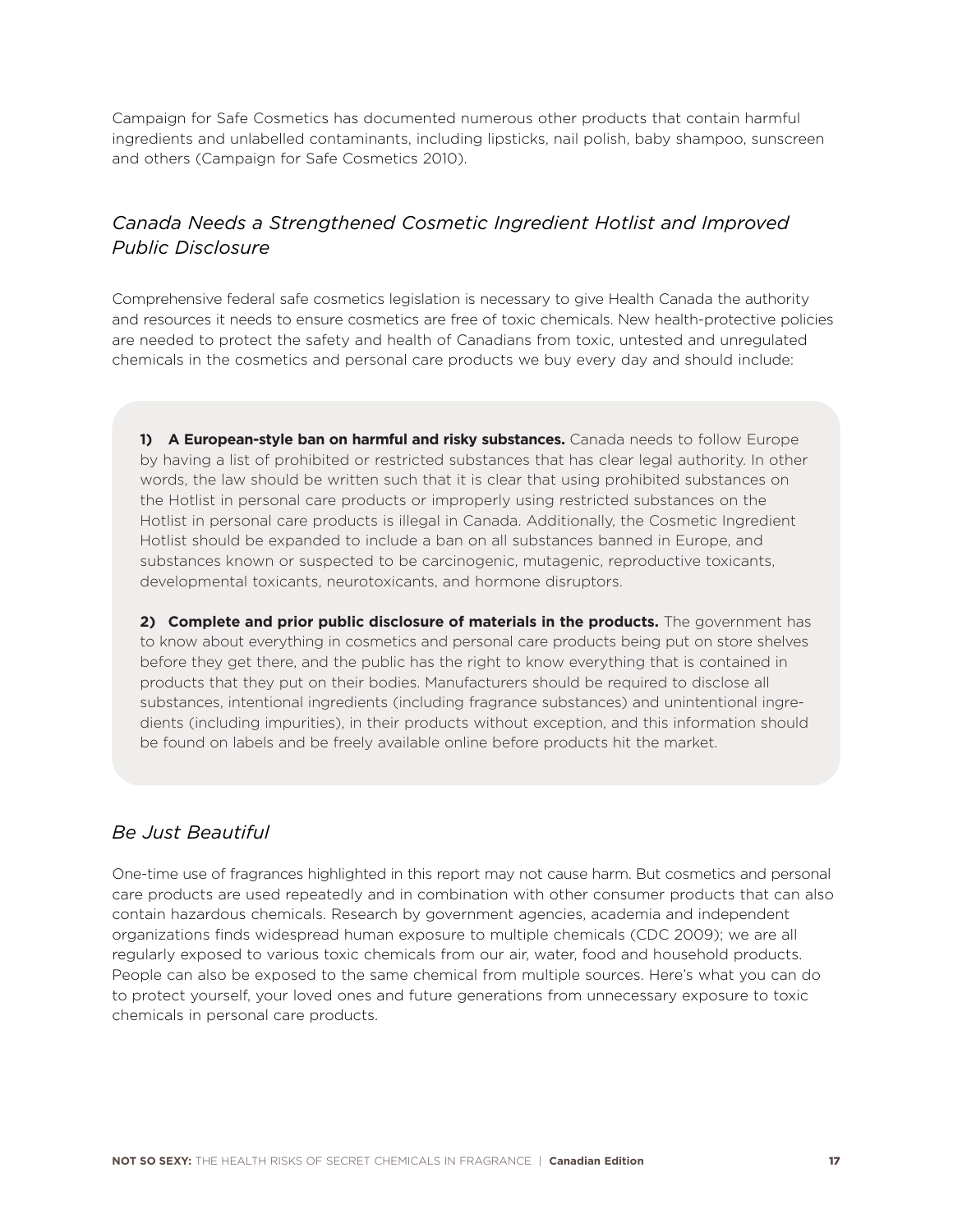Campaign for Safe Cosmetics has documented numerous other products that contain harmful ingredients and unlabelled contaminants, including lipsticks, nail polish, baby shampoo, sunscreen and others (Campaign for Safe Cosmetics 2010).

## *Canada Needs a Strengthened Cosmetic Ingredient Hotlist and Improved Public Disclosure*

Comprehensive federal safe cosmetics legislation is necessary to give Health Canada the authority and resources it needs to ensure cosmetics are free of toxic chemicals. New health-protective policies are needed to protect the safety and health of Canadians from toxic, untested and unregulated chemicals in the cosmetics and personal care products we buy every day and should include:

**1) A European-style ban on harmful and risky substances.** Canada needs to follow Europe by having a list of prohibited or restricted substances that has clear legal authority. In other words, the law should be written such that it is clear that using prohibited substances on the Hotlist in personal care products or improperly using restricted substances on the Hotlist in personal care products is illegal in Canada. Additionally, the Cosmetic Ingredient Hotlist should be expanded to include a ban on all substances banned in Europe, and substances known or suspected to be carcinogenic, mutagenic, reproductive toxicants, developmental toxicants, neurotoxicants, and hormone disruptors.

**2) Complete and prior public disclosure of materials in the products.** The government has to know about everything in cosmetics and personal care products being put on store shelves before they get there, and the public has the right to know everything that is contained in products that they put on their bodies. Manufacturers should be required to disclose all substances, intentional ingredients (including fragrance substances) and unintentional ingredients (including impurities), in their products without exception, and this information should be found on labels and be freely available online before products hit the market.

## *Be Just Beautiful*

One-time use of fragrances highlighted in this report may not cause harm. But cosmetics and personal care products are used repeatedly and in combination with other consumer products that can also contain hazardous chemicals. Research by government agencies, academia and independent organizations finds widespread human exposure to multiple chemicals (CDC 2009); we are all regularly exposed to various toxic chemicals from our air, water, food and household products. People can also be exposed to the same chemical from multiple sources. Here's what you can do to protect yourself, your loved ones and future generations from unnecessary exposure to toxic chemicals in personal care products.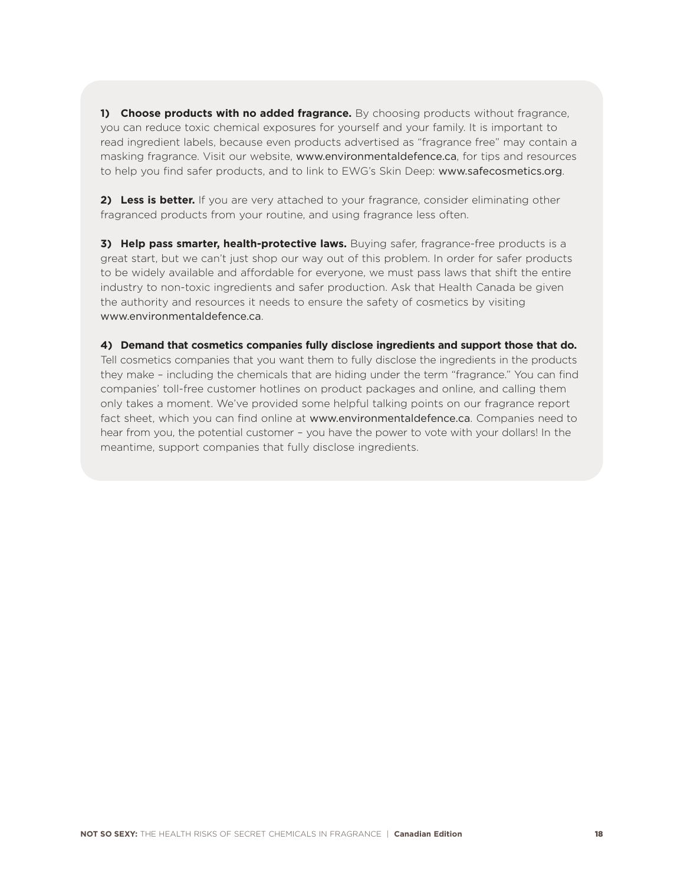**1) Choose products with no added fragrance.** By choosing products without fragrance, you can reduce toxic chemical exposures for yourself and your family. It is important to read ingredient labels, because even products advertised as "fragrance free" may contain a masking fragrance. Visit our website, www.environmentaldefence.ca, for tips and resources to help you find safer products, and to link to EWG's Skin Deep: www.safecosmetics.org.

**2) Less is better.** If you are very attached to your fragrance, consider eliminating other fragranced products from your routine, and using fragrance less often.

**3) Help pass smarter, health-protective laws.** Buying safer, fragrance-free products is a great start, but we can't just shop our way out of this problem. In order for safer products to be widely available and affordable for everyone, we must pass laws that shift the entire industry to non-toxic ingredients and safer production. Ask that Health Canada be given the authority and resources it needs to ensure the safety of cosmetics by visiting www.environmentaldefence.ca.

**4) Demand that cosmetics companies fully disclose ingredients and support those that do.** Tell cosmetics companies that you want them to fully disclose the ingredients in the products they make – including the chemicals that are hiding under the term "fragrance." You can find companies' toll-free customer hotlines on product packages and online, and calling them only takes a moment. We've provided some helpful talking points on our fragrance report fact sheet, which you can find online at www.environmentaldefence.ca. Companies need to hear from you, the potential customer – you have the power to vote with your dollars! In the meantime, support companies that fully disclose ingredients.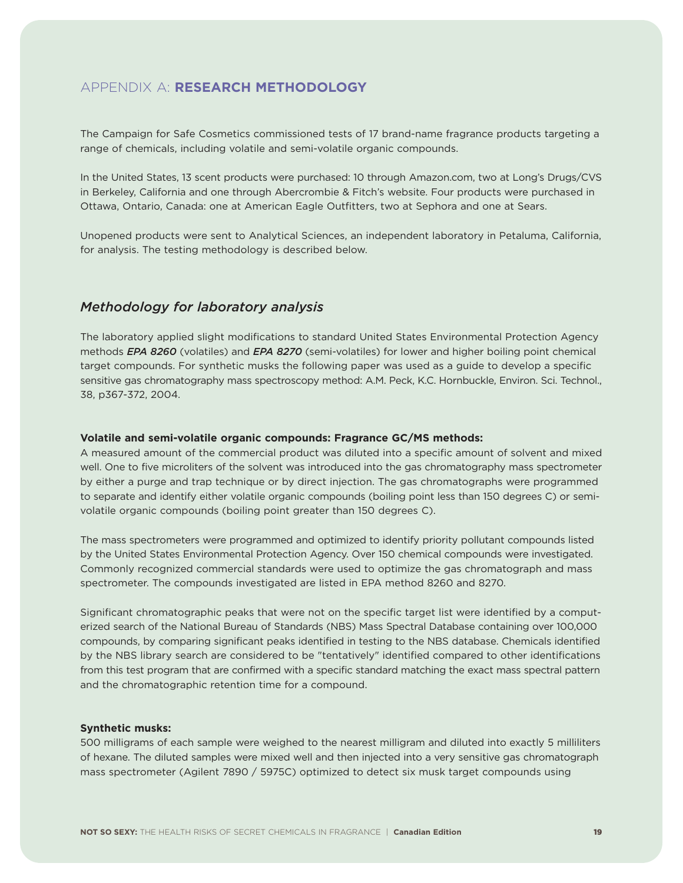## APPENDIX A: **RESEARCH METHODOLOGY**

The Campaign for Safe Cosmetics commissioned tests of 17 brand-name fragrance products targeting a range of chemicals, including volatile and semi-volatile organic compounds.

In the United States, 13 scent products were purchased: 10 through Amazon.com, two at Long's Drugs/CVS in Berkeley, California and one through Abercrombie & Fitch's website. Four products were purchased in Ottawa, Ontario, Canada: one at American Eagle Outfitters, two at Sephora and one at Sears.

Unopened products were sent to Analytical Sciences, an independent laboratory in Petaluma, California, for analysis. The testing methodology is described below.

### *Methodology for laboratory analysis*

The laboratory applied slight modifications to standard United States Environmental Protection Agency methods ***EPA 8260*** (volatiles) and ***EPA 8270*** (semi-volatiles) for lower and higher boiling point chemical target compounds. For synthetic musks the following paper was used as a guide to develop a specific sensitive gas chromatography mass spectroscopy method: A.M. Peck, K.C. Hornbuckle, Environ. Sci. Technol., 38, p367-372, 2004.

**Volatile and semi-volatile organic compounds: Fragrance GC/MS methods:**
A measured amount of the commercial product was diluted into a specific amount of solvent and mixed well. One to five microliters of the solvent was introduced into the gas chromatography mass spectrometer by either a purge and trap technique or by direct injection. The gas chromatographs were programmed to separate and identify either volatile organic compounds (boiling point less than 150 degrees C) or semi-volatile organic compounds (boiling point greater than 150 degrees C).

The mass spectrometers were programmed and optimized to identify priority pollutant compounds listed by the United States Environmental Protection Agency. Over 150 chemical compounds were investigated. Commonly recognized commercial standards were used to optimize the gas chromatograph and mass spectrometer. The compounds investigated are listed in EPA method 8260 and 8270.

Significant chromatographic peaks that were not on the specific target list were identified by a computerized search of the National Bureau of Standards (NBS) Mass Spectral Database containing over 100,000 compounds, by comparing significant peaks identified in testing to the NBS database. Chemicals identified by the NBS library search are considered to be "tentatively" identified compared to other identifications from this test program that are confirmed with a specific standard matching the exact mass spectral pattern and the chromatographic retention time for a compound.

**Synthetic musks:**
500 milligrams of each sample were weighed to the nearest milligram and diluted into exactly 5 milliliters of hexane. The diluted samples were mixed well and then injected into a very sensitive gas chromatograph mass spectrometer (Agilent 7890 / 5975C) optimized to detect six musk target compounds using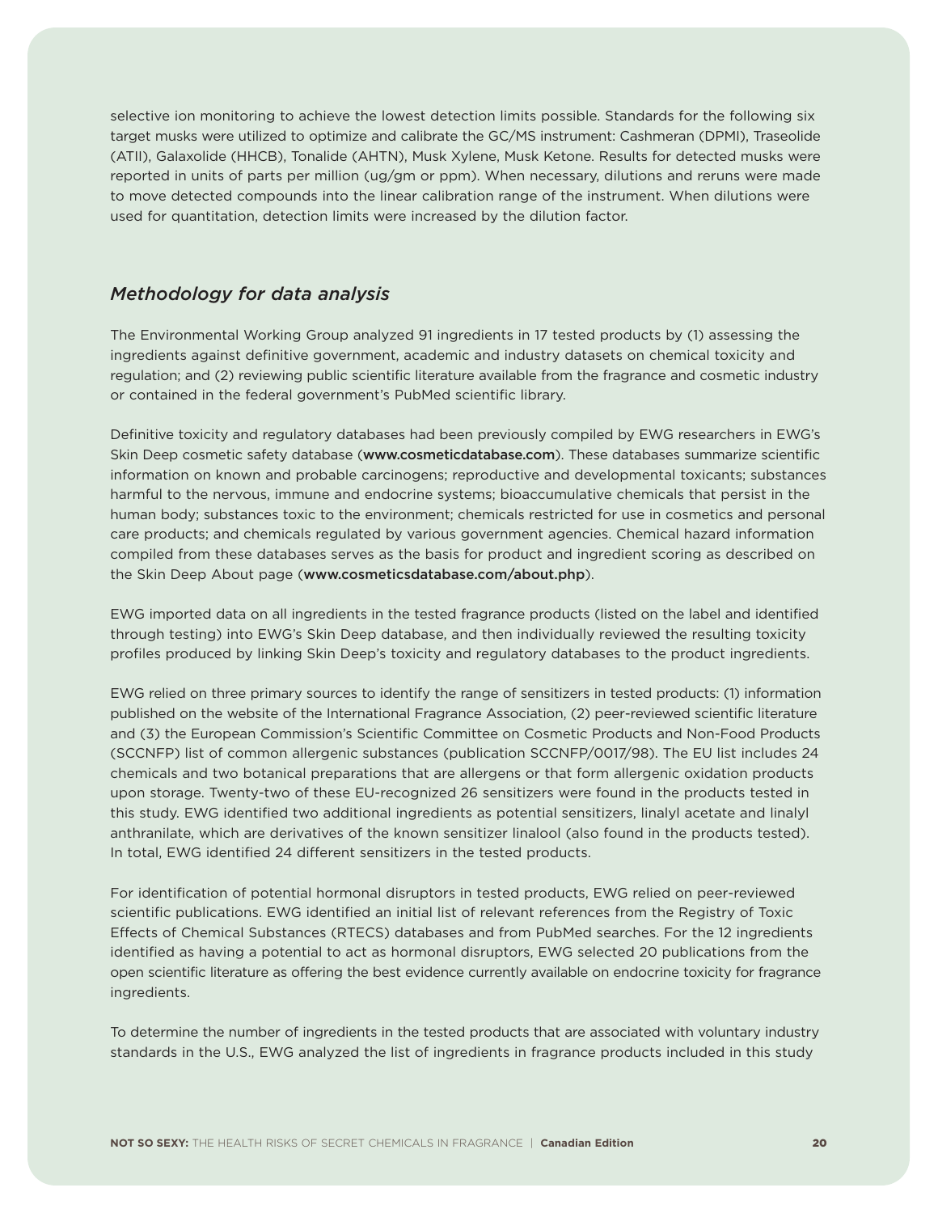selective ion monitoring to achieve the lowest detection limits possible. Standards for the following six target musks were utilized to optimize and calibrate the GC/MS instrument: Cashmeran (DPMI), Traseolide (ATII), Galaxolide (HHCB), Tonalide (AHTN), Musk Xylene, Musk Ketone. Results for detected musks were reported in units of parts per million (ug/gm or ppm). When necessary, dilutions and reruns were made to move detected compounds into the linear calibration range of the instrument. When dilutions were used for quantitation, detection limits were increased by the dilution factor.

## *Methodology for data analysis*

The Environmental Working Group analyzed 91 ingredients in 17 tested products by (1) assessing the ingredients against definitive government, academic and industry datasets on chemical toxicity and regulation; and (2) reviewing public scientific literature available from the fragrance and cosmetic industry or contained in the federal government's PubMed scientific library.

Definitive toxicity and regulatory databases had been previously compiled by EWG researchers in EWG's Skin Deep cosmetic safety database (**www.cosmeticdatabase.com**). These databases summarize scientific information on known and probable carcinogens; reproductive and developmental toxicants; substances harmful to the nervous, immune and endocrine systems; bioaccumulative chemicals that persist in the human body; substances toxic to the environment; chemicals restricted for use in cosmetics and personal care products; and chemicals regulated by various government agencies. Chemical hazard information compiled from these databases serves as the basis for product and ingredient scoring as described on the Skin Deep About page (**www.cosmeticsdatabase.com/about.php**).

EWG imported data on all ingredients in the tested fragrance products (listed on the label and identified through testing) into EWG's Skin Deep database, and then individually reviewed the resulting toxicity profiles produced by linking Skin Deep's toxicity and regulatory databases to the product ingredients.

EWG relied on three primary sources to identify the range of sensitizers in tested products: (1) information published on the website of the International Fragrance Association, (2) peer-reviewed scientific literature and (3) the European Commission's Scientific Committee on Cosmetic Products and Non-Food Products (SCCNFP) list of common allergenic substances (publication SCCNFP/0017/98). The EU list includes 24 chemicals and two botanical preparations that are allergens or that form allergenic oxidation products upon storage. Twenty-two of these EU-recognized 26 sensitizers were found in the products tested in this study. EWG identified two additional ingredients as potential sensitizers, linalyl acetate and linalyl anthranilate, which are derivatives of the known sensitizer linalool (also found in the products tested). In total, EWG identified 24 different sensitizers in the tested products.

For identification of potential hormonal disruptors in tested products, EWG relied on peer-reviewed scientific publications. EWG identified an initial list of relevant references from the Registry of Toxic Effects of Chemical Substances (RTECS) databases and from PubMed searches. For the 12 ingredients identified as having a potential to act as hormonal disruptors, EWG selected 20 publications from the open scientific literature as offering the best evidence currently available on endocrine toxicity for fragrance ingredients.

To determine the number of ingredients in the tested products that are associated with voluntary industry standards in the U.S., EWG analyzed the list of ingredients in fragrance products included in this study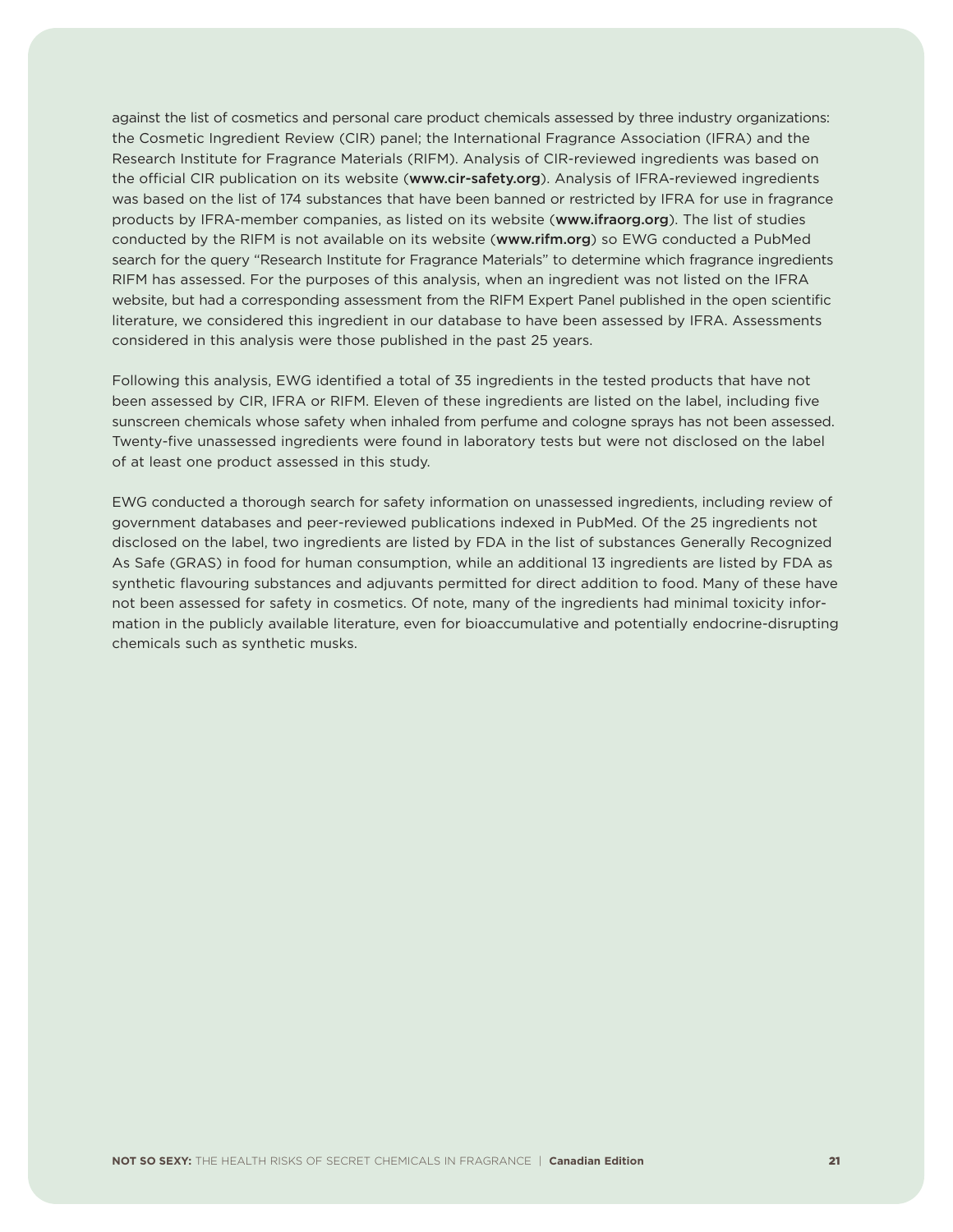against the list of cosmetics and personal care product chemicals assessed by three industry organizations: the Cosmetic Ingredient Review (CIR) panel; the International Fragrance Association (IFRA) and the Research Institute for Fragrance Materials (RIFM). Analysis of CIR-reviewed ingredients was based on the official CIR publication on its website (**www.cir-safety.org**). Analysis of IFRA-reviewed ingredients was based on the list of 174 substances that have been banned or restricted by IFRA for use in fragrance products by IFRA-member companies, as listed on its website (**www.ifraorg.org**). The list of studies conducted by the RIFM is not available on its website (**www.rifm.org**) so EWG conducted a PubMed search for the query "Research Institute for Fragrance Materials" to determine which fragrance ingredients RIFM has assessed. For the purposes of this analysis, when an ingredient was not listed on the IFRA website, but had a corresponding assessment from the RIFM Expert Panel published in the open scientific literature, we considered this ingredient in our database to have been assessed by IFRA. Assessments considered in this analysis were those published in the past 25 years.

Following this analysis, EWG identified a total of 35 ingredients in the tested products that have not been assessed by CIR, IFRA or RIFM. Eleven of these ingredients are listed on the label, including five sunscreen chemicals whose safety when inhaled from perfume and cologne sprays has not been assessed. Twenty-five unassessed ingredients were found in laboratory tests but were not disclosed on the label of at least one product assessed in this study.

EWG conducted a thorough search for safety information on unassessed ingredients, including review of government databases and peer-reviewed publications indexed in PubMed. Of the 25 ingredients not disclosed on the label, two ingredients are listed by FDA in the list of substances Generally Recognized As Safe (GRAS) in food for human consumption, while an additional 13 ingredients are listed by FDA as synthetic flavouring substances and adjuvants permitted for direct addition to food. Many of these have not been assessed for safety in cosmetics. Of note, many of the ingredients had minimal toxicity information in the publicly available literature, even for bioaccumulative and potentially endocrine-disrupting chemicals such as synthetic musks.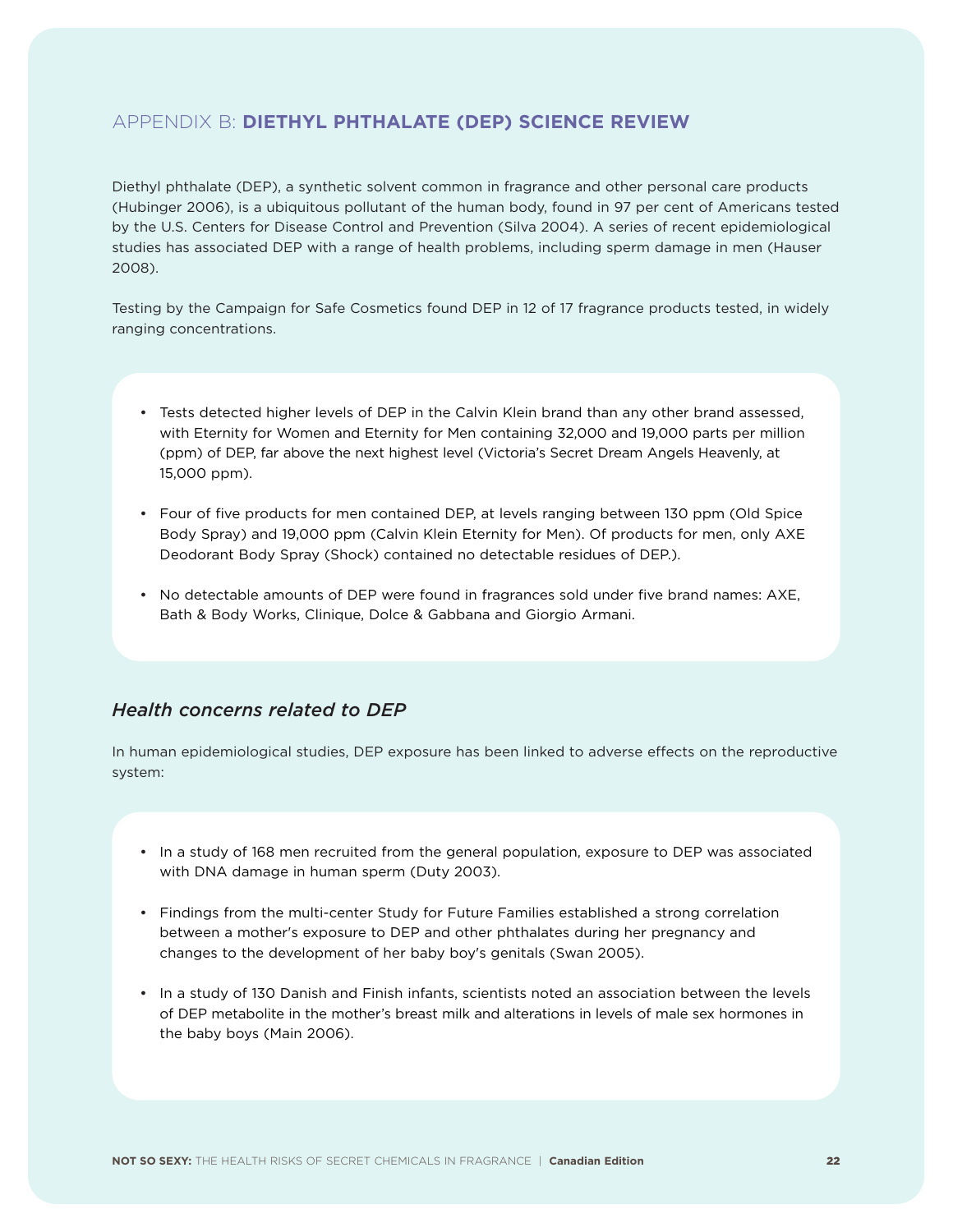## APPENDIX B: **DIETHYL PHTHALATE (DEP) SCIENCE REVIEW**

Diethyl phthalate (DEP), a synthetic solvent common in fragrance and other personal care products (Hubinger 2006), is a ubiquitous pollutant of the human body, found in 97 per cent of Americans tested by the U.S. Centers for Disease Control and Prevention (Silva 2004). A series of recent epidemiological studies has associated DEP with a range of health problems, including sperm damage in men (Hauser 2008).

Testing by the Campaign for Safe Cosmetics found DEP in 12 of 17 fragrance products tested, in widely ranging concentrations.

- Tests detected higher levels of DEP in the Calvin Klein brand than any other brand assessed, with Eternity for Women and Eternity for Men containing 32,000 and 19,000 parts per million (ppm) of DEP, far above the next highest level (Victoria's Secret Dream Angels Heavenly, at 15,000 ppm).
- Four of five products for men contained DEP, at levels ranging between 130 ppm (Old Spice Body Spray) and 19,000 ppm (Calvin Klein Eternity for Men). Of products for men, only AXE Deodorant Body Spray (Shock) contained no detectable residues of DEP.).
- No detectable amounts of DEP were found in fragrances sold under five brand names: AXE, Bath & Body Works, Clinique, Dolce & Gabbana and Giorgio Armani.

### *Health concerns related to DEP*

In human epidemiological studies, DEP exposure has been linked to adverse effects on the reproductive system:

- In a study of 168 men recruited from the general population, exposure to DEP was associated with DNA damage in human sperm (Duty 2003).
- Findings from the multi-center Study for Future Families established a strong correlation between a mother's exposure to DEP and other phthalates during her pregnancy and changes to the development of her baby boy's genitals (Swan 2005).
- In a study of 130 Danish and Finish infants, scientists noted an association between the levels of DEP metabolite in the mother's breast milk and alterations in levels of male sex hormones in the baby boys (Main 2006).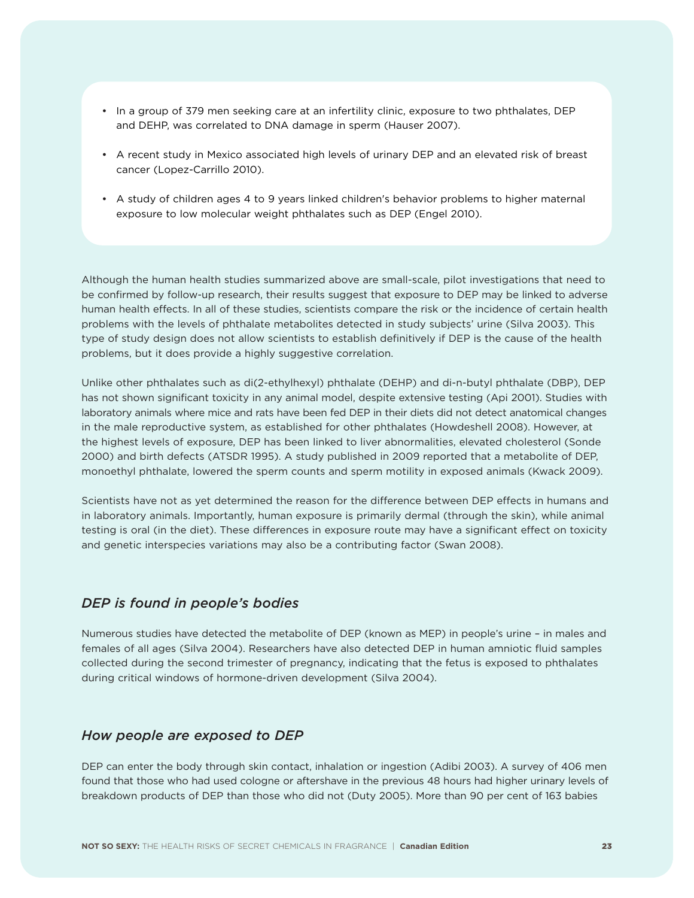- In a group of 379 men seeking care at an infertility clinic, exposure to two phthalates, DEP and DEHP, was correlated to DNA damage in sperm (Hauser 2007).
- A recent study in Mexico associated high levels of urinary DEP and an elevated risk of breast cancer (Lopez-Carrillo 2010).
- A study of children ages 4 to 9 years linked children's behavior problems to higher maternal exposure to low molecular weight phthalates such as DEP (Engel 2010).

Although the human health studies summarized above are small-scale, pilot investigations that need to be confirmed by follow-up research, their results suggest that exposure to DEP may be linked to adverse human health effects. In all of these studies, scientists compare the risk or the incidence of certain health problems with the levels of phthalate metabolites detected in study subjects' urine (Silva 2003). This type of study design does not allow scientists to establish definitively if DEP is the cause of the health problems, but it does provide a highly suggestive correlation.

Unlike other phthalates such as di(2-ethylhexyl) phthalate (DEHP) and di-n-butyl phthalate (DBP), DEP has not shown significant toxicity in any animal model, despite extensive testing (Api 2001). Studies with laboratory animals where mice and rats have been fed DEP in their diets did not detect anatomical changes in the male reproductive system, as established for other phthalates (Howdeshell 2008). However, at the highest levels of exposure, DEP has been linked to liver abnormalities, elevated cholesterol (Sonde 2000) and birth defects (ATSDR 1995). A study published in 2009 reported that a metabolite of DEP, monoethyl phthalate, lowered the sperm counts and sperm motility in exposed animals (Kwack 2009).

Scientists have not as yet determined the reason for the difference between DEP effects in humans and in laboratory animals. Importantly, human exposure is primarily dermal (through the skin), while animal testing is oral (in the diet). These differences in exposure route may have a significant effect on toxicity and genetic interspecies variations may also be a contributing factor (Swan 2008).

### *DEP is found in people's bodies*

Numerous studies have detected the metabolite of DEP (known as MEP) in people's urine – in males and females of all ages (Silva 2004). Researchers have also detected DEP in human amniotic fluid samples collected during the second trimester of pregnancy, indicating that the fetus is exposed to phthalates during critical windows of hormone-driven development (Silva 2004).

### *How people are exposed to DEP*

DEP can enter the body through skin contact, inhalation or ingestion (Adibi 2003). A survey of 406 men found that those who had used cologne or aftershave in the previous 48 hours had higher urinary levels of breakdown products of DEP than those who did not (Duty 2005). More than 90 per cent of 163 babies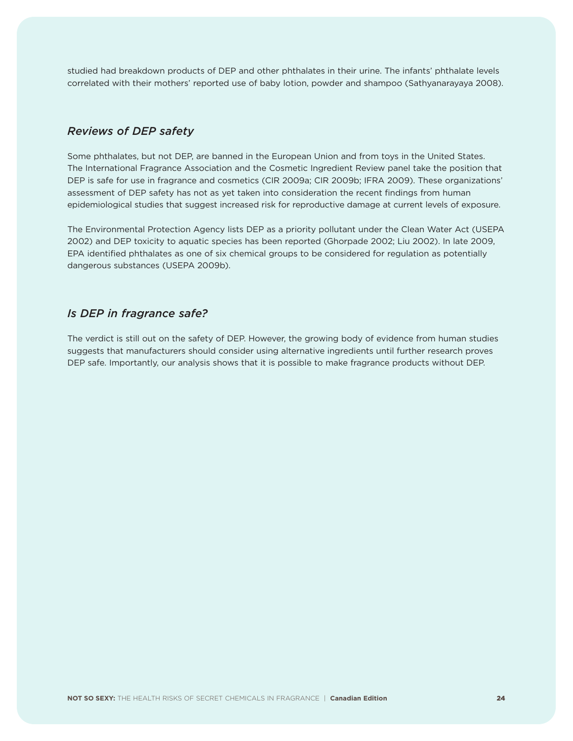studied had breakdown products of DEP and other phthalates in their urine. The infants' phthalate levels correlated with their mothers' reported use of baby lotion, powder and shampoo (Sathyanarayaya 2008).

### *Reviews of DEP safety*

Some phthalates, but not DEP, are banned in the European Union and from toys in the United States. The International Fragrance Association and the Cosmetic Ingredient Review panel take the position that DEP is safe for use in fragrance and cosmetics (CIR 2009a; CIR 2009b; IFRA 2009). These organizations' assessment of DEP safety has not as yet taken into consideration the recent findings from human epidemiological studies that suggest increased risk for reproductive damage at current levels of exposure.

The Environmental Protection Agency lists DEP as a priority pollutant under the Clean Water Act (USEPA 2002) and DEP toxicity to aquatic species has been reported (Ghorpade 2002; Liu 2002). In late 2009, EPA identified phthalates as one of six chemical groups to be considered for regulation as potentially dangerous substances (USEPA 2009b).

### *Is DEP in fragrance safe?*

The verdict is still out on the safety of DEP. However, the growing body of evidence from human studies suggests that manufacturers should consider using alternative ingredients until further research proves DEP safe. Importantly, our analysis shows that it is possible to make fragrance products without DEP.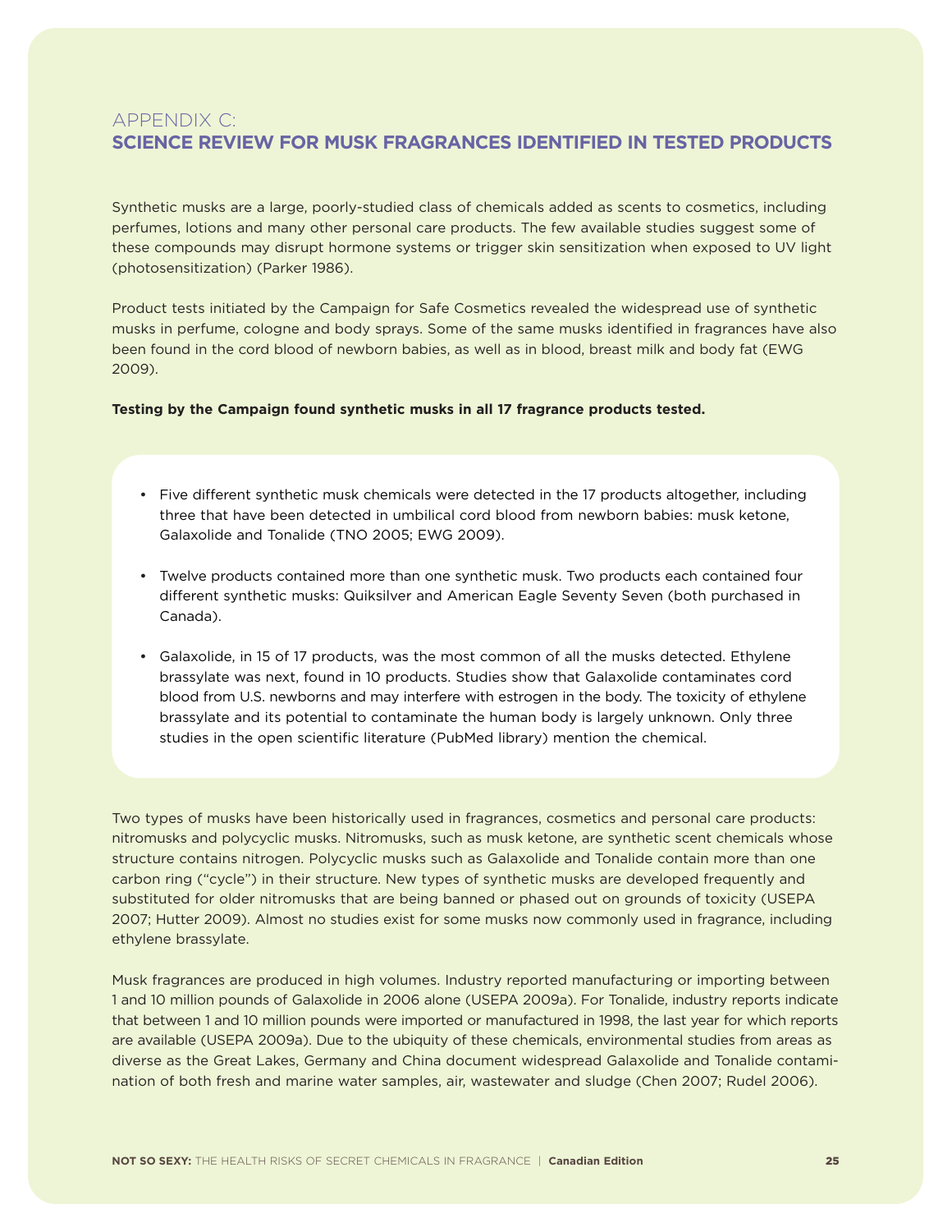# APPENDIX C:
## SCIENCE REVIEW FOR MUSK FRAGRANCES IDENTIFIED IN TESTED PRODUCTS

Synthetic musks are a large, poorly-studied class of chemicals added as scents to cosmetics, including perfumes, lotions and many other personal care products. The few available studies suggest some of these compounds may disrupt hormone systems or trigger skin sensitization when exposed to UV light (photosensitization) (Parker 1986).

Product tests initiated by the Campaign for Safe Cosmetics revealed the widespread use of synthetic musks in perfume, cologne and body sprays. Some of the same musks identified in fragrances have also been found in the cord blood of newborn babies, as well as in blood, breast milk and body fat (EWG 2009).

**Testing by the Campaign found synthetic musks in all 17 fragrance products tested.**

- Five different synthetic musk chemicals were detected in the 17 products altogether, including three that have been detected in umbilical cord blood from newborn babies: musk ketone, Galaxolide and Tonalide (TNO 2005; EWG 2009).
- Twelve products contained more than one synthetic musk. Two products each contained four different synthetic musks: Quiksilver and American Eagle Seventy Seven (both purchased in Canada).
- Galaxolide, in 15 of 17 products, was the most common of all the musks detected. Ethylene brassylate was next, found in 10 products. Studies show that Galaxolide contaminates cord blood from U.S. newborns and may interfere with estrogen in the body. The toxicity of ethylene brassylate and its potential to contaminate the human body is largely unknown. Only three studies in the open scientific literature (PubMed library) mention the chemical.

Two types of musks have been historically used in fragrances, cosmetics and personal care products: nitromusks and polycyclic musks. Nitromusks, such as musk ketone, are synthetic scent chemicals whose structure contains nitrogen. Polycyclic musks such as Galaxolide and Tonalide contain more than one carbon ring ("cycle") in their structure. New types of synthetic musks are developed frequently and substituted for older nitromusks that are being banned or phased out on grounds of toxicity (USEPA 2007; Hutter 2009). Almost no studies exist for some musks now commonly used in fragrance, including ethylene brassylate.

Musk fragrances are produced in high volumes. Industry reported manufacturing or importing between 1 and 10 million pounds of Galaxolide in 2006 alone (USEPA 2009a). For Tonalide, industry reports indicate that between 1 and 10 million pounds were imported or manufactured in 1998, the last year for which reports are available (USEPA 2009a). Due to the ubiquity of these chemicals, environmental studies from areas as diverse as the Great Lakes, Germany and China document widespread Galaxolide and Tonalide contamination of both fresh and marine water samples, air, wastewater and sludge (Chen 2007; Rudel 2006).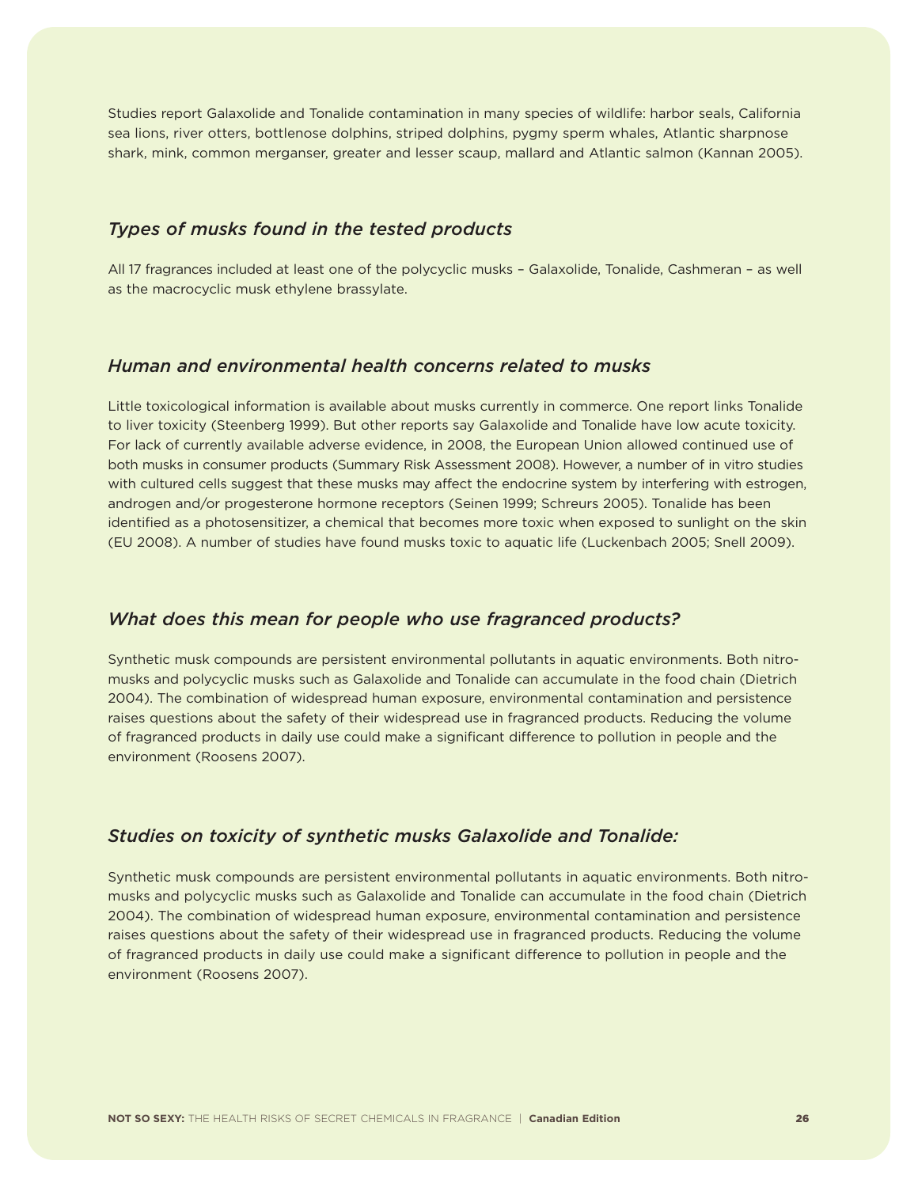Studies report Galaxolide and Tonalide contamination in many species of wildlife: harbor seals, California sea lions, river otters, bottlenose dolphins, striped dolphins, pygmy sperm whales, Atlantic sharpnose shark, mink, common merganser, greater and lesser scaup, mallard and Atlantic salmon (Kannan 2005).

### *Types of musks found in the tested products*

All 17 fragrances included at least one of the polycyclic musks – Galaxolide, Tonalide, Cashmeran – as well as the macrocyclic musk ethylene brassylate.

### *Human and environmental health concerns related to musks*

Little toxicological information is available about musks currently in commerce. One report links Tonalide to liver toxicity (Steenberg 1999). But other reports say Galaxolide and Tonalide have low acute toxicity. For lack of currently available adverse evidence, in 2008, the European Union allowed continued use of both musks in consumer products (Summary Risk Assessment 2008). However, a number of in vitro studies with cultured cells suggest that these musks may affect the endocrine system by interfering with estrogen, androgen and/or progesterone hormone receptors (Seinen 1999; Schreurs 2005). Tonalide has been identified as a photosensitizer, a chemical that becomes more toxic when exposed to sunlight on the skin (EU 2008). A number of studies have found musks toxic to aquatic life (Luckenbach 2005; Snell 2009).

### *What does this mean for people who use fragranced products?*

Synthetic musk compounds are persistent environmental pollutants in aquatic environments. Both nitro-musks and polycyclic musks such as Galaxolide and Tonalide can accumulate in the food chain (Dietrich 2004). The combination of widespread human exposure, environmental contamination and persistence raises questions about the safety of their widespread use in fragranced products. Reducing the volume of fragranced products in daily use could make a significant difference to pollution in people and the environment (Roosens 2007).

### *Studies on toxicity of synthetic musks Galaxolide and Tonalide:*

Synthetic musk compounds are persistent environmental pollutants in aquatic environments. Both nitro-musks and polycyclic musks such as Galaxolide and Tonalide can accumulate in the food chain (Dietrich 2004). The combination of widespread human exposure, environmental contamination and persistence raises questions about the safety of their widespread use in fragranced products. Reducing the volume of fragranced products in daily use could make a significant difference to pollution in people and the environment (Roosens 2007).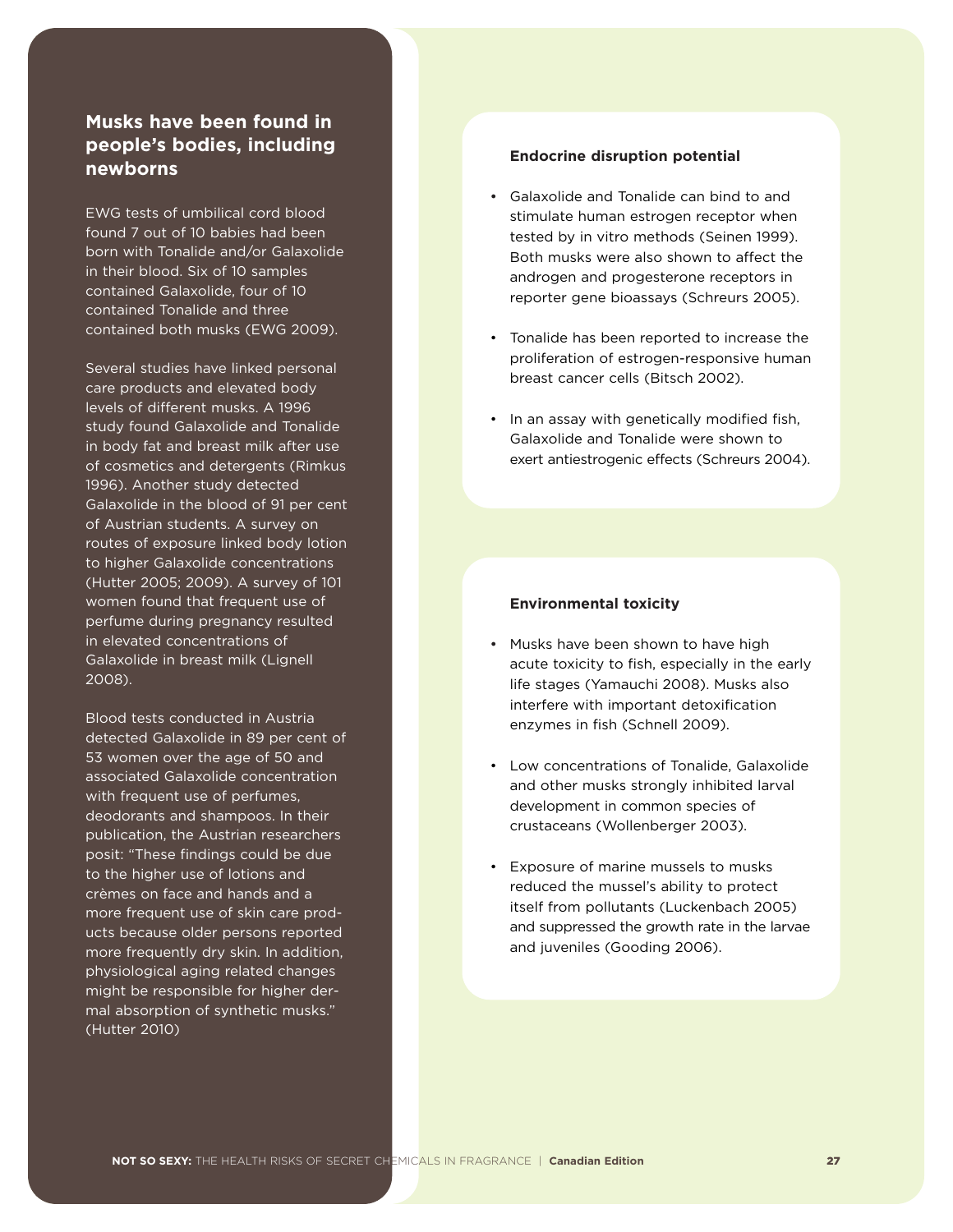## Musks have been found in people's bodies, including newborns

EWG tests of umbilical cord blood found 7 out of 10 babies had been born with Tonalide and/or Galaxolide in their blood. Six of 10 samples contained Galaxolide, four of 10 contained Tonalide and three contained both musks (EWG 2009).

Several studies have linked personal care products and elevated body levels of different musks. A 1996 study found Galaxolide and Tonalide in body fat and breast milk after use of cosmetics and detergents (Rimkus 1996). Another study detected Galaxolide in the blood of 91 per cent of Austrian students. A survey on routes of exposure linked body lotion to higher Galaxolide concentrations (Hutter 2005; 2009). A survey of 101 women found that frequent use of perfume during pregnancy resulted in elevated concentrations of Galaxolide in breast milk (Lignell 2008).

Blood tests conducted in Austria detected Galaxolide in 89 per cent of 53 women over the age of 50 and associated Galaxolide concentration with frequent use of perfumes, deodorants and shampoos. In their publication, the Austrian researchers posit: "These findings could be due to the higher use of lotions and crèmes on face and hands and a more frequent use of skin care products because older persons reported more frequently dry skin. In addition, physiological aging related changes might be responsible for higher dermal absorption of synthetic musks." (Hutter 2010)

**Endocrine disruption potential**

- Galaxolide and Tonalide can bind to and stimulate human estrogen receptor when tested by in vitro methods (Seinen 1999). Both musks were also shown to affect the androgen and progesterone receptors in reporter gene bioassays (Schreurs 2005).
- Tonalide has been reported to increase the proliferation of estrogen-responsive human breast cancer cells (Bitsch 2002).
- In an assay with genetically modified fish, Galaxolide and Tonalide were shown to exert antiestrogenic effects (Schreurs 2004).

**Environmental toxicity**

- Musks have been shown to have high acute toxicity to fish, especially in the early life stages (Yamauchi 2008). Musks also interfere with important detoxification enzymes in fish (Schnell 2009).
- Low concentrations of Tonalide, Galaxolide and other musks strongly inhibited larval development in common species of crustaceans (Wollenberger 2003).
- Exposure of marine mussels to musks reduced the mussel's ability to protect itself from pollutants (Luckenbach 2005) and suppressed the growth rate in the larvae and juveniles (Gooding 2006).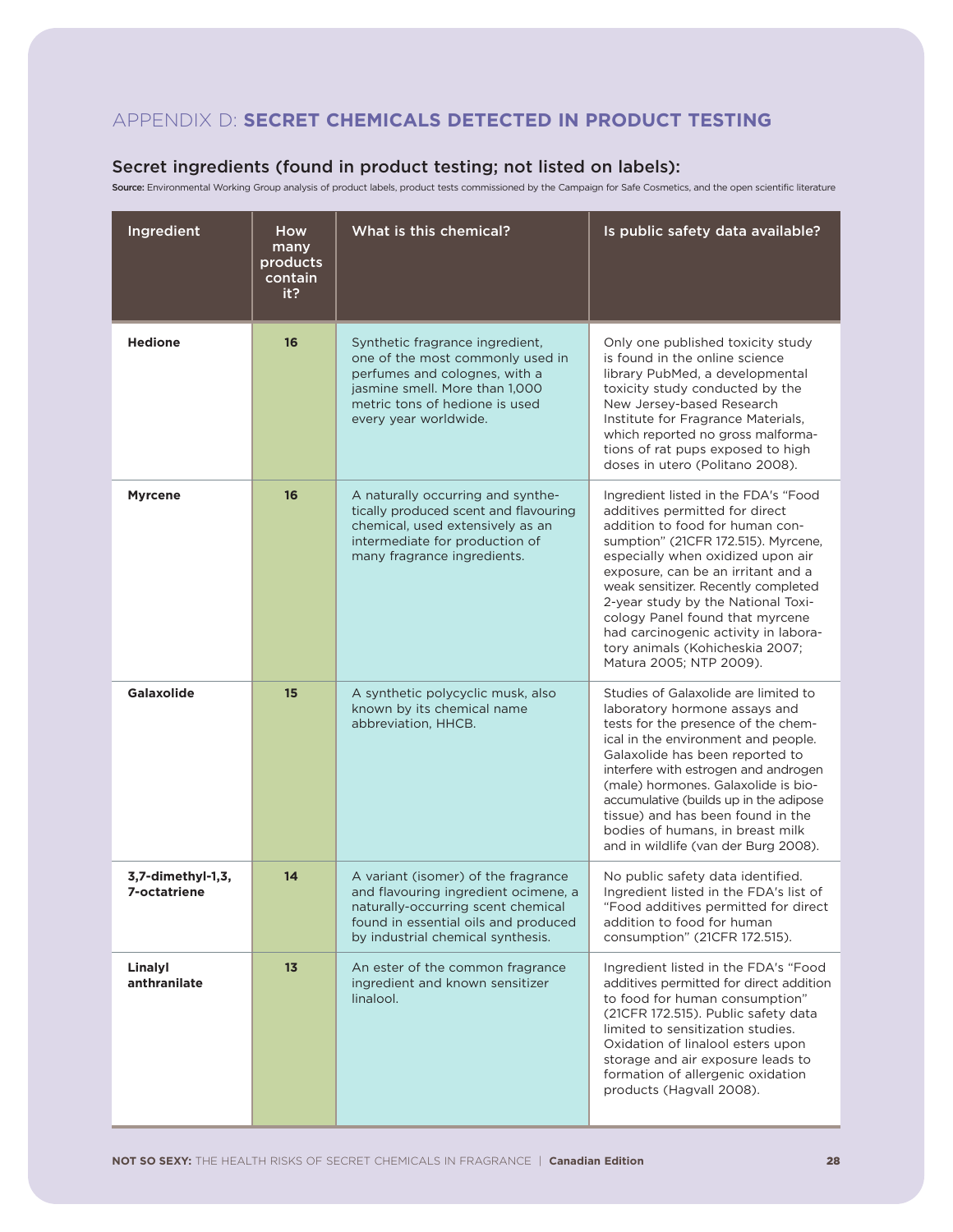## APPENDIX D: **SECRET CHEMICALS DETECTED IN PRODUCT TESTING**

### Secret ingredients (found in product testing; not listed on labels):

**Source:** Environmental Working Group analysis of product labels, product tests commissioned by the Campaign for Safe Cosmetics, and the open scientific literature

| Ingredient | How many products contain it? | What is this chemical? | Is public safety data available? |
|---|---|---|---|
| **Hedione** | **16** | Synthetic fragrance ingredient, one of the most commonly used in perfumes and colognes, with a jasmine smell. More than 1,000 metric tons of hedione is used every year worldwide. | Only one published toxicity study is found in the online science library PubMed, a developmental toxicity study conducted by the New Jersey-based Research Institute for Fragrance Materials, which reported no gross malformations of rat pups exposed to high doses in utero (Politano 2008). |
| **Myrcene** | **16** | A naturally occurring and synthetically produced scent and flavouring chemical, used extensively as an intermediate for production of many fragrance ingredients. | Ingredient listed in the FDA's "Food additives permitted for direct addition to food for human consumption" (21CFR 172.515). Myrcene, especially when oxidized upon air exposure, can be an irritant and a weak sensitizer. Recently completed 2-year study by the National Toxicology Panel found that myrcene had carcinogenic activity in laboratory animals (Kohicheskia 2007; Matura 2005; NTP 2009). |
| **Galaxolide** | **15** | A synthetic polycyclic musk, also known by its chemical name abbreviation, HHCB. | Studies of Galaxolide are limited to laboratory hormone assays and tests for the presence of the chemical in the environment and people. Galaxolide has been reported to interfere with estrogen and androgen (male) hormones. Galaxolide is bioaccumulative (builds up in the adipose tissue) and has been found in the bodies of humans, in breast milk and in wildlife (van der Burg 2008). |
| **3,7-dimethyl-1,3, 7-octatriene** | **14** | A variant (isomer) of the fragrance and flavouring ingredient ocimene, a naturally-occurring scent chemical found in essential oils and produced by industrial chemical synthesis. | No public safety data identified. Ingredient listed in the FDA's list of "Food additives permitted for direct addition to food for human consumption" (21CFR 172.515). |
| **Linalyl anthranilate** | **13** | An ester of the common fragrance ingredient and known sensitizer linalool. | Ingredient listed in the FDA's "Food additives permitted for direct addition to food for human consumption" (21CFR 172.515). Public safety data limited to sensitization studies. Oxidation of linalool esters upon storage and air exposure leads to formation of allergenic oxidation products (Hagvall 2008). |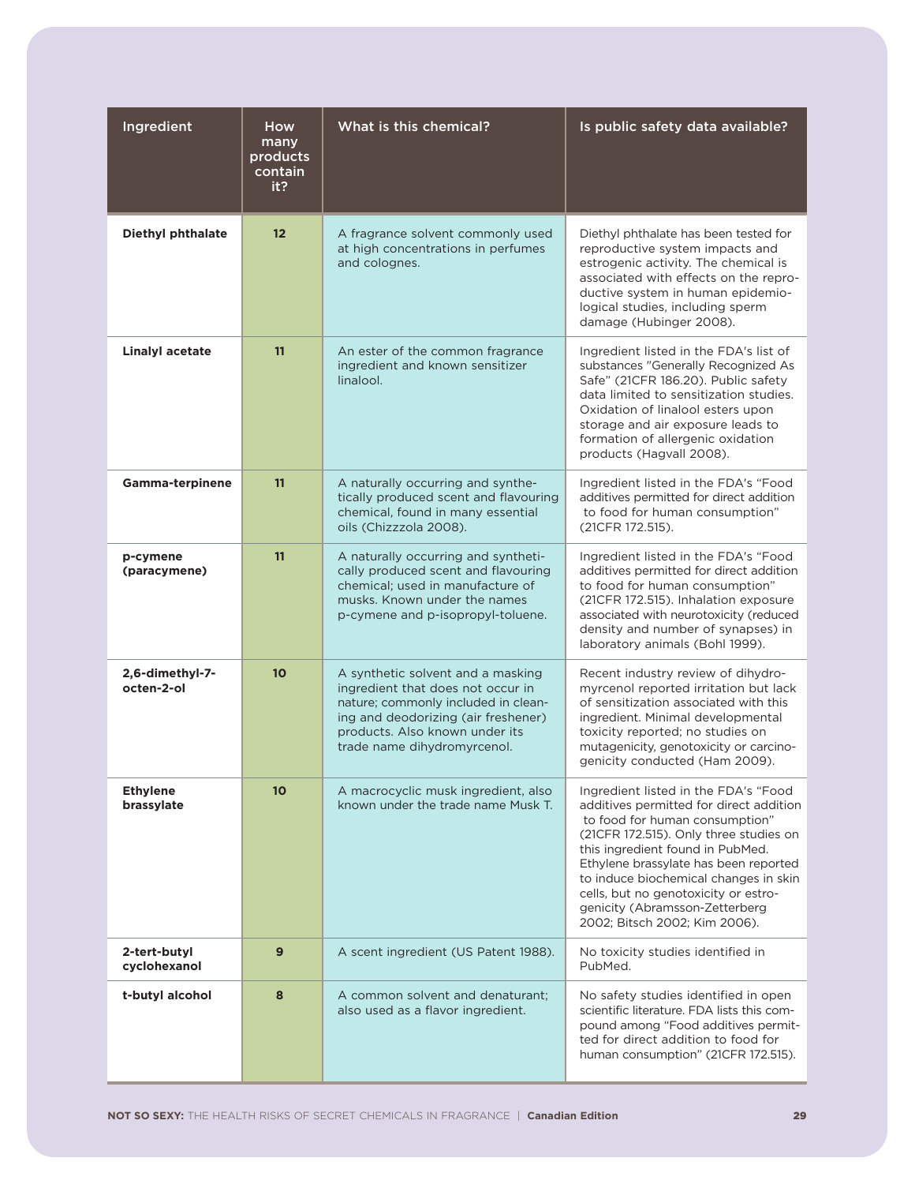| Ingredient | How many products contain it? | What is this chemical? | Is public safety data available? |
|---|---|---|---|
| **Diethyl phthalate** | 12 | A fragrance solvent commonly used at high concentrations in perfumes and colognes. | Diethyl phthalate has been tested for reproductive system impacts and estrogenic activity. The chemical is associated with effects on the reproductive system in human epidemiological studies, including sperm damage (Hubinger 2008). |
| **Linalyl acetate** | 11 | An ester of the common fragrance ingredient and known sensitizer linalool. | Ingredient listed in the FDA's list of substances "Generally Recognized As Safe" (21CFR 186.20). Public safety data limited to sensitization studies. Oxidation of linalool esters upon storage and air exposure leads to formation of allergenic oxidation products (Hagvall 2008). |
| **Gamma-terpinene** | 11 | A naturally occurring and synthetically produced scent and flavouring chemical, found in many essential oils (Chizzzola 2008). | Ingredient listed in the FDA's "Food additives permitted for direct addition to food for human consumption" (21CFR 172.515). |
| **p-cymene (paracymene)** | 11 | A naturally occurring and synthetically produced scent and flavouring chemical; used in manufacture of musks. Known under the names p-cymene and p-isopropyl-toluene. | Ingredient listed in the FDA's "Food additives permitted for direct addition to food for human consumption" (21CFR 172.515). Inhalation exposure associated with neurotoxicity (reduced density and number of synapses) in laboratory animals (Bohl 1999). |
| **2,6-dimethyl-7-octen-2-ol** | 10 | A synthetic solvent and a masking ingredient that does not occur in nature; commonly included in cleaning and deodorizing (air freshener) products. Also known under its trade name dihydromyrcenol. | Recent industry review of dihydromyrcenol reported irritation but lack of sensitization associated with this ingredient. Minimal developmental toxicity reported; no studies on mutagenicity, genotoxicity or carcinogenicity conducted (Ham 2009). |
| **Ethylene brassylate** | 10 | A macrocyclic musk ingredient, also known under the trade name Musk T. | Ingredient listed in the FDA's "Food additives permitted for direct addition to food for human consumption" (21CFR 172.515). Only three studies on this ingredient found in PubMed. Ethylene brassylate has been reported to induce biochemical changes in skin cells, but no genotoxicity or estrogenicity (Abramsson-Zetterberg 2002; Bitsch 2002; Kim 2006). |
| **2-tert-butyl cyclohexanol** | 9 | A scent ingredient (US Patent 1988). | No toxicity studies identified in PubMed. |
| **t-butyl alcohol** | 8 | A common solvent and denaturant; also used as a flavor ingredient. | No safety studies identified in open scientific literature. FDA lists this compound among "Food additives permitted for direct addition to food for human consumption" (21CFR 172.515). |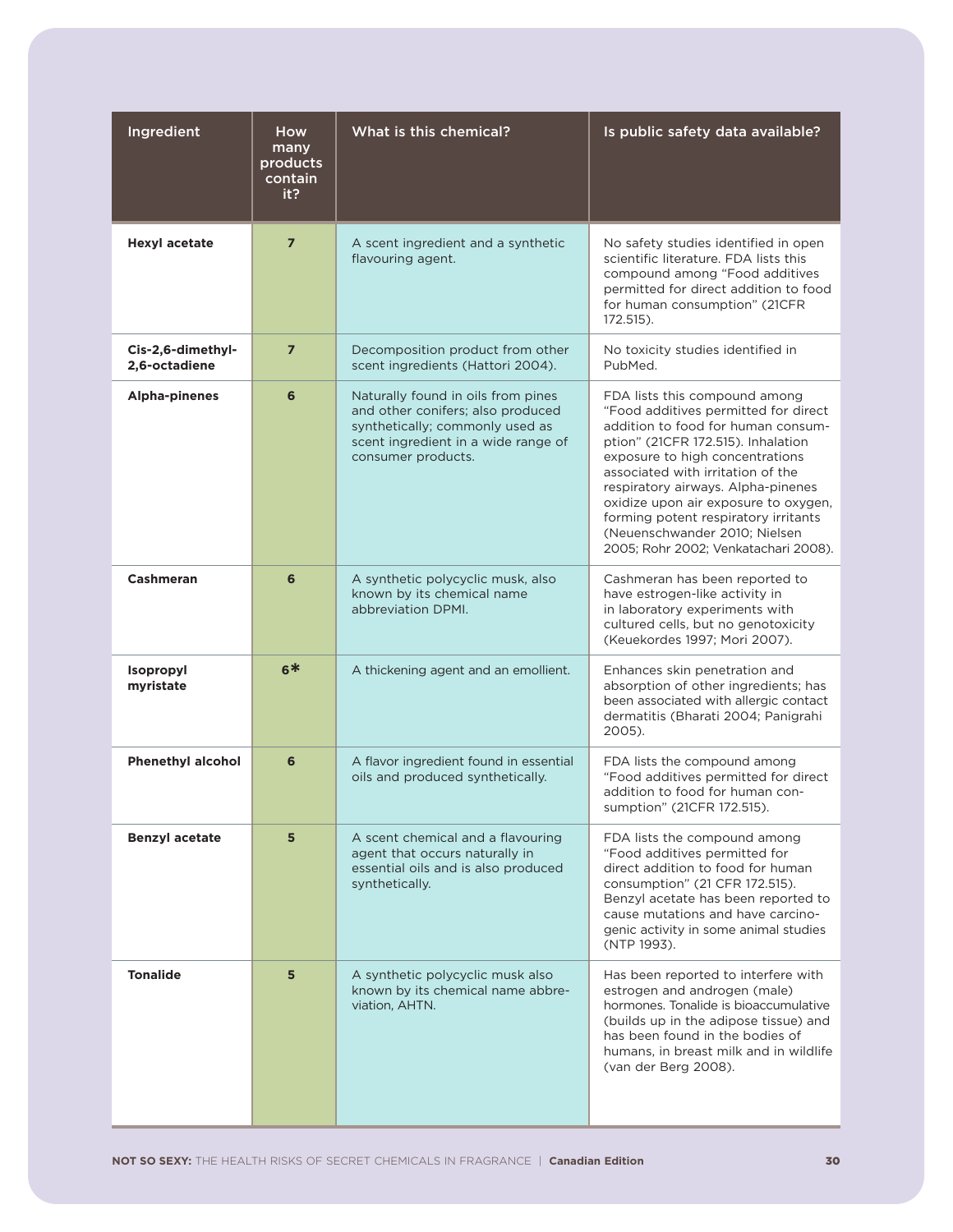| Ingredient | How many products contain it? | What is this chemical? | Is public safety data available? |
|---|---|---|---|
| **Hexyl acetate** | 7 | A scent ingredient and a synthetic flavouring agent. | No safety studies identified in open scientific literature. FDA lists this compound among "Food additives permitted for direct addition to food for human consumption" (21CFR 172.515). |
| **Cis-2,6-dimethyl-2,6-octadiene** | 7 | Decomposition product from other scent ingredients (Hattori 2004). | No toxicity studies identified in PubMed. |
| **Alpha-pinenes** | 6 | Naturally found in oils from pines and other conifers; also produced synthetically; commonly used as scent ingredient in a wide range of consumer products. | FDA lists this compound among "Food additives permitted for direct addition to food for human consumption" (21CFR 172.515). Inhalation exposure to high concentrations associated with irritation of the respiratory airways. Alpha-pinenes oxidize upon air exposure to oxygen, forming potent respiratory irritants (Neuenschwander 2010; Nielsen 2005; Rohr 2002; Venkatachari 2008). |
| **Cashmeran** | 6 | A synthetic polycyclic musk, also known by its chemical name abbreviation DPMI. | Cashmeran has been reported to have estrogen-like activity in in laboratory experiments with cultured cells, but no genotoxicity (Keuekordes 1997; Mori 2007). |
| **Isopropyl myristate** | 6* | A thickening agent and an emollient. | Enhances skin penetration and absorption of other ingredients; has been associated with allergic contact dermatitis (Bharati 2004; Panigrahi 2005). |
| **Phenethyl alcohol** | 6 | A flavor ingredient found in essential oils and produced synthetically. | FDA lists the compound among "Food additives permitted for direct addition to food for human consumption" (21CFR 172.515). |
| **Benzyl acetate** | 5 | A scent chemical and a flavouring agent that occurs naturally in essential oils and is also produced synthetically. | FDA lists the compound among "Food additives permitted for direct addition to food for human consumption" (21 CFR 172.515). Benzyl acetate has been reported to cause mutations and have carcinogenic activity in some animal studies (NTP 1993). |
| **Tonalide** | 5 | A synthetic polycyclic musk also known by its chemical name abbreviation, AHTN. | Has been reported to interfere with estrogen and androgen (male) hormones. Tonalide is bioaccumulative (builds up in the adipose tissue) and has been found in the bodies of humans, in breast milk and in wildlife (van der Berg 2008). |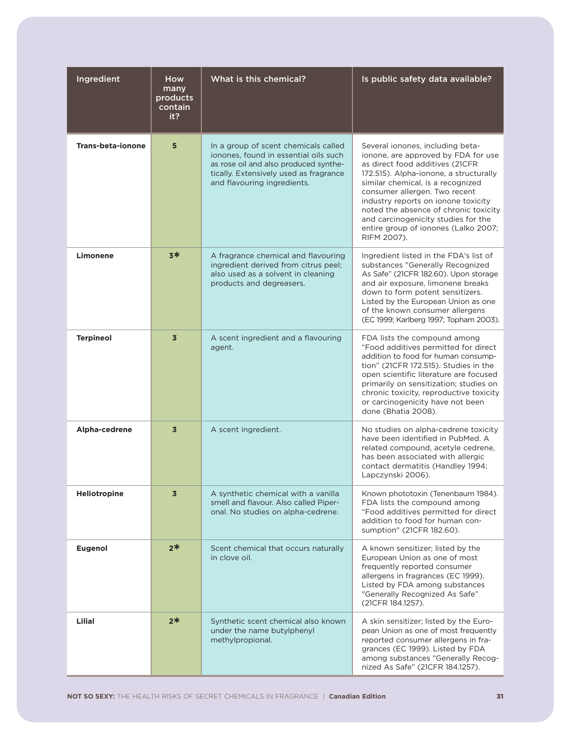| Ingredient | How many products contain it? | What is this chemical? | Is public safety data available? |
|---|---|---|---|
| **Trans-beta-ionone** | **5** | In a group of scent chemicals called ionones, found in essential oils such as rose oil and also produced synthetically. Extensively used as fragrance and flavouring ingredients. | Several ionones, including beta-ionone, are approved by FDA for use as direct food additives (21CFR 172.515). Alpha-ionone, a structurally similar chemical, is a recognized consumer allergen. Two recent industry reports on ionone toxicity noted the absence of chronic toxicity and carcinogenicity studies for the entire group of ionones (Lalko 2007; RIFM 2007). |
| **Limonene** | **3*** | A fragrance chemical and flavouring ingredient derived from citrus peel; also used as a solvent in cleaning products and degreasers. | Ingredient listed in the FDA's list of substances "Generally Recognized As Safe" (21CFR 182.60). Upon storage and air exposure, limonene breaks down to form potent sensitizers. Listed by the European Union as one of the known consumer allergens (EC 1999; Karlberg 1997; Topham 2003). |
| **Terpineol** | **3** | A scent ingredient and a flavouring agent. | FDA lists the compound among "Food additives permitted for direct addition to food for human consumption" (21CFR 172.515). Studies in the open scientific literature are focused primarily on sensitization; studies on chronic toxicity, reproductive toxicity or carcinogenicity have not been done (Bhatia 2008). |
| **Alpha-cedrene** | **3** | A scent ingredient. | No studies on alpha-cedrene toxicity have been identified in PubMed. A related compound, acetyle cedrene, has been associated with allergic contact dermatitis (Handley 1994; Lapczynski 2006). |
| **Heliotropine** | **3** | A synthetic chemical with a vanilla smell and flavour. Also called Piperonal. No studies on alpha-cedrene. | Known phototoxin (Tenenbaum 1984). FDA lists the compound among "Food additives permitted for direct addition to food for human consumption" (21CFR 182.60). |
| **Eugenol** | **2*** | Scent chemical that occurs naturally in clove oil. | A known sensitizer; listed by the European Union as one of most frequently reported consumer allergens in fragrances (EC 1999). Listed by FDA among substances "Generally Recognized As Safe" (21CFR 184.1257). |
| **Lilial** | **2*** | Synthetic scent chemical also known under the name butylphenyl methylpropional. | A skin sensitizer; listed by the European Union as one of most frequently reported consumer allergens in fragrances (EC 1999). Listed by FDA among substances "Generally Recognized As Safe" (21CFR 184.1257). |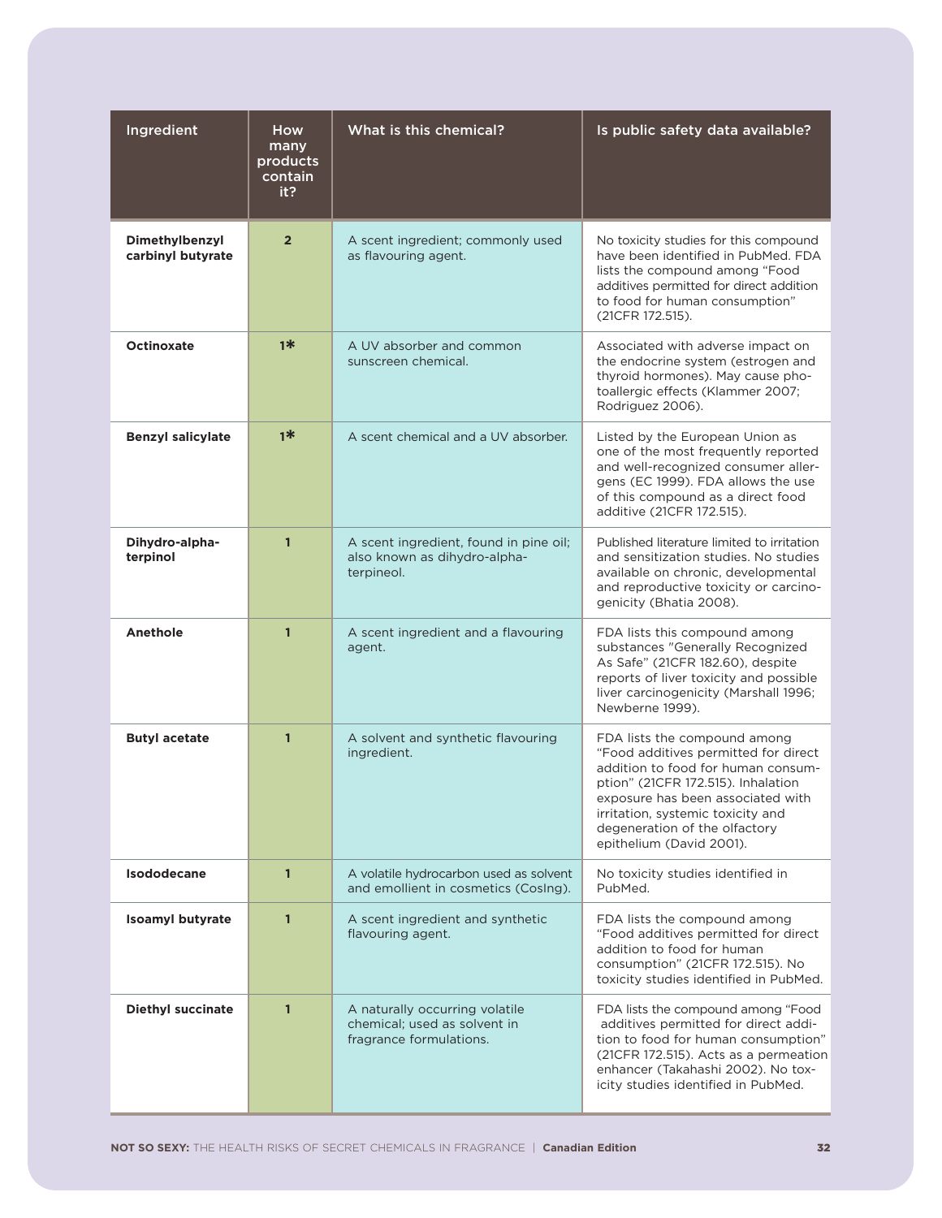| Ingredient | How many products contain it? | What is this chemical? | Is public safety data available? |
|---|---|---|---|
| **Dimethylbenzyl carbinyl butyrate** | **2** | A scent ingredient; commonly used as flavouring agent. | No toxicity studies for this compound have been identified in PubMed. FDA lists the compound among "Food additives permitted for direct addition to food for human consumption" (21CFR 172.515). |
| **Octinoxate** | **1*** | A UV absorber and common sunscreen chemical. | Associated with adverse impact on the endocrine system (estrogen and thyroid hormones). May cause photoallergic effects (Klammer 2007; Rodriguez 2006). |
| **Benzyl salicylate** | **1*** | A scent chemical and a UV absorber. | Listed by the European Union as one of the most frequently reported and well-recognized consumer allergens (EC 1999). FDA allows the use of this compound as a direct food additive (21CFR 172.515). |
| **Dihydro-alpha-terpinol** | **1** | A scent ingredient, found in pine oil; also known as dihydro-alpha-terpineol. | Published literature limited to irritation and sensitization studies. No studies available on chronic, developmental and reproductive toxicity or carcinogenicity (Bhatia 2008). |
| **Anethole** | **1** | A scent ingredient and a flavouring agent. | FDA lists this compound among substances "Generally Recognized As Safe" (21CFR 182.60), despite reports of liver toxicity and possible liver carcinogenicity (Marshall 1996; Newberne 1999). |
| **Butyl acetate** | **1** | A solvent and synthetic flavouring ingredient. | FDA lists the compound among "Food additives permitted for direct addition to food for human consumption" (21CFR 172.515). Inhalation exposure has been associated with irritation, systemic toxicity and degeneration of the olfactory epithelium (David 2001). |
| **Isododecane** | **1** | A volatile hydrocarbon used as solvent and emollient in cosmetics (CosIng). | No toxicity studies identified in PubMed. |
| **Isoamyl butyrate** | **1** | A scent ingredient and synthetic flavouring agent. | FDA lists the compound among "Food additives permitted for direct addition to food for human consumption" (21CFR 172.515). No toxicity studies identified in PubMed. |
| **Diethyl succinate** | **1** | A naturally occurring volatile chemical; used as solvent in fragrance formulations. | FDA lists the compound among "Food additives permitted for direct addition to food for human consumption" (21CFR 172.515). Acts as a permeation enhancer (Takahashi 2002). No toxicity studies identified in PubMed. |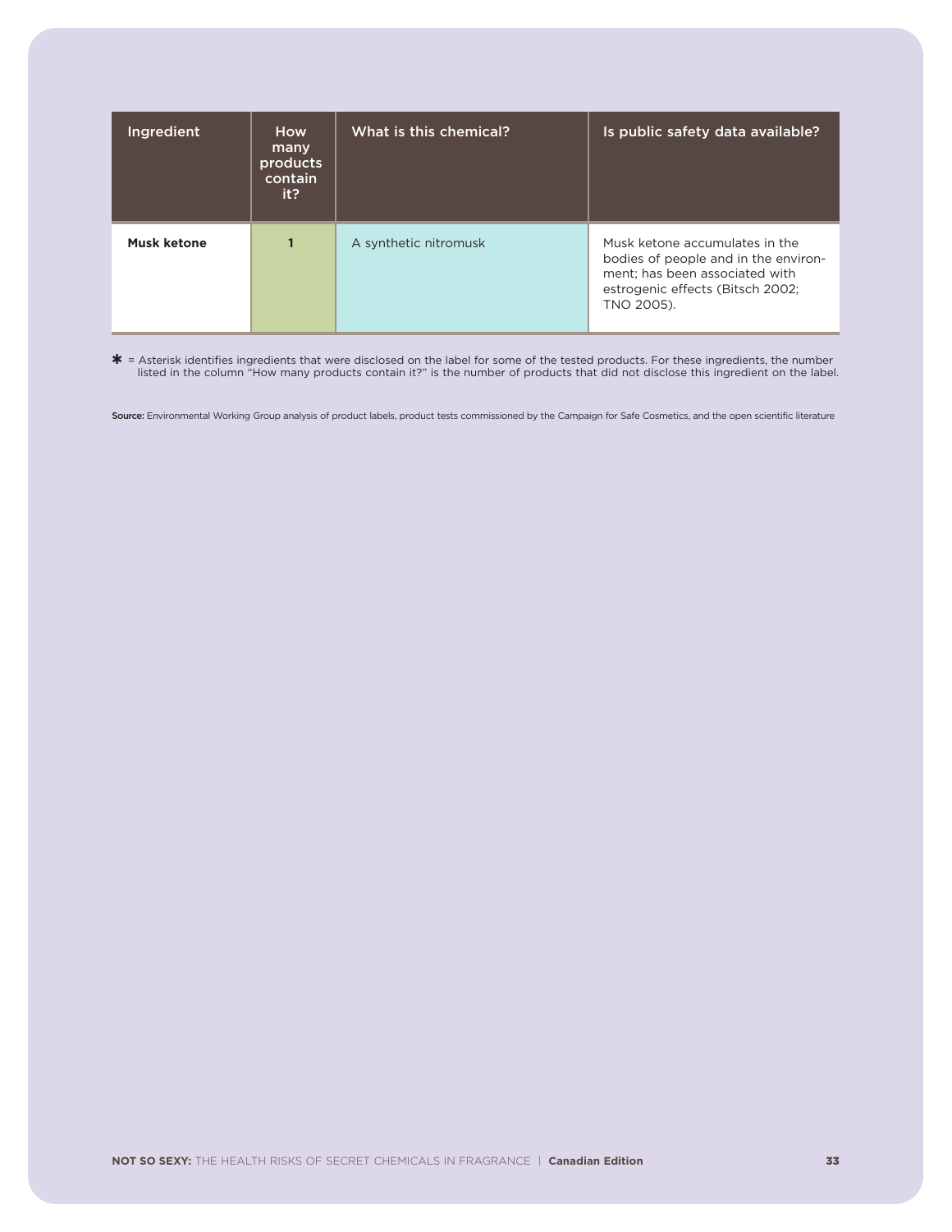| Ingredient | How many products contain it? | What is this chemical? | Is public safety data available? |
| --- | --- | --- | --- |
| **Musk ketone** | **1** | A synthetic nitromusk | Musk ketone accumulates in the bodies of people and in the environment; has been associated with estrogenic effects (Bitsch 2002; TNO 2005). |

**✱** = Asterisk identifies ingredients that were disclosed on the label for some of the tested products. For these ingredients, the number listed in the column "How many products contain it?" is the number of products that did not disclose this ingredient on the label.

**Source:** Environmental Working Group analysis of product labels, product tests commissioned by the Campaign for Safe Cosmetics, and the open scientific literature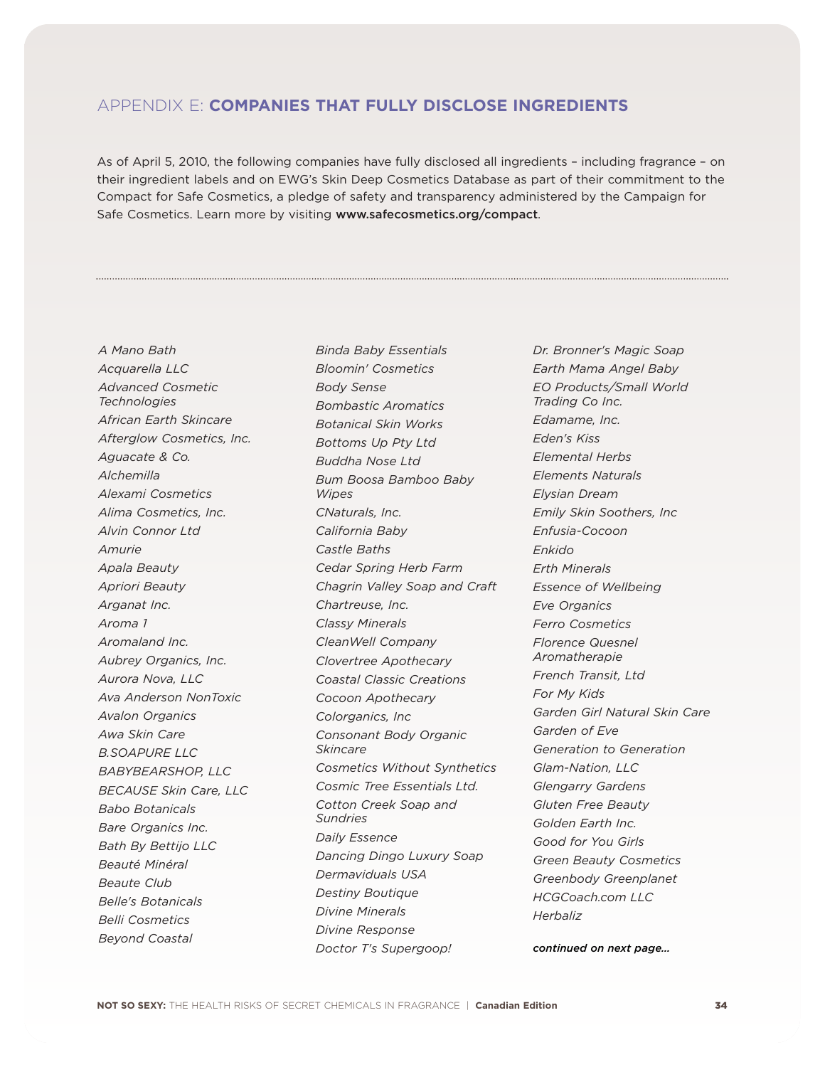## APPENDIX E: **COMPANIES THAT FULLY DISCLOSE INGREDIENTS**

As of April 5, 2010, the following companies have fully disclosed all ingredients – including fragrance – on their ingredient labels and on EWG's Skin Deep Cosmetics Database as part of their commitment to the Compact for Safe Cosmetics, a pledge of safety and transparency administered by the Campaign for Safe Cosmetics. Learn more by visiting **www.safecosmetics.org/compact**.

*A Mano Bath*
*Acquarella LLC*
*Advanced Cosmetic Technologies*
*African Earth Skincare*
*Afterglow Cosmetics, Inc.*
*Aguacate & Co.*
*Alchemilla*
*Alexami Cosmetics*
*Alima Cosmetics, Inc.*
*Alvin Connor Ltd*
*Amurie*
*Apala Beauty*
*Apriori Beauty*
*Arganat Inc.*
*Aroma 1*
*Aromaland Inc.*
*Aubrey Organics, Inc.*
*Aurora Nova, LLC*
*Ava Anderson NonToxic*
*Avalon Organics*
*Awa Skin Care*
*B.SOAPURE LLC*
*BABYBEARSHOP, LLC*
*BECAUSE Skin Care, LLC*
*Babo Botanicals*
*Bare Organics Inc.*
*Bath By Bettijo LLC*
*Beauté Minéral*
*Beaute Club*
*Belle's Botanicals*
*Belli Cosmetics*
*Beyond Coastal*
*Binda Baby Essentials*
*Bloomin' Cosmetics*
*Body Sense*
*Bombastic Aromatics*
*Botanical Skin Works*
*Bottoms Up Pty Ltd*
*Buddha Nose Ltd*
*Bum Boosa Bamboo Baby Wipes*
*CNaturals, Inc.*
*California Baby*
*Castle Baths*
*Cedar Spring Herb Farm*
*Chagrin Valley Soap and Craft*
*Chartreuse, Inc.*
*Classy Minerals*
*CleanWell Company*
*Clovertree Apothecary*
*Coastal Classic Creations*
*Cocoon Apothecary*
*Colorganics, Inc*
*Consonant Body Organic Skincare*
*Cosmetics Without Synthetics*
*Cosmic Tree Essentials Ltd.*
*Cotton Creek Soap and Sundries*
*Daily Essence*
*Dancing Dingo Luxury Soap*
*Dermaviduals USA*
*Destiny Boutique*
*Divine Minerals*
*Divine Response*
*Doctor T's Supergoop!*
*Dr. Bronner's Magic Soap*
*Earth Mama Angel Baby*
*EO Products/Small World Trading Co Inc.*
*Edamame, Inc.*
*Eden's Kiss*
*Elemental Herbs*
*Elements Naturals*
*Elysian Dream*
*Emily Skin Soothers, Inc*
*Enfusia-Cocoon*
*Enkido*
*Erth Minerals*
*Essence of Wellbeing*
*Eve Organics*
*Ferro Cosmetics*
*Florence Quesnel Aromatherapie*
*French Transit, Ltd*
*For My Kids*
*Garden Girl Natural Skin Care*
*Garden of Eve*
*Generation to Generation*
*Glam-Nation, LLC*
*Glengarry Gardens*
*Gluten Free Beauty*
*Golden Earth Inc.*
*Good for You Girls*
*Green Beauty Cosmetics*
*Greenbody Greenplanet*
*HCGCoach.com LLC*
*Herbaliz*

***continued on next page...***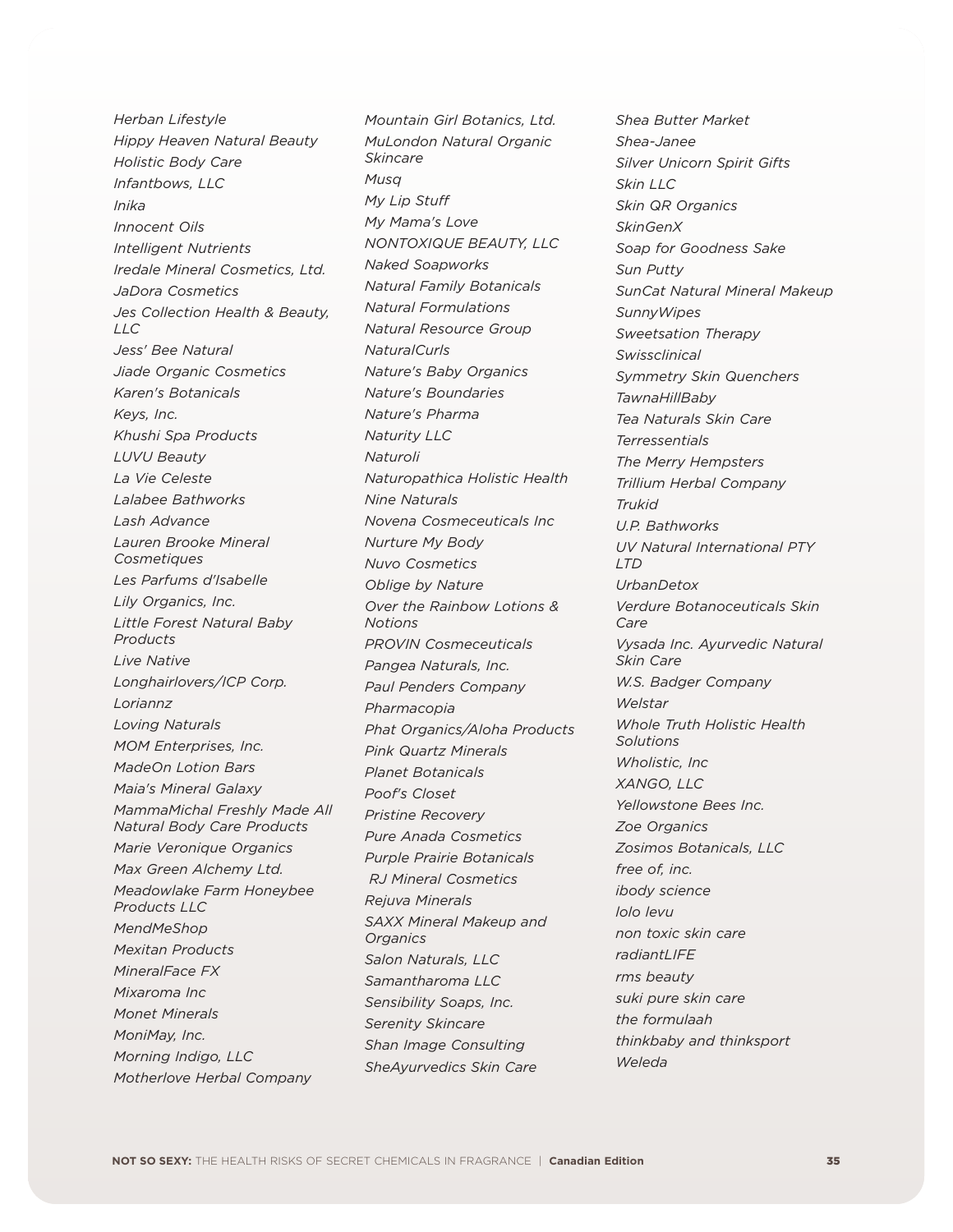*Herban Lifestyle*
*Hippy Heaven Natural Beauty*
*Holistic Body Care*
*Infantbows, LLC*
*Inika*
*Innocent Oils*
*Intelligent Nutrients*
*Iredale Mineral Cosmetics, Ltd.*
*JaDora Cosmetics*
*Jes Collection Health & Beauty, LLC*
*Jess' Bee Natural*
*Jiade Organic Cosmetics*
*Karen's Botanicals*
*Keys, Inc.*
*Khushi Spa Products*
*LUVU Beauty*
*La Vie Celeste*
*Lalabee Bathworks*
*Lash Advance*
*Lauren Brooke Mineral Cosmetiques*
*Les Parfums d'Isabelle*
*Lily Organics, Inc.*
*Little Forest Natural Baby Products*
*Live Native*
*Longhairlovers/ICP Corp.*
*Loriannz*
*Loving Naturals*
*MOM Enterprises, Inc.*
*MadeOn Lotion Bars*
*Maia's Mineral Galaxy*
*MammaMichal Freshly Made All Natural Body Care Products*
*Marie Veronique Organics*
*Max Green Alchemy Ltd.*
*Meadowlake Farm Honeybee Products LLC*
*MendMeShop*
*Mexitan Products*
*MineralFace FX*
*Mixaroma Inc*
*Monet Minerals*
*MoniMay, Inc.*
*Morning Indigo, LLC*
*Motherlove Herbal Company*
*Mountain Girl Botanics, Ltd.*
*MuLondon Natural Organic Skincare*
*Musq*
*My Lip Stuff*
*My Mama's Love*
*NONTOXIQUE BEAUTY, LLC*
*Naked Soapworks*
*Natural Family Botanicals*
*Natural Formulations*
*Natural Resource Group*
*NaturalCurls*
*Nature's Baby Organics*
*Nature's Boundaries*
*Nature's Pharma*
*Naturity LLC*
*Naturoli*
*Naturopathica Holistic Health*
*Nine Naturals*
*Novena Cosmeceuticals Inc*
*Nurture My Body*
*Nuvo Cosmetics*
*Oblige by Nature*
*Over the Rainbow Lotions & Notions*
*PROVIN Cosmeceuticals*
*Pangea Naturals, Inc.*
*Paul Penders Company*
*Pharmacopia*
*Phat Organics/Aloha Products*
*Pink Quartz Minerals*
*Planet Botanicals*
*Poof's Closet*
*Pristine Recovery*
*Pure Anada Cosmetics*
*Purple Prairie Botanicals*
*RJ Mineral Cosmetics*
*Rejuva Minerals*
*SAXX Mineral Makeup and Organics*
*Salon Naturals, LLC*
*Samantharoma LLC*
*Sensibility Soaps, Inc.*
*Serenity Skincare*
*Shan Image Consulting*
*SheAyurvedics Skin Care*
*Shea Butter Market*
*Shea-Janee*
*Silver Unicorn Spirit Gifts*
*Skin LLC*
*Skin QR Organics*
*SkinGenX*
*Soap for Goodness Sake*
*Sun Putty*
*SunCat Natural Mineral Makeup*
*SunnyWipes*
*Sweetsation Therapy*
*Swissclinical*
*Symmetry Skin Quenchers*
*TawnaHillBaby*
*Tea Naturals Skin Care*
*Terressentials*
*The Merry Hempsters*
*Trillium Herbal Company*
*Trukid*
*U.P. Bathworks*
*UV Natural International PTY LTD*
*UrbanDetox*
*Verdure Botanoceuticals Skin Care*
*Vysada Inc. Ayurvedic Natural Skin Care*
*W.S. Badger Company*
*Welstar*
*Whole Truth Holistic Health Solutions*
*Wholistic, Inc*
*XANGO, LLC*
*Yellowstone Bees Inc.*
*Zoe Organics*
*Zosimos Botanicals, LLC*
*free of, inc.*
*ibody science*
*lolo levu*
*non toxic skin care*
*radiantLIFE*
*rms beauty*
*suki pure skin care*
*the formulaah*
*thinkbaby and thinksport*
*Weleda*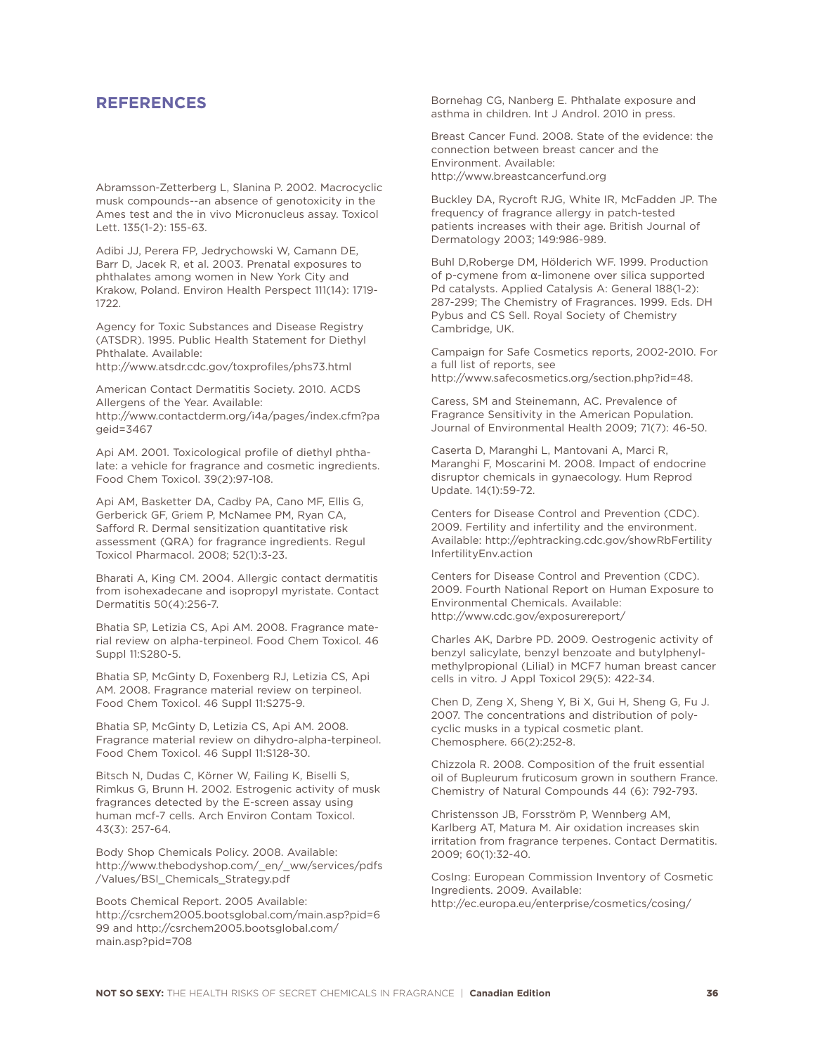## REFERENCES

Abramsson-Zetterberg L, Slanina P. 2002. Macrocyclic musk compounds--an absence of genotoxicity in the Ames test and the in vivo Micronucleus assay. Toxicol Lett. 135(1-2): 155-63.

Adibi JJ, Perera FP, Jedrychowski W, Camann DE, Barr D, Jacek R, et al. 2003. Prenatal exposures to phthalates among women in New York City and Krakow, Poland. Environ Health Perspect 111(14): 1719-1722.

Agency for Toxic Substances and Disease Registry (ATSDR). 1995. Public Health Statement for Diethyl Phthalate. Available: http://www.atsdr.cdc.gov/toxprofiles/phs73.html

American Contact Dermatitis Society. 2010. ACDS Allergens of the Year. Available: http://www.contactderm.org/i4a/pages/index.cfm?pageid=3467

Api AM. 2001. Toxicological profile of diethyl phthalate: a vehicle for fragrance and cosmetic ingredients. Food Chem Toxicol. 39(2):97-108.

Api AM, Basketter DA, Cadby PA, Cano MF, Ellis G, Gerberick GF, Griem P, McNamee PM, Ryan CA, Safford R. Dermal sensitization quantitative risk assessment (QRA) for fragrance ingredients. Regul Toxicol Pharmacol. 2008; 52(1):3-23.

Bharati A, King CM. 2004. Allergic contact dermatitis from isohexadecane and isopropyl myristate. Contact Dermatitis 50(4):256-7.

Bhatia SP, Letizia CS, Api AM. 2008. Fragrance material review on alpha-terpineol. Food Chem Toxicol. 46 Suppl 11:S280-5.

Bhatia SP, McGinty D, Foxenberg RJ, Letizia CS, Api AM. 2008. Fragrance material review on terpineol. Food Chem Toxicol. 46 Suppl 11:S275-9.

Bhatia SP, McGinty D, Letizia CS, Api AM. 2008. Fragrance material review on dihydro-alpha-terpineol. Food Chem Toxicol. 46 Suppl 11:S128-30.

Bitsch N, Dudas C, Körner W, Failing K, Biselli S, Rimkus G, Brunn H. 2002. Estrogenic activity of musk fragrances detected by the E-screen assay using human mcf-7 cells. Arch Environ Contam Toxicol. 43(3): 257-64.

Body Shop Chemicals Policy. 2008. Available: http://www.thebodyshop.com/_en/_ww/services/pdfs/Values/BSI_Chemicals_Strategy.pdf

Boots Chemical Report. 2005 Available: http://csrchem2005.bootsglobal.com/main.asp?pid=699 and http://csrchem2005.bootsglobal.com/main.asp?pid=708

Bornehag CG, Nanberg E. Phthalate exposure and asthma in children. Int J Androl. 2010 in press.

Breast Cancer Fund. 2008. State of the evidence: the connection between breast cancer and the Environment. Available: http://www.breastcancerfund.org

Buckley DA, Rycroft RJG, White IR, McFadden JP. The frequency of fragrance allergy in patch-tested patients increases with their age. British Journal of Dermatology 2003; 149:986-989.

Buhl D,Roberge DM, Hölderich WF. 1999. Production of p-cymene from α-limonene over silica supported Pd catalysts. Applied Catalysis A: General 188(1-2): 287-299; The Chemistry of Fragrances. 1999. Eds. DH Pybus and CS Sell. Royal Society of Chemistry Cambridge, UK.

Campaign for Safe Cosmetics reports, 2002-2010. For a full list of reports, see http://www.safecosmetics.org/section.php?id=48.

Caress, SM and Steinemann, AC. Prevalence of Fragrance Sensitivity in the American Population. Journal of Environmental Health 2009; 71(7): 46-50.

Caserta D, Maranghi L, Mantovani A, Marci R, Maranghi F, Moscarini M. 2008. Impact of endocrine disruptor chemicals in gynaecology. Hum Reprod Update. 14(1):59-72.

Centers for Disease Control and Prevention (CDC). 2009. Fertility and infertility and the environment. Available: http://ephtracking.cdc.gov/showRbFertilityInfertilityEnv.action

Centers for Disease Control and Prevention (CDC). 2009. Fourth National Report on Human Exposure to Environmental Chemicals. Available: http://www.cdc.gov/exposurereport/

Charles AK, Darbre PD. 2009. Oestrogenic activity of benzyl salicylate, benzyl benzoate and butylphenylmethylpropional (Lilial) in MCF7 human breast cancer cells in vitro. J Appl Toxicol 29(5): 422-34.

Chen D, Zeng X, Sheng Y, Bi X, Gui H, Sheng G, Fu J. 2007. The concentrations and distribution of polycyclic musks in a typical cosmetic plant. Chemosphere. 66(2):252-8.

Chizzola R. 2008. Composition of the fruit essential oil of Bupleurum fruticosum grown in southern France. Chemistry of Natural Compounds 44 (6): 792-793.

Christensson JB, Forsström P, Wennberg AM, Karlberg AT, Matura M. Air oxidation increases skin irritation from fragrance terpenes. Contact Dermatitis. 2009; 60(1):32-40.

CosIng: European Commission Inventory of Cosmetic Ingredients. 2009. Available: http://ec.europa.eu/enterprise/cosmetics/cosing/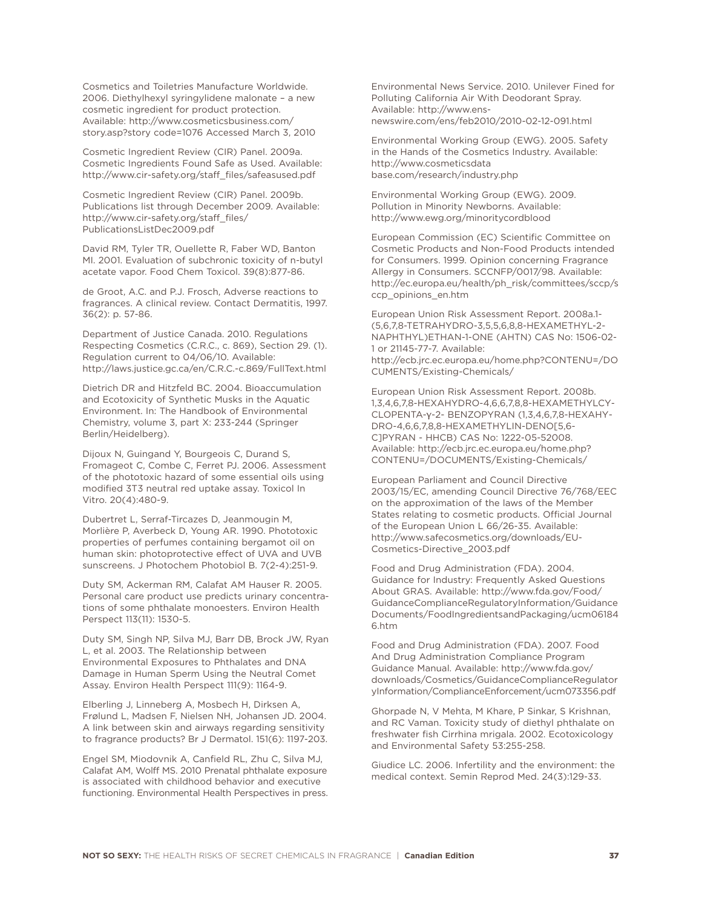Cosmetics and Toiletries Manufacture Worldwide. 2006. Diethylhexyl syringylidene malonate – a new cosmetic ingredient for product protection. Available: http://www.cosmeticsbusiness.com/story.asp?story code=1076 Accessed March 3, 2010

Cosmetic Ingredient Review (CIR) Panel. 2009a. Cosmetic Ingredients Found Safe as Used. Available: http://www.cir-safety.org/staff_files/safeasused.pdf

Cosmetic Ingredient Review (CIR) Panel. 2009b. Publications list through December 2009. Available: http://www.cir-safety.org/staff_files/PublicationsListDec2009.pdf

David RM, Tyler TR, Ouellette R, Faber WD, Banton MI. 2001. Evaluation of subchronic toxicity of n-butyl acetate vapor. Food Chem Toxicol. 39(8):877-86.

de Groot, A.C. and P.J. Frosch, Adverse reactions to fragrances. A clinical review. Contact Dermatitis, 1997. 36(2): p. 57-86.

Department of Justice Canada. 2010. Regulations Respecting Cosmetics (C.R.C., c. 869), Section 29. (1). Regulation current to 04/06/10. Available: http://laws.justice.gc.ca/en/C.R.C.-c.869/FullText.html

Dietrich DR and Hitzfeld BC. 2004. Bioaccumulation and Ecotoxicity of Synthetic Musks in the Aquatic Environment. In: The Handbook of Environmental Chemistry, volume 3, part X: 233-244 (Springer Berlin/Heidelberg).

Dijoux N, Guingand Y, Bourgeois C, Durand S, Fromageot C, Combe C, Ferret PJ. 2006. Assessment of the phototoxic hazard of some essential oils using modified 3T3 neutral red uptake assay. Toxicol In Vitro. 20(4):480-9.

Dubertret L, Serraf-Tircazes D, Jeanmougin M, Morlière P, Averbeck D, Young AR. 1990. Phototoxic properties of perfumes containing bergamot oil on human skin: photoprotective effect of UVA and UVB sunscreens. J Photochem Photobiol B. 7(2-4):251-9.

Duty SM, Ackerman RM, Calafat AM Hauser R. 2005. Personal care product use predicts urinary concentrations of some phthalate monoesters. Environ Health Perspect 113(11): 1530-5.

Duty SM, Singh NP, Silva MJ, Barr DB, Brock JW, Ryan L, et al. 2003. The Relationship between Environmental Exposures to Phthalates and DNA Damage in Human Sperm Using the Neutral Comet Assay. Environ Health Perspect 111(9): 1164-9.

Elberling J, Linneberg A, Mosbech H, Dirksen A, Frølund L, Madsen F, Nielsen NH, Johansen JD. 2004. A link between skin and airways regarding sensitivity to fragrance products? Br J Dermatol. 151(6): 1197-203.

Engel SM, Miodovnik A, Canfield RL, Zhu C, Silva MJ, Calafat AM, Wolff MS. 2010 Prenatal phthalate exposure is associated with childhood behavior and executive functioning. Environmental Health Perspectives in press.

Environmental News Service. 2010. Unilever Fined for Polluting California Air With Deodorant Spray. Available: http://www.ens-newswire.com/ens/feb2010/2010-02-12-091.html

Environmental Working Group (EWG). 2005. Safety in the Hands of the Cosmetics Industry. Available: http://www.cosmeticsdatabase.com/research/industry.php

Environmental Working Group (EWG). 2009. Pollution in Minority Newborns. Available: http://www.ewg.org/minoritycordblood

European Commission (EC) Scientific Committee on Cosmetic Products and Non-Food Products intended for Consumers. 1999. Opinion concerning Fragrance Allergy in Consumers. SCCNFP/0017/98. Available: http://ec.europa.eu/health/ph_risk/committees/sccp/sccp_opinions_en.htm

European Union Risk Assessment Report. 2008a.1-(5,6,7,8-TETRAHYDRO-3,5,5,6,8,8-HEXAMETHYL-2-NAPHTHYL)ETHAN-1-ONE (AHTN) CAS No: 1506-02-1 or 21145-77-7. Available: http://ecb.jrc.ec.europa.eu/home.php?CONTENU=/DOCUMENTS/Existing-Chemicals/

European Union Risk Assessment Report. 2008b. 1,3,4,6,7,8-HEXAHYDRO-4,6,6,7,8,8-HEXAMETHYLCYCLOPENTA-γ-2- BENZOPYRAN (1,3,4,6,7,8-HEXAHYDRO-4,6,6,7,8,8-HEXAMETHYLIN-DENO[5,6-C]PYRAN - HHCB) CAS No: 1222-05-52008. Available: http://ecb.jrc.ec.europa.eu/home.php?CONTENU=/DOCUMENTS/Existing-Chemicals/

European Parliament and Council Directive 2003/15/EC, amending Council Directive 76/768/EEC on the approximation of the laws of the Member States relating to cosmetic products. Official Journal of the European Union L 66/26-35. Available: http://www.safecosmetics.org/downloads/EU-Cosmetics-Directive_2003.pdf

Food and Drug Administration (FDA). 2004. Guidance for Industry: Frequently Asked Questions About GRAS. Available: http://www.fda.gov/Food/GuidanceComplianceRegulatoryInformation/GuidanceDocuments/FoodIngredientsandPackaging/ucm061846.htm

Food and Drug Administration (FDA). 2007. Food And Drug Administration Compliance Program Guidance Manual. Available: http://www.fda.gov/downloads/Cosmetics/GuidanceComplianceRegulatoryInformation/ComplianceEnforcement/ucm073356.pdf

Ghorpade N, V Mehta, M Khare, P Sinkar, S Krishnan, and RC Vaman. Toxicity study of diethyl phthalate on freshwater fish Cirrhina mrigala. 2002. Ecotoxicology and Environmental Safety 53:255-258.

Giudice LC. 2006. Infertility and the environment: the medical context. Semin Reprod Med. 24(3):129-33.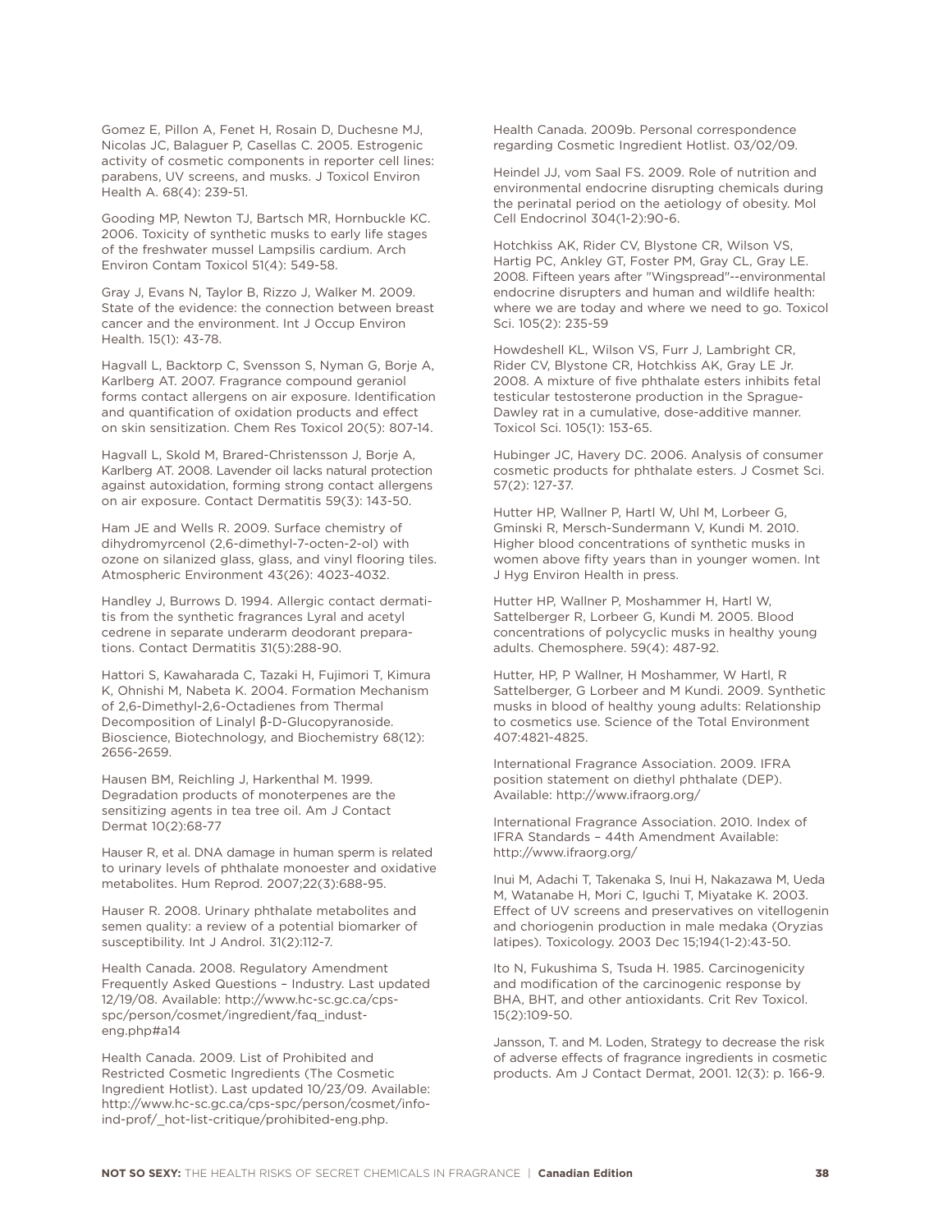Gomez E, Pillon A, Fenet H, Rosain D, Duchesne MJ, Nicolas JC, Balaguer P, Casellas C. 2005. Estrogenic activity of cosmetic components in reporter cell lines: parabens, UV screens, and musks. J Toxicol Environ Health A. 68(4): 239-51.

Gooding MP, Newton TJ, Bartsch MR, Hornbuckle KC. 2006. Toxicity of synthetic musks to early life stages of the freshwater mussel Lampsilis cardium. Arch Environ Contam Toxicol 51(4): 549-58.

Gray J, Evans N, Taylor B, Rizzo J, Walker M. 2009. State of the evidence: the connection between breast cancer and the environment. Int J Occup Environ Health. 15(1): 43-78.

Hagvall L, Backtorp C, Svensson S, Nyman G, Borje A, Karlberg AT. 2007. Fragrance compound geraniol forms contact allergens on air exposure. Identification and quantification of oxidation products and effect on skin sensitization. Chem Res Toxicol 20(5): 807-14.

Hagvall L, Skold M, Brared-Christensson J, Borje A, Karlberg AT. 2008. Lavender oil lacks natural protection against autoxidation, forming strong contact allergens on air exposure. Contact Dermatitis 59(3): 143-50.

Ham JE and Wells R. 2009. Surface chemistry of dihydromyrcenol (2,6-dimethyl-7-octen-2-ol) with ozone on silanized glass, glass, and vinyl flooring tiles. Atmospheric Environment 43(26): 4023-4032.

Handley J, Burrows D. 1994. Allergic contact dermatitis from the synthetic fragrances Lyral and acetyl cedrene in separate underarm deodorant preparations. Contact Dermatitis 31(5):288-90.

Hattori S, Kawaharada C, Tazaki H, Fujimori T, Kimura K, Ohnishi M, Nabeta K. 2004. Formation Mechanism of 2,6-Dimethyl-2,6-Octadienes from Thermal Decomposition of Linalyl β-D-Glucopyranoside. Bioscience, Biotechnology, and Biochemistry 68(12): 2656-2659.

Hausen BM, Reichling J, Harkenthal M. 1999. Degradation products of monoterpenes are the sensitizing agents in tea tree oil. Am J Contact Dermat 10(2):68-77

Hauser R, et al. DNA damage in human sperm is related to urinary levels of phthalate monoester and oxidative metabolites. Hum Reprod. 2007;22(3):688-95.

Hauser R. 2008. Urinary phthalate metabolites and semen quality: a review of a potential biomarker of susceptibility. Int J Androl. 31(2):112-7.

Health Canada. 2008. Regulatory Amendment Frequently Asked Questions – Industry. Last updated 12/19/08. Available: http://www.hc-sc.gc.ca/cps-spc/person/cosmet/ingredient/faq_indust-eng.php#a14

Health Canada. 2009. List of Prohibited and Restricted Cosmetic Ingredients (The Cosmetic Ingredient Hotlist). Last updated 10/23/09. Available: http://www.hc-sc.gc.ca/cps-spc/person/cosmet/info-ind-prof/_hot-list-critique/prohibited-eng.php.

Health Canada. 2009b. Personal correspondence regarding Cosmetic Ingredient Hotlist. 03/02/09.

Heindel JJ, vom Saal FS. 2009. Role of nutrition and environmental endocrine disrupting chemicals during the perinatal period on the aetiology of obesity. Mol Cell Endocrinol 304(1-2):90-6.

Hotchkiss AK, Rider CV, Blystone CR, Wilson VS, Hartig PC, Ankley GT, Foster PM, Gray CL, Gray LE. 2008. Fifteen years after "Wingspread"--environmental endocrine disrupters and human and wildlife health: where we are today and where we need to go. Toxicol Sci. 105(2): 235-59

Howdeshell KL, Wilson VS, Furr J, Lambright CR, Rider CV, Blystone CR, Hotchkiss AK, Gray LE Jr. 2008. A mixture of five phthalate esters inhibits fetal testicular testosterone production in the Sprague-Dawley rat in a cumulative, dose-additive manner. Toxicol Sci. 105(1): 153-65.

Hubinger JC, Havery DC. 2006. Analysis of consumer cosmetic products for phthalate esters. J Cosmet Sci. 57(2): 127-37.

Hutter HP, Wallner P, Hartl W, Uhl M, Lorbeer G, Gminski R, Mersch-Sundermann V, Kundi M. 2010. Higher blood concentrations of synthetic musks in women above fifty years than in younger women. Int J Hyg Environ Health in press.

Hutter HP, Wallner P, Moshammer H, Hartl W, Sattelberger R, Lorbeer G, Kundi M. 2005. Blood concentrations of polycyclic musks in healthy young adults. Chemosphere. 59(4): 487-92.

Hutter, HP, P Wallner, H Moshammer, W Hartl, R Sattelberger, G Lorbeer and M Kundi. 2009. Synthetic musks in blood of healthy young adults: Relationship to cosmetics use. Science of the Total Environment 407:4821-4825.

International Fragrance Association. 2009. IFRA position statement on diethyl phthalate (DEP). Available: http://www.ifraorg.org/

International Fragrance Association. 2010. Index of IFRA Standards – 44th Amendment Available: http://www.ifraorg.org/

Inui M, Adachi T, Takenaka S, Inui H, Nakazawa M, Ueda M, Watanabe H, Mori C, Iguchi T, Miyatake K. 2003. Effect of UV screens and preservatives on vitellogenin and choriogenin production in male medaka (Oryzias latipes). Toxicology. 2003 Dec 15;194(1-2):43-50.

Ito N, Fukushima S, Tsuda H. 1985. Carcinogenicity and modification of the carcinogenic response by BHA, BHT, and other antioxidants. Crit Rev Toxicol. 15(2):109-50.

Jansson, T. and M. Loden, Strategy to decrease the risk of adverse effects of fragrance ingredients in cosmetic products. Am J Contact Dermat, 2001. 12(3): p. 166-9.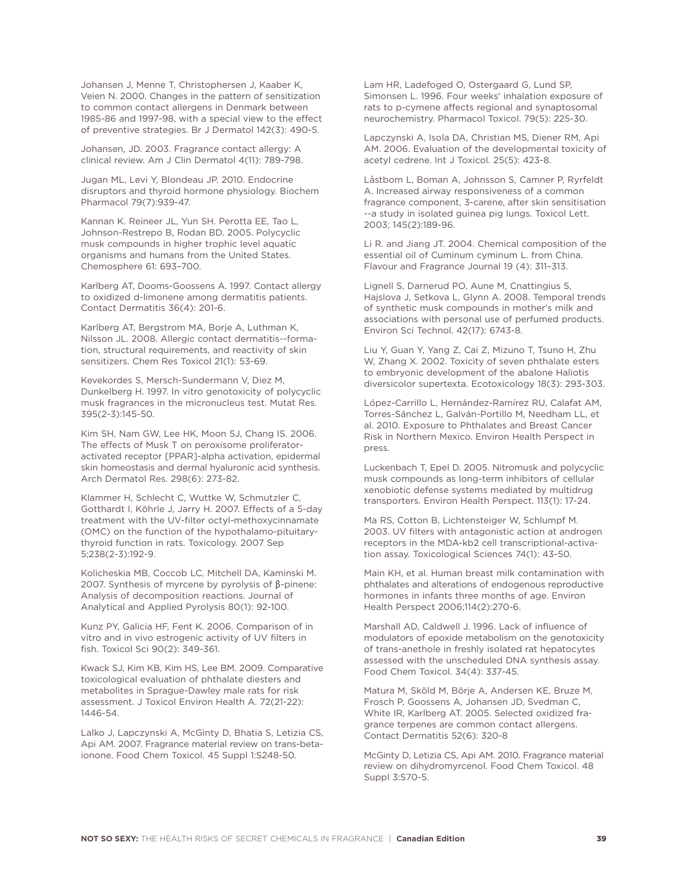Johansen J, Menne T, Christophersen J, Kaaber K, Veien N. 2000. Changes in the pattern of sensitization to common contact allergens in Denmark between 1985-86 and 1997-98, with a special view to the effect of preventive strategies. Br J Dermatol 142(3): 490-5.

Johansen, JD. 2003. Fragrance contact allergy: A clinical review. Am J Clin Dermatol 4(11): 789-798.

Jugan ML, Levi Y, Blondeau JP. 2010. Endocrine disruptors and thyroid hormone physiology. Biochem Pharmacol 79(7):939-47.

Kannan K. Reineer JL, Yun SH. Perotta EE, Tao L, Johnson-Restrepo B, Rodan BD. 2005. Polycyclic musk compounds in higher trophic level aquatic organisms and humans from the United States. Chemosphere 61: 693–700.

Karlberg AT, Dooms-Goossens A. 1997. Contact allergy to oxidized d-limonene among dermatitis patients. Contact Dermatitis 36(4): 201-6.

Karlberg AT, Bergstrom MA, Borje A, Luthman K, Nilsson JL. 2008. Allergic contact dermatitis--formation, structural requirements, and reactivity of skin sensitizers. Chem Res Toxicol 21(1): 53-69.

Kevekordes S, Mersch-Sundermann V, Diez M, Dunkelberg H. 1997. In vitro genotoxicity of polycyclic musk fragrances in the micronucleus test. Mutat Res. 395(2-3):145-50.

Kim SH, Nam GW, Lee HK, Moon SJ, Chang IS. 2006. The effects of Musk T on peroxisome proliferator-activated receptor [PPAR]-alpha activation, epidermal skin homeostasis and dermal hyaluronic acid synthesis. Arch Dermatol Res. 298(6): 273-82.

Klammer H, Schlecht C, Wuttke W, Schmutzler C, Gotthardt I, Köhrle J, Jarry H. 2007. Effects of a 5-day treatment with the UV-filter octyl-methoxycinnamate (OMC) on the function of the hypothalamo-pituitary-thyroid function in rats. Toxicology. 2007 Sep 5;238(2-3):192-9.

Kolicheskia MB, Coccob LC, Mitchell DA, Kaminski M. 2007. Synthesis of myrcene by pyrolysis of β-pinene: Analysis of decomposition reactions. Journal of Analytical and Applied Pyrolysis 80(1): 92-100.

Kunz PY, Galicia HF, Fent K. 2006. Comparison of in vitro and in vivo estrogenic activity of UV filters in fish. Toxicol Sci 90(2): 349-361.

Kwack SJ, Kim KB, Kim HS, Lee BM. 2009. Comparative toxicological evaluation of phthalate diesters and metabolites in Sprague-Dawley male rats for risk assessment. J Toxicol Environ Health A. 72(21-22): 1446-54.

Lalko J, Lapczynski A, McGinty D, Bhatia S, Letizia CS, Api AM. 2007. Fragrance material review on trans-beta-ionone. Food Chem Toxicol. 45 Suppl 1:S248-50.

Lam HR, Ladefoged O, Ostergaard G, Lund SP, Simonsen L. 1996. Four weeks' inhalation exposure of rats to p-cymene affects regional and synaptosomal neurochemistry. Pharmacol Toxicol. 79(5): 225-30.

Lapczynski A, Isola DA, Christian MS, Diener RM, Api AM. 2006. Evaluation of the developmental toxicity of acetyl cedrene. Int J Toxicol. 25(5): 423-8.

Låstbom L, Boman A, Johnsson S, Camner P, Ryrfeldt A. Increased airway responsiveness of a common fragrance component, 3-carene, after skin sensitisation --a study in isolated guinea pig lungs. Toxicol Lett. 2003; 145(2):189-96.

Li R. and Jiang JT. 2004. Chemical composition of the essential oil of Cuminum cyminum L. from China. Flavour and Fragrance Journal 19 (4): 311–313.

Lignell S, Darnerud PO, Aune M, Cnattingius S, Hajslova J, Setkova L, Glynn A. 2008. Temporal trends of synthetic musk compounds in mother's milk and associations with personal use of perfumed products. Environ Sci Technol. 42(17): 6743-8.

Liu Y, Guan Y, Yang Z, Cai Z, Mizuno T, Tsuno H, Zhu W, Zhang X. 2002. Toxicity of seven phthalate esters to embryonic development of the abalone Haliotis diversicolor supertexta. Ecotoxicology 18(3): 293-303.

López-Carrillo L, Hernández-Ramírez RU, Calafat AM, Torres-Sánchez L, Galván-Portillo M, Needham LL, et al. 2010. Exposure to Phthalates and Breast Cancer Risk in Northern Mexico. Environ Health Perspect in press.

Luckenbach T, Epel D. 2005. Nitromusk and polycyclic musk compounds as long-term inhibitors of cellular xenobiotic defense systems mediated by multidrug transporters. Environ Health Perspect. 113(1): 17-24.

Ma RS, Cotton B, Lichtensteiger W, Schlumpf M. 2003. UV filters with antagonistic action at androgen receptors in the MDA-kb2 cell transcriptional-activation assay. Toxicological Sciences 74(1): 43-50.

Main KH, et al. Human breast milk contamination with phthalates and alterations of endogenous reproductive hormones in infants three months of age. Environ Health Perspect 2006;114(2):270-6.

Marshall AD, Caldwell J. 1996. Lack of influence of modulators of epoxide metabolism on the genotoxicity of trans-anethole in freshly isolated rat hepatocytes assessed with the unscheduled DNA synthesis assay. Food Chem Toxicol. 34(4): 337-45.

Matura M, Sköld M, Börje A, Andersen KE, Bruze M, Frosch P, Goossens A, Johansen JD, Svedman C, White IR, Karlberg AT. 2005. Selected oxidized fragrance terpenes are common contact allergens. Contact Dermatitis 52(6): 320-8

McGinty D, Letizia CS, Api AM. 2010. Fragrance material review on dihydromyrcenol. Food Chem Toxicol. 48 Suppl 3:S70-5.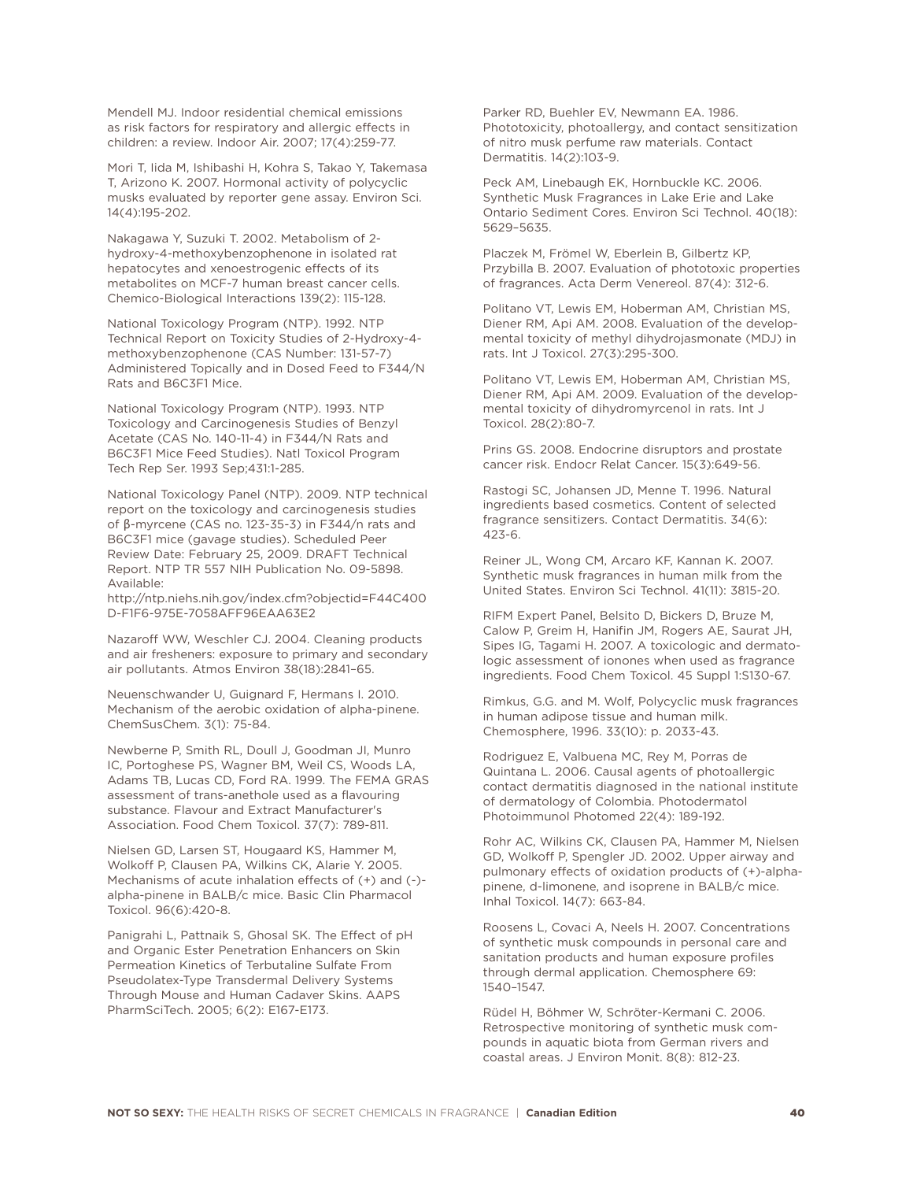Mendell MJ. Indoor residential chemical emissions as risk factors for respiratory and allergic effects in children: a review. Indoor Air. 2007; 17(4):259-77.

Mori T, Iida M, Ishibashi H, Kohra S, Takao Y, Takemasa T, Arizono K. 2007. Hormonal activity of polycyclic musks evaluated by reporter gene assay. Environ Sci. 14(4):195-202.

Nakagawa Y, Suzuki T. 2002. Metabolism of 2-hydroxy-4-methoxybenzophenone in isolated rat hepatocytes and xenoestrogenic effects of its metabolites on MCF-7 human breast cancer cells. Chemico-Biological Interactions 139(2): 115-128.

National Toxicology Program (NTP). 1992. NTP Technical Report on Toxicity Studies of 2-Hydroxy-4-methoxybenzophenone (CAS Number: 131-57-7) Administered Topically and in Dosed Feed to F344/N Rats and B6C3F1 Mice.

National Toxicology Program (NTP). 1993. NTP Toxicology and Carcinogenesis Studies of Benzyl Acetate (CAS No. 140-11-4) in F344/N Rats and B6C3F1 Mice Feed Studies). Natl Toxicol Program Tech Rep Ser. 1993 Sep;431:1-285.

National Toxicology Panel (NTP). 2009. NTP technical report on the toxicology and carcinogenesis studies of β-myrcene (CAS no. 123-35-3) in F344/n rats and B6C3F1 mice (gavage studies). Scheduled Peer Review Date: February 25, 2009. DRAFT Technical Report. NTP TR 557 NIH Publication No. 09-5898. Available: http://ntp.niehs.nih.gov/index.cfm?objectid=F44C400D-F1F6-975E-7058AFF96EAA63E2

Nazaroff WW, Weschler CJ. 2004. Cleaning products and air fresheners: exposure to primary and secondary air pollutants. Atmos Environ 38(18):2841–65.

Neuenschwander U, Guignard F, Hermans I. 2010. Mechanism of the aerobic oxidation of alpha-pinene. ChemSusChem. 3(1): 75-84.

Newberne P, Smith RL, Doull J, Goodman JI, Munro IC, Portoghese PS, Wagner BM, Weil CS, Woods LA, Adams TB, Lucas CD, Ford RA. 1999. The FEMA GRAS assessment of trans-anethole used as a flavouring substance. Flavour and Extract Manufacturer's Association. Food Chem Toxicol. 37(7): 789-811.

Nielsen GD, Larsen ST, Hougaard KS, Hammer M, Wolkoff P, Clausen PA, Wilkins CK, Alarie Y. 2005. Mechanisms of acute inhalation effects of (+) and (-)-alpha-pinene in BALB/c mice. Basic Clin Pharmacol Toxicol. 96(6):420-8.

Panigrahi L, Pattnaik S, Ghosal SK. The Effect of pH and Organic Ester Penetration Enhancers on Skin Permeation Kinetics of Terbutaline Sulfate From Pseudolatex-Type Transdermal Delivery Systems Through Mouse and Human Cadaver Skins. AAPS PharmSciTech. 2005; 6(2): E167-E173.

Parker RD, Buehler EV, Newmann EA. 1986. Phototoxicity, photoallergy, and contact sensitization of nitro musk perfume raw materials. Contact Dermatitis. 14(2):103-9.

Peck AM, Linebaugh EK, Hornbuckle KC. 2006. Synthetic Musk Fragrances in Lake Erie and Lake Ontario Sediment Cores. Environ Sci Technol. 40(18): 5629–5635.

Placzek M, Frömel W, Eberlein B, Gilbertz KP, Przybilla B. 2007. Evaluation of phototoxic properties of fragrances. Acta Derm Venereol. 87(4): 312-6.

Politano VT, Lewis EM, Hoberman AM, Christian MS, Diener RM, Api AM. 2008. Evaluation of the developmental toxicity of methyl dihydrojasmonate (MDJ) in rats. Int J Toxicol. 27(3):295-300.

Politano VT, Lewis EM, Hoberman AM, Christian MS, Diener RM, Api AM. 2009. Evaluation of the developmental toxicity of dihydromyrcenol in rats. Int J Toxicol. 28(2):80-7.

Prins GS. 2008. Endocrine disruptors and prostate cancer risk. Endocr Relat Cancer. 15(3):649-56.

Rastogi SC, Johansen JD, Menne T. 1996. Natural ingredients based cosmetics. Content of selected fragrance sensitizers. Contact Dermatitis. 34(6): 423-6.

Reiner JL, Wong CM, Arcaro KF, Kannan K. 2007. Synthetic musk fragrances in human milk from the United States. Environ Sci Technol. 41(11): 3815-20.

RIFM Expert Panel, Belsito D, Bickers D, Bruze M, Calow P, Greim H, Hanifin JM, Rogers AE, Saurat JH, Sipes IG, Tagami H. 2007. A toxicologic and dermatologic assessment of ionones when used as fragrance ingredients. Food Chem Toxicol. 45 Suppl 1:S130-67.

Rimkus, G.G. and M. Wolf, Polycyclic musk fragrances in human adipose tissue and human milk. Chemosphere, 1996. 33(10): p. 2033-43.

Rodriguez E, Valbuena MC, Rey M, Porras de Quintana L. 2006. Causal agents of photoallergic contact dermatitis diagnosed in the national institute of dermatology of Colombia. Photodermatol Photoimmunol Photomed 22(4): 189-192.

Rohr AC, Wilkins CK, Clausen PA, Hammer M, Nielsen GD, Wolkoff P, Spengler JD. 2002. Upper airway and pulmonary effects of oxidation products of (+)-alpha-pinene, d-limonene, and isoprene in BALB/c mice. Inhal Toxicol. 14(7): 663-84.

Roosens L, Covaci A, Neels H. 2007. Concentrations of synthetic musk compounds in personal care and sanitation products and human exposure profiles through dermal application. Chemosphere 69: 1540–1547.

Rüdel H, Böhmer W, Schröter-Kermani C. 2006. Retrospective monitoring of synthetic musk compounds in aquatic biota from German rivers and coastal areas. J Environ Monit. 8(8): 812-23.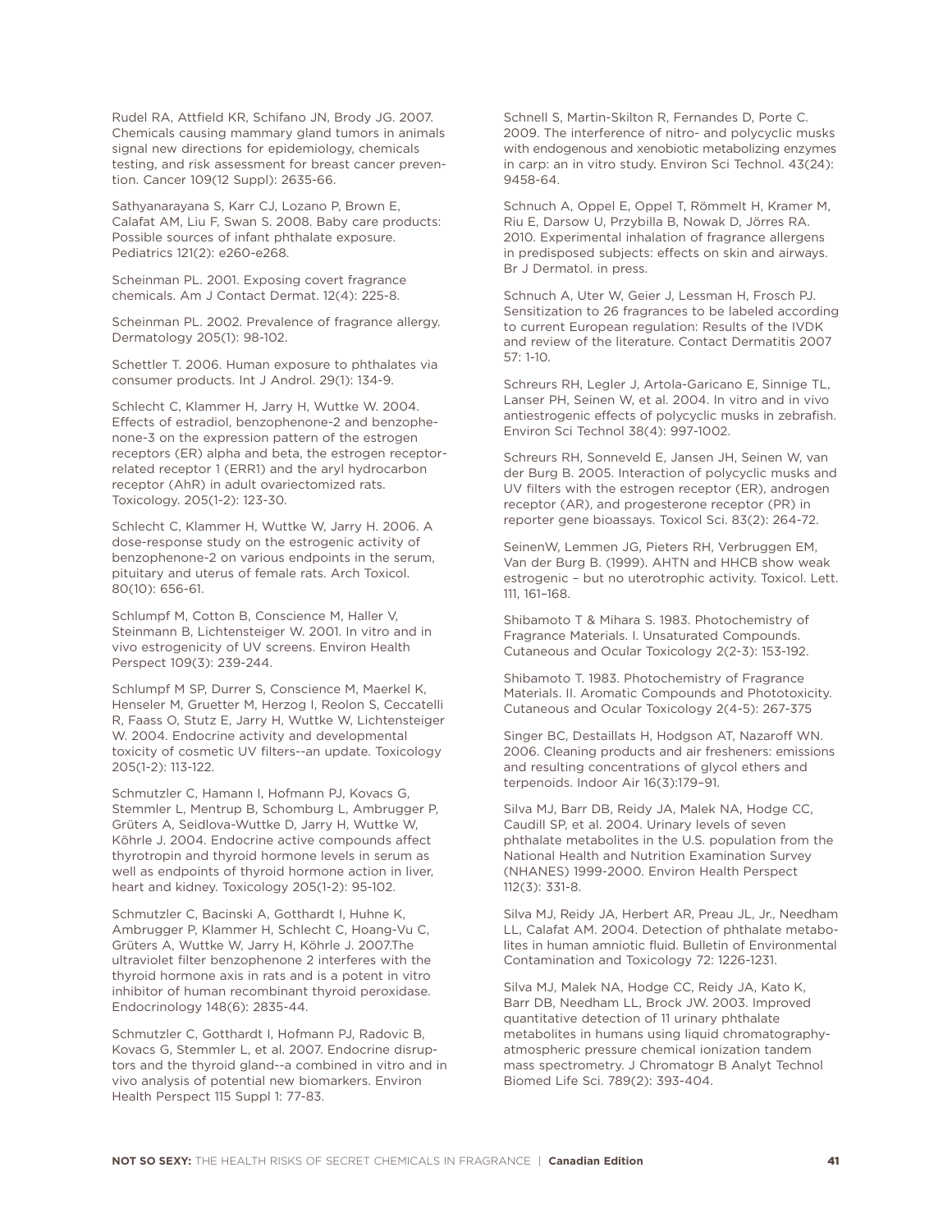Rudel RA, Attfield KR, Schifano JN, Brody JG. 2007. Chemicals causing mammary gland tumors in animals signal new directions for epidemiology, chemicals testing, and risk assessment for breast cancer prevention. Cancer 109(12 Suppl): 2635-66.

Sathyanarayana S, Karr CJ, Lozano P, Brown E, Calafat AM, Liu F, Swan S. 2008. Baby care products: Possible sources of infant phthalate exposure. Pediatrics 121(2): e260-e268.

Scheinman PL. 2001. Exposing covert fragrance chemicals. Am J Contact Dermat. 12(4): 225-8.

Scheinman PL. 2002. Prevalence of fragrance allergy. Dermatology 205(1): 98-102.

Schettler T. 2006. Human exposure to phthalates via consumer products. Int J Androl. 29(1): 134-9.

Schlecht C, Klammer H, Jarry H, Wuttke W. 2004. Effects of estradiol, benzophenone-2 and benzophenone-3 on the expression pattern of the estrogen receptors (ER) alpha and beta, the estrogen receptor-related receptor 1 (ERR1) and the aryl hydrocarbon receptor (AhR) in adult ovariectomized rats. Toxicology. 205(1-2): 123-30.

Schlecht C, Klammer H, Wuttke W, Jarry H. 2006. A dose-response study on the estrogenic activity of benzophenone-2 on various endpoints in the serum, pituitary and uterus of female rats. Arch Toxicol. 80(10): 656-61.

Schlumpf M, Cotton B, Conscience M, Haller V, Steinmann B, Lichtensteiger W. 2001. In vitro and in vivo estrogenicity of UV screens. Environ Health Perspect 109(3): 239-244.

Schlumpf M SP, Durrer S, Conscience M, Maerkel K, Henseler M, Gruetter M, Herzog I, Reolon S, Ceccatelli R, Faass O, Stutz E, Jarry H, Wuttke W, Lichtensteiger W. 2004. Endocrine activity and developmental toxicity of cosmetic UV filters--an update. Toxicology 205(1-2): 113-122.

Schmutzler C, Hamann I, Hofmann PJ, Kovacs G, Stemmler L, Mentrup B, Schomburg L, Ambrugger P, Grüters A, Seidlova-Wuttke D, Jarry H, Wuttke W, Köhrle J. 2004. Endocrine active compounds affect thyrotropin and thyroid hormone levels in serum as well as endpoints of thyroid hormone action in liver, heart and kidney. Toxicology 205(1-2): 95-102.

Schmutzler C, Bacinski A, Gotthardt I, Huhne K, Ambrugger P, Klammer H, Schlecht C, Hoang-Vu C, Grüters A, Wuttke W, Jarry H, Köhrle J. 2007.The ultraviolet filter benzophenone 2 interferes with the thyroid hormone axis in rats and is a potent in vitro inhibitor of human recombinant thyroid peroxidase. Endocrinology 148(6): 2835-44.

Schmutzler C, Gotthardt I, Hofmann PJ, Radovic B, Kovacs G, Stemmler L, et al. 2007. Endocrine disruptors and the thyroid gland--a combined in vitro and in vivo analysis of potential new biomarkers. Environ Health Perspect 115 Suppl 1: 77-83.

Schnell S, Martin-Skilton R, Fernandes D, Porte C. 2009. The interference of nitro- and polycyclic musks with endogenous and xenobiotic metabolizing enzymes in carp: an in vitro study. Environ Sci Technol. 43(24): 9458-64.

Schnuch A, Oppel E, Oppel T, Römmelt H, Kramer M, Riu E, Darsow U, Przybilla B, Nowak D, Jörres RA. 2010. Experimental inhalation of fragrance allergens in predisposed subjects: effects on skin and airways. Br J Dermatol. in press.

Schnuch A, Uter W, Geier J, Lessman H, Frosch PJ. Sensitization to 26 fragrances to be labeled according to current European regulation: Results of the IVDK and review of the literature. Contact Dermatitis 2007 57: 1-10.

Schreurs RH, Legler J, Artola-Garicano E, Sinnige TL, Lanser PH, Seinen W, et al. 2004. In vitro and in vivo antiestrogenic effects of polycyclic musks in zebrafish. Environ Sci Technol 38(4): 997-1002.

Schreurs RH, Sonneveld E, Jansen JH, Seinen W, van der Burg B. 2005. Interaction of polycyclic musks and UV filters with the estrogen receptor (ER), androgen receptor (AR), and progesterone receptor (PR) in reporter gene bioassays. Toxicol Sci. 83(2): 264-72.

SeinenW, Lemmen JG, Pieters RH, Verbruggen EM, Van der Burg B. (1999). AHTN and HHCB show weak estrogenic – but no uterotrophic activity. Toxicol. Lett. 111, 161–168.

Shibamoto T & Mihara S. 1983. Photochemistry of Fragrance Materials. I. Unsaturated Compounds. Cutaneous and Ocular Toxicology 2(2-3): 153-192.

Shibamoto T. 1983. Photochemistry of Fragrance Materials. II. Aromatic Compounds and Phototoxicity. Cutaneous and Ocular Toxicology 2(4-5): 267-375

Singer BC, Destaillats H, Hodgson AT, Nazaroff WN. 2006. Cleaning products and air fresheners: emissions and resulting concentrations of glycol ethers and terpenoids. Indoor Air 16(3):179–91.

Silva MJ, Barr DB, Reidy JA, Malek NA, Hodge CC, Caudill SP, et al. 2004. Urinary levels of seven phthalate metabolites in the U.S. population from the National Health and Nutrition Examination Survey (NHANES) 1999-2000. Environ Health Perspect 112(3): 331-8.

Silva MJ, Reidy JA, Herbert AR, Preau JL, Jr., Needham LL, Calafat AM. 2004. Detection of phthalate metabolites in human amniotic fluid. Bulletin of Environmental Contamination and Toxicology 72: 1226-1231.

Silva MJ, Malek NA, Hodge CC, Reidy JA, Kato K, Barr DB, Needham LL, Brock JW. 2003. Improved quantitative detection of 11 urinary phthalate metabolites in humans using liquid chromatography-atmospheric pressure chemical ionization tandem mass spectrometry. J Chromatogr B Analyt Technol Biomed Life Sci. 789(2): 393-404.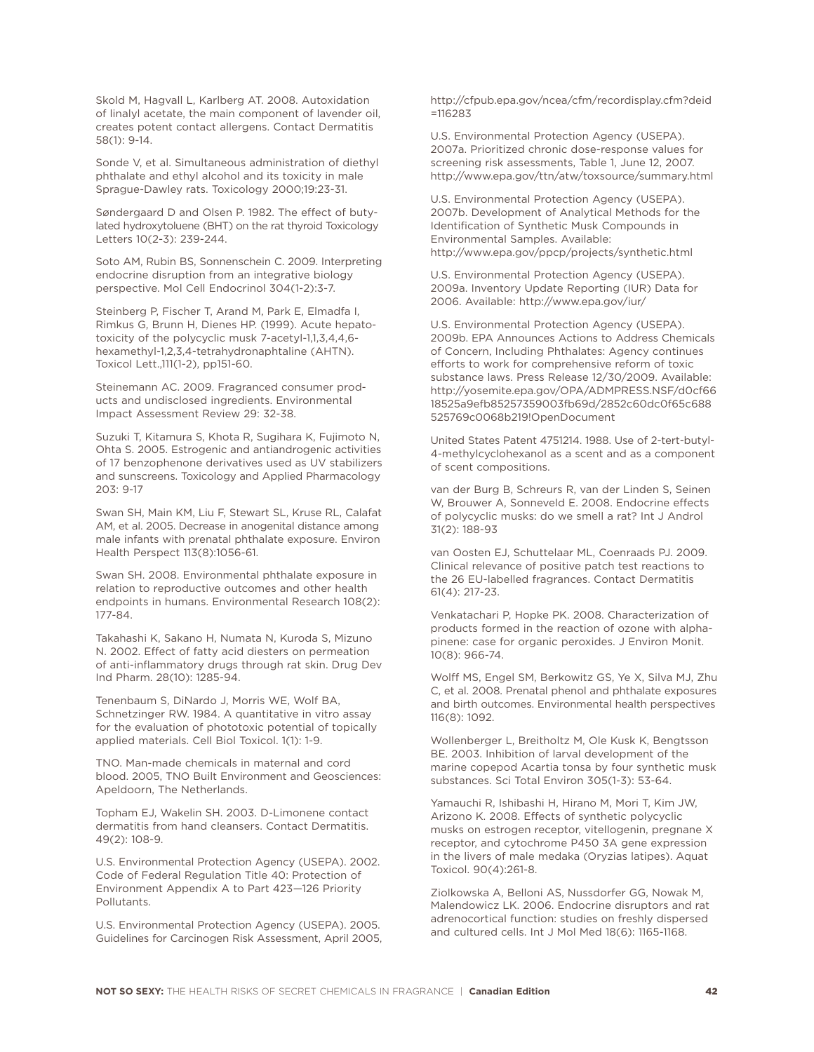Skold M, Hagvall L, Karlberg AT. 2008. Autoxidation of linalyl acetate, the main component of lavender oil, creates potent contact allergens. Contact Dermatitis 58(1): 9-14.

Sonde V, et al. Simultaneous administration of diethyl phthalate and ethyl alcohol and its toxicity in male Sprague-Dawley rats. Toxicology 2000;19:23-31.

Søndergaard D and Olsen P. 1982. The effect of butylated hydroxytoluene (BHT) on the rat thyroid Toxicology Letters 10(2-3): 239-244.

Soto AM, Rubin BS, Sonnenschein C. 2009. Interpreting endocrine disruption from an integrative biology perspective. Mol Cell Endocrinol 304(1-2):3-7.

Steinberg P, Fischer T, Arand M, Park E, Elmadfa I, Rimkus G, Brunn H, Dienes HP. (1999). Acute hepatotoxicity of the polycyclic musk 7-acetyl-1,1,3,4,4,6-hexamethyl-1,2,3,4-tetrahydronaphtaline (AHTN). Toxicol Lett.,111(1-2), pp151-60.

Steinemann AC. 2009. Fragranced consumer products and undisclosed ingredients. Environmental Impact Assessment Review 29: 32-38.

Suzuki T, Kitamura S, Khota R, Sugihara K, Fujimoto N, Ohta S. 2005. Estrogenic and antiandrogenic activities of 17 benzophenone derivatives used as UV stabilizers and sunscreens. Toxicology and Applied Pharmacology 203: 9-17

Swan SH, Main KM, Liu F, Stewart SL, Kruse RL, Calafat AM, et al. 2005. Decrease in anogenital distance among male infants with prenatal phthalate exposure. Environ Health Perspect 113(8):1056-61.

Swan SH. 2008. Environmental phthalate exposure in relation to reproductive outcomes and other health endpoints in humans. Environmental Research 108(2): 177-84.

Takahashi K, Sakano H, Numata N, Kuroda S, Mizuno N. 2002. Effect of fatty acid diesters on permeation of anti-inflammatory drugs through rat skin. Drug Dev Ind Pharm. 28(10): 1285-94.

Tenenbaum S, DiNardo J, Morris WE, Wolf BA, Schnetzinger RW. 1984. A quantitative in vitro assay for the evaluation of phototoxic potential of topically applied materials. Cell Biol Toxicol. 1(1): 1-9.

TNO. Man-made chemicals in maternal and cord blood. 2005, TNO Built Environment and Geosciences: Apeldoorn, The Netherlands.

Topham EJ, Wakelin SH. 2003. D-Limonene contact dermatitis from hand cleansers. Contact Dermatitis. 49(2): 108-9.

U.S. Environmental Protection Agency (USEPA). 2002. Code of Federal Regulation Title 40: Protection of Environment Appendix A to Part 423—126 Priority Pollutants.

U.S. Environmental Protection Agency (USEPA). 2005. Guidelines for Carcinogen Risk Assessment, April 2005, http://cfpub.epa.gov/ncea/cfm/recordisplay.cfm?deid=116283

U.S. Environmental Protection Agency (USEPA). 2007a. Prioritized chronic dose-response values for screening risk assessments, Table 1, June 12, 2007. http://www.epa.gov/ttn/atw/toxsource/summary.html

U.S. Environmental Protection Agency (USEPA). 2007b. Development of Analytical Methods for the Identification of Synthetic Musk Compounds in Environmental Samples. Available: http://www.epa.gov/ppcp/projects/synthetic.html

U.S. Environmental Protection Agency (USEPA). 2009a. Inventory Update Reporting (IUR) Data for 2006. Available: http://www.epa.gov/iur/

U.S. Environmental Protection Agency (USEPA). 2009b. EPA Announces Actions to Address Chemicals of Concern, Including Phthalates: Agency continues efforts to work for comprehensive reform of toxic substance laws. Press Release 12/30/2009. Available: http://yosemite.epa.gov/OPA/ADMPRESS.NSF/d0cf6618525a9efb85257359003fb69d/2852c60dc0f65c688525769c0068b219!OpenDocument

United States Patent 4751214. 1988. Use of 2-tert-butyl-4-methylcyclohexanol as a scent and as a component of scent compositions.

van der Burg B, Schreurs R, van der Linden S, Seinen W, Brouwer A, Sonneveld E. 2008. Endocrine effects of polycyclic musks: do we smell a rat? Int J Androl 31(2): 188-93

van Oosten EJ, Schuttelaar ML, Coenraads PJ. 2009. Clinical relevance of positive patch test reactions to the 26 EU-labelled fragrances. Contact Dermatitis 61(4): 217-23.

Venkatachari P, Hopke PK. 2008. Characterization of products formed in the reaction of ozone with alpha-pinene: case for organic peroxides. J Environ Monit. 10(8): 966-74.

Wolff MS, Engel SM, Berkowitz GS, Ye X, Silva MJ, Zhu C, et al. 2008. Prenatal phenol and phthalate exposures and birth outcomes. Environmental health perspectives 116(8): 1092.

Wollenberger L, Breitholtz M, Ole Kusk K, Bengtsson BE. 2003. Inhibition of larval development of the marine copepod Acartia tonsa by four synthetic musk substances. Sci Total Environ 305(1-3): 53-64.

Yamauchi R, Ishibashi H, Hirano M, Mori T, Kim JW, Arizono K. 2008. Effects of synthetic polycyclic musks on estrogen receptor, vitellogenin, pregnane X receptor, and cytochrome P450 3A gene expression in the livers of male medaka (Oryzias latipes). Aquat Toxicol. 90(4):261-8.

Ziolkowska A, Belloni AS, Nussdorfer GG, Nowak M, Malendowicz LK. 2006. Endocrine disruptors and rat adrenocortical function: studies on freshly dispersed and cultured cells. Int J Mol Med 18(6): 1165-1168.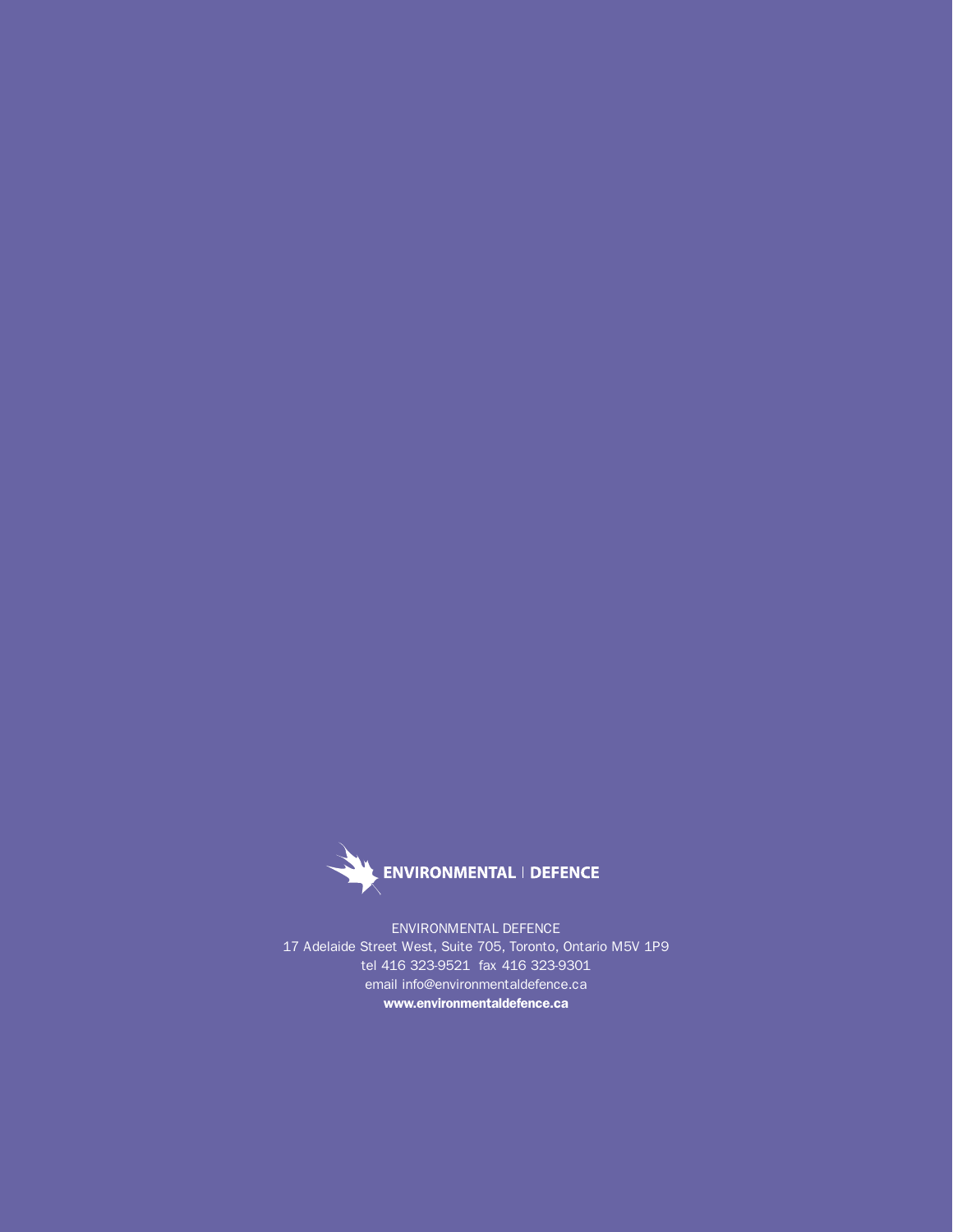ENVIRONMENTAL | DEFENCE

ENVIRONMENTAL DEFENCE
17 Adelaide Street West, Suite 705, Toronto, Ontario M5V 1P9
tel 416 323-9521 fax 416 323-9301
email info@environmentaldefence.ca
**www.environmentaldefence.ca**